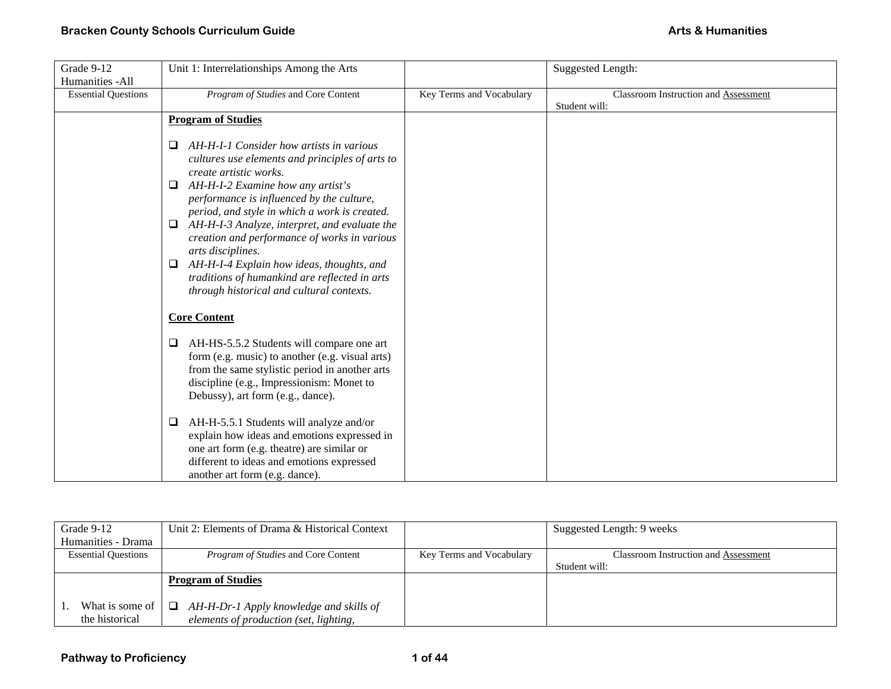| Grade 9-12 Humanities -All | Unit 1: Interrelationships Among the Arts | | Suggested Length: |
|---|---|---|---|
| Essential Questions | *Program of Studies* and Core Content | Key Terms and Vocabulary | Classroom Instruction and Assessment<br>Student will: |
| | **Program of Studies**<br><br>❑ *AH-H-I-1 Consider how artists in various cultures use elements and principles of arts to create artistic works.*<br>❑ *AH-H-I-2 Examine how any artist's performance is influenced by the culture, period, and style in which a work is created.*<br>❑ *AH-H-I-3 Analyze, interpret, and evaluate the creation and performance of works in various arts disciplines.*<br>❑ *AH-H-I-4 Explain how ideas, thoughts, and traditions of humankind are reflected in arts through historical and cultural contexts.*<br><br>**Core Content**<br><br>❑ AH-HS-5.5.2 Students will compare one art form (e.g. music) to another (e.g. visual arts) from the same stylistic period in another arts discipline (e.g., Impressionism: Monet to Debussy), art form (e.g., dance).<br><br>❑ AH-H-5.5.1 Students will analyze and/or explain how ideas and emotions expressed in one art form (e.g. theatre) are similar or different to ideas and emotions expressed another art form (e.g. dance). | | |

| Grade 9-12 Humanities - Drama | Unit 2: Elements of Drama & Historical Context | | Suggested Length: 9 weeks |
|---|---|---|---|
| Essential Questions | *Program of Studies* and Core Content | Key Terms and Vocabulary | Classroom Instruction and Assessment<br>Student will: |
| 1. What is some of the historical | **Program of Studies**<br><br>❑ *AH-H-Dr-1 Apply knowledge and skills of elements of production (set, lighting,* | | |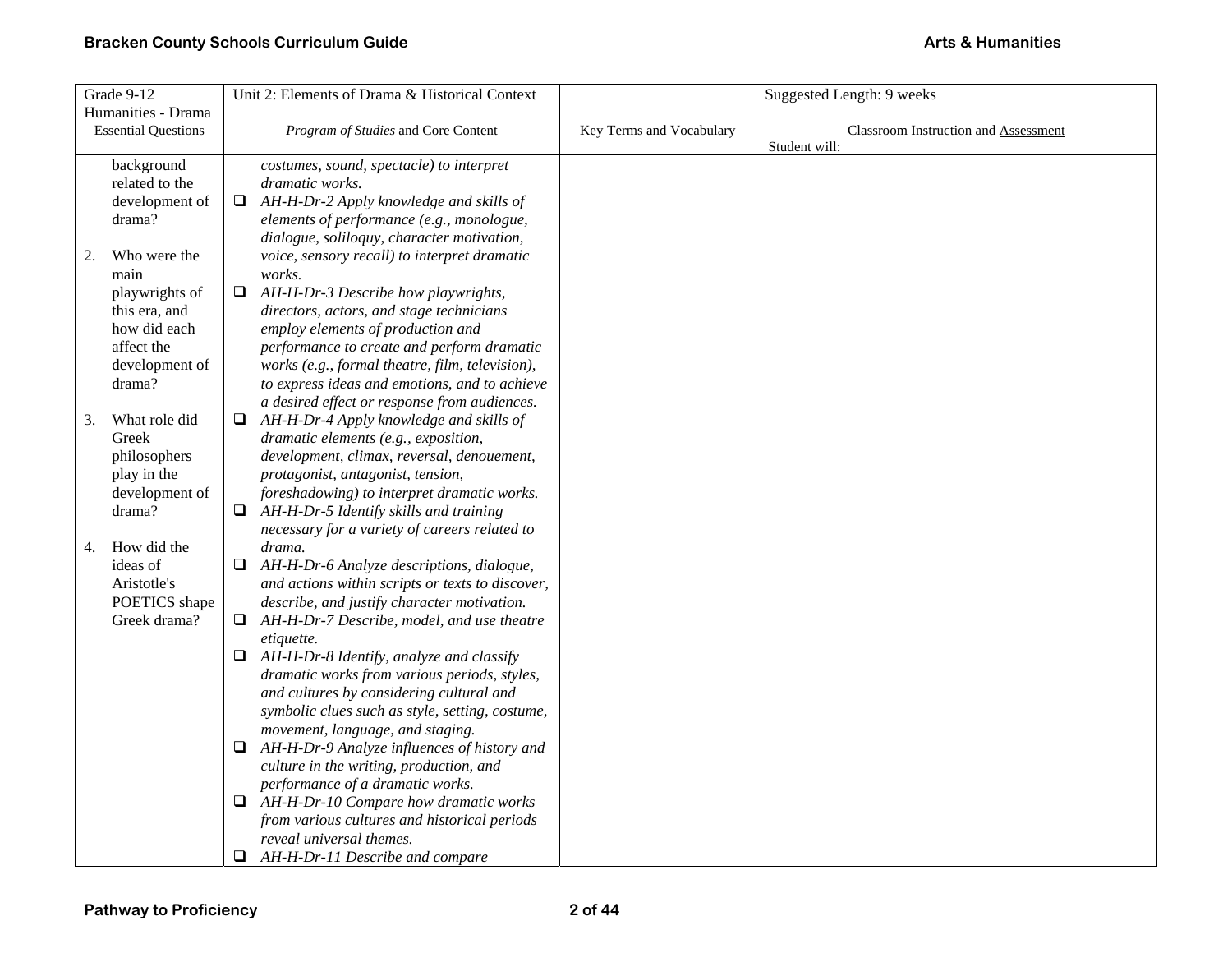| Grade 9-12 Humanities - Drama | Unit 2: Elements of Drama & Historical Context | | Suggested Length: 9 weeks |
|---|---|---|---|
| Essential Questions | *Program of Studies* and Core Content | Key Terms and Vocabulary | Classroom Instruction and Assessment<br>Student will: |
| background related to the development of drama?<br><br>2. Who were the main playwrights of this era, and how did each affect the development of drama?<br><br>3. What role did Greek philosophers play in the development of drama?<br><br>4. How did the ideas of Aristotle's POETICS shape Greek drama? | *costumes, sound, spectacle) to interpret dramatic works.*<br>❑ *AH-H-Dr-2 Apply knowledge and skills of elements of performance (e.g., monologue, dialogue, soliloquy, character motivation, voice, sensory recall) to interpret dramatic works.*<br>❑ *AH-H-Dr-3 Describe how playwrights, directors, actors, and stage technicians employ elements of production and performance to create and perform dramatic works (e.g., formal theatre, film, television), to express ideas and emotions, and to achieve a desired effect or response from audiences.*<br>❑ *AH-H-Dr-4 Apply knowledge and skills of dramatic elements (e.g., exposition, development, climax, reversal, denouement, protagonist, antagonist, tension, foreshadowing) to interpret dramatic works.*<br>❑ *AH-H-Dr-5 Identify skills and training necessary for a variety of careers related to drama.*<br>❑ *AH-H-Dr-6 Analyze descriptions, dialogue, and actions within scripts or texts to discover, describe, and justify character motivation.*<br>❑ *AH-H-Dr-7 Describe, model, and use theatre etiquette.*<br>❑ *AH-H-Dr-8 Identify, analyze and classify dramatic works from various periods, styles, and cultures by considering cultural and symbolic clues such as style, setting, costume, movement, language, and staging.*<br>❑ *AH-H-Dr-9 Analyze influences of history and culture in the writing, production, and performance of a dramatic works.*<br>❑ *AH-H-Dr-10 Compare how dramatic works from various cultures and historical periods reveal universal themes.*<br>❑ *AH-H-Dr-11 Describe and compare* | | |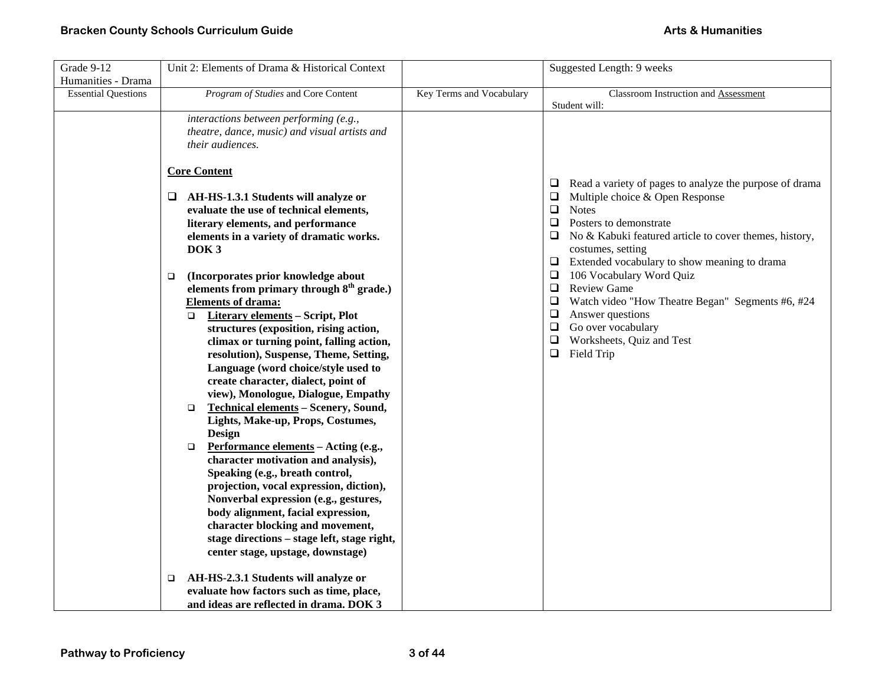| Grade 9-12 Humanities - Drama | Unit 2: Elements of Drama & Historical Context | | Suggested Length: 9 weeks |
|---|---|---|---|
| Essential Questions | *Program of Studies* and Core Content | Key Terms and Vocabulary | Classroom Instruction and Assessment<br>Student will: |
| | *interactions between performing (e.g., theatre, dance, music) and visual artists and their audiences.*<br><br>**Core Content**<br><br>❑ **AH-HS-1.3.1 Students will analyze or evaluate the use of technical elements, literary elements, and performance elements in a variety of dramatic works. DOK 3**<br><br>❑ **(Incorporates prior knowledge about elements from primary through 8th grade.)**<br>**Elements of drama:**<br>❑ **Literary elements – Script, Plot structures (exposition, rising action, climax or turning point, falling action, resolution), Suspense, Theme, Setting, Language (word choice/style used to create character, dialect, point of view), Monologue, Dialogue, Empathy**<br>❑ **Technical elements – Scenery, Sound, Lights, Make-up, Props, Costumes, Design**<br>❑ **Performance elements – Acting (e.g., character motivation and analysis), Speaking (e.g., breath control, projection, vocal expression, diction), Nonverbal expression (e.g., gestures, body alignment, facial expression, character blocking and movement, stage directions – stage left, stage right, center stage, upstage, downstage)**<br><br>❑ **AH-HS-2.3.1 Students will analyze or evaluate how factors such as time, place, and ideas are reflected in drama. DOK 3** | | ❑ Read a variety of pages to analyze the purpose of drama<br>❑ Multiple choice & Open Response<br>❑ Notes<br>❑ Posters to demonstrate<br>❑ No & Kabuki featured article to cover themes, history, costumes, setting<br>❑ Extended vocabulary to show meaning to drama<br>❑ 106 Vocabulary Word Quiz<br>❑ Review Game<br>❑ Watch video "How Theatre Began" Segments #6, #24<br>❑ Answer questions<br>❑ Go over vocabulary<br>❑ Worksheets, Quiz and Test<br>❑ Field Trip |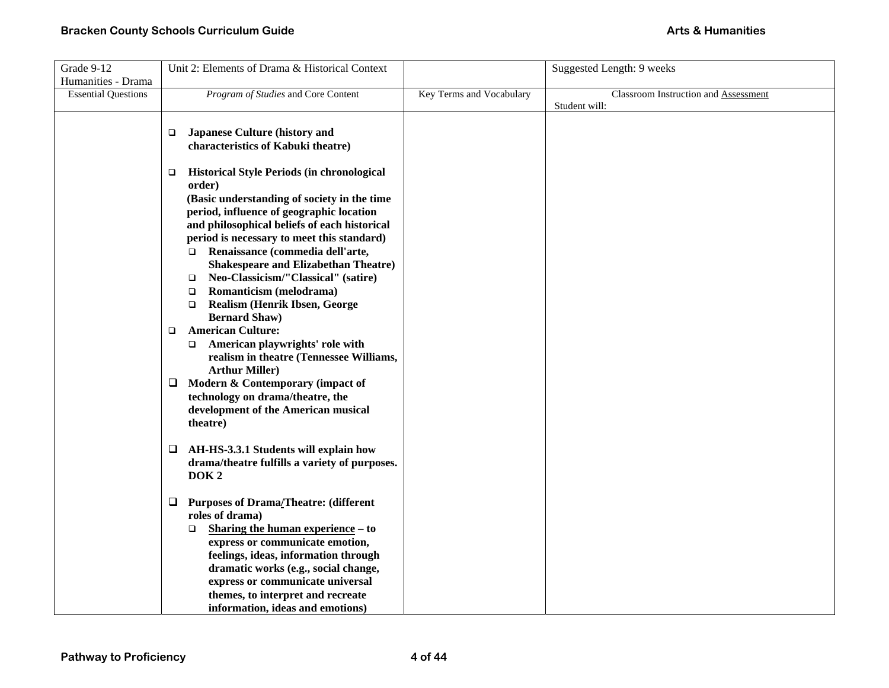| Grade 9-12<br>Humanities - Drama | Unit 2: Elements of Drama & Historical Context | | Suggested Length: 9 weeks |
|---|---|---|---|
| Essential Questions | *Program of Studies* and Core Content | Key Terms and Vocabulary | Classroom Instruction and Assessment<br>Student will: |
| | ❑ **Japanese Culture (history and characteristics of Kabuki theatre)**<br><br>❑ **Historical Style Periods (in chronological order)**<br>**(Basic understanding of society in the time period, influence of geographic location and philosophical beliefs of each historical period is necessary to meet this standard)**<br>&nbsp;&nbsp;❑ **Renaissance (commedia dell'arte, Shakespeare and Elizabethan Theatre)**<br>&nbsp;&nbsp;❑ **Neo-Classicism/"Classical" (satire)**<br>&nbsp;&nbsp;❑ **Romanticism (melodrama)**<br>&nbsp;&nbsp;❑ **Realism (Henrik Ibsen, George Bernard Shaw)**<br>❑ **American Culture:**<br>&nbsp;&nbsp;❑ **American playwrights' role with realism in theatre (Tennessee Williams, Arthur Miller)**<br>❑ **Modern & Contemporary (impact of technology on drama/theatre, the development of the American musical theatre)**<br><br>❑ **AH-HS-3.3.1 Students will explain how drama/theatre fulfills a variety of purposes. DOK 2**<br><br>❑ **Purposes of Drama/Theatre: (different roles of drama)**<br>&nbsp;&nbsp;❑ **<u>Sharing the human experience</u> – to express or communicate emotion, feelings, ideas, information through dramatic works (e.g., social change, express or communicate universal themes, to interpret and recreate information, ideas and emotions)** | | |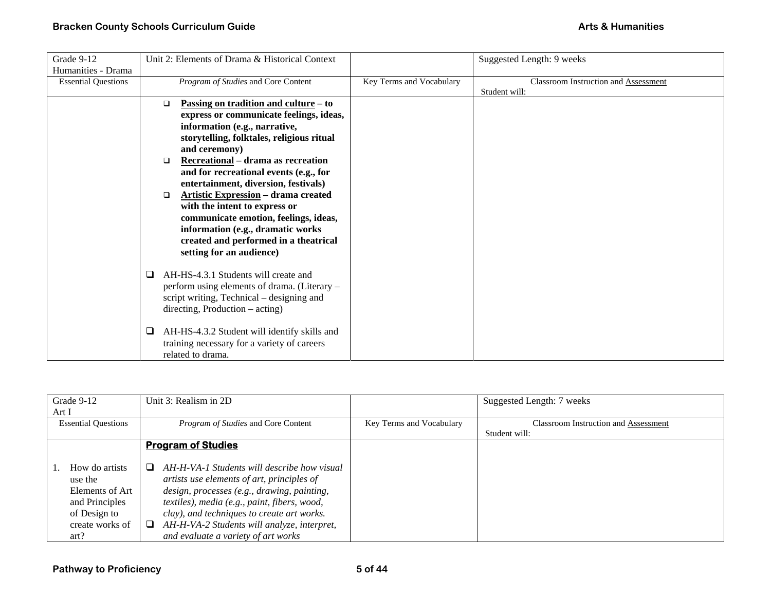| Grade 9-12 Humanities - Drama | Unit 2: Elements of Drama & Historical Context | | Suggested Length: 9 weeks |
|---|---|---|---|
| Essential Questions | *Program of Studies* and Core Content | Key Terms and Vocabulary | Classroom Instruction and Assessment<br>Student will: |
| | ❑ **<u>Passing on tradition and culture</u> – to express or communicate feelings, ideas, information (e.g., narrative, storytelling, folktales, religious ritual and ceremony)**<br>❑ **<u>Recreational</u> – drama as recreation and for recreational events (e.g., for entertainment, diversion, festivals)**<br>❑ **<u>Artistic Expression</u> – drama created with the intent to express or communicate emotion, feelings, ideas, information (e.g., dramatic works created and performed in a theatrical setting for an audience)**<br><br>❑ AH-HS-4.3.1 Students will create and perform using elements of drama. (Literary – script writing, Technical – designing and directing, Production – acting)<br><br>❑ AH-HS-4.3.2 Student will identify skills and training necessary for a variety of careers related to drama. | | |

| Grade 9-12 Art I | Unit 3: Realism in 2D | | Suggested Length: 7 weeks |
|---|---|---|---|
| Essential Questions | *Program of Studies* and Core Content | Key Terms and Vocabulary | Classroom Instruction and Assessment<br>Student will: |
| 1. How do artists use the Elements of Art and Principles of Design to create works of art? | **<u>Program of Studies</u>**<br><br>❑ *AH-H-VA-1 Students will describe how visual artists use elements of art, principles of design, processes (e.g., drawing, painting, textiles), media (e.g., paint, fibers, wood, clay), and techniques to create art works.*<br>❑ *AH-H-VA-2 Students will analyze, interpret, and evaluate a variety of art works* | | |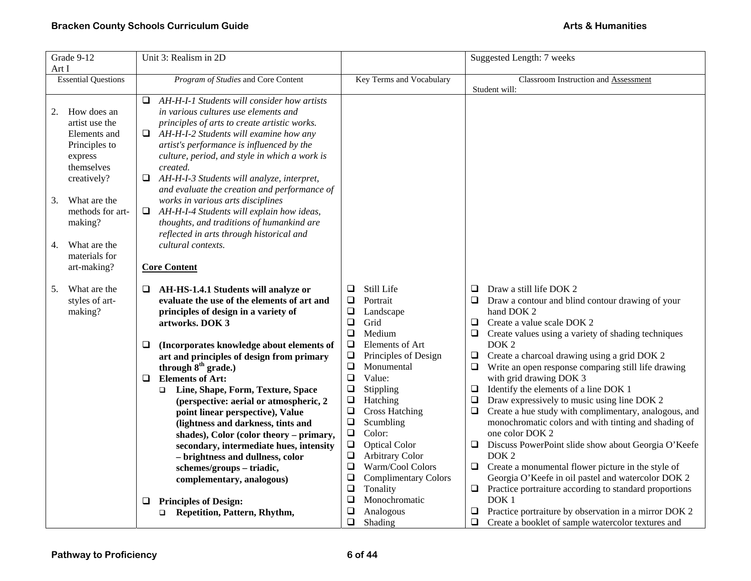| Grade 9-12<br>Art I | Unit 3: Realism in 2D | | Suggested Length: 7 weeks |
|---|---|---|---|
| Essential Questions | *Program of Studies* and Core Content | Key Terms and Vocabulary | Classroom Instruction and Assessment<br>Student will: |
| 2. How does an artist use the Elements and Principles to express themselves creatively?<br><br>3. What are the methods for art-making?<br><br>4. What are the materials for art-making?<br><br>5. What are the styles of art-making? | ❑ *AH-H-I-1 Students will consider how artists in various cultures use elements and principles of arts to create artistic works.*<br>❑ *AH-H-I-2 Students will examine how any artist's performance is influenced by the culture, period, and style in which a work is created.*<br>❑ *AH-H-I-3 Students will analyze, interpret, and evaluate the creation and performance of works in various arts disciplines*<br>❑ *AH-H-I-4 Students will explain how ideas, thoughts, and traditions of humankind are reflected in arts through historical and cultural contexts.*<br><br>**Core Content**<br><br>❑ **AH-HS-1.4.1 Students will analyze or evaluate the use of the elements of art and principles of design in a variety of artworks. DOK 3**<br><br>❑ **(Incorporates knowledge about elements of art and principles of design from primary through 8th grade.)**<br>❑ **Elements of Art:**<br>  ❑ **Line, Shape, Form, Texture, Space (perspective: aerial or atmospheric, 2 point linear perspective), Value (lightness and darkness, tints and shades), Color (color theory – primary, secondary, intermediate hues, intensity – brightness and dullness, color schemes/groups – triadic, complementary, analogous)**<br><br>❑ **Principles of Design:**<br>  ❑ **Repetition, Pattern, Rhythm,** | ❑ Still Life<br>❑ Portrait<br>❑ Landscape<br>❑ Grid<br>❑ Medium<br>❑ Elements of Art<br>❑ Principles of Design<br>❑ Monumental<br>❑ Value:<br>❑ Stippling<br>❑ Hatching<br>❑ Cross Hatching<br>❑ Scumbling<br>❑ Color:<br>❑ Optical Color<br>❑ Arbitrary Color<br>❑ Warm/Cool Colors<br>❑ Complimentary Colors<br>❑ Tonality<br>❑ Monochromatic<br>❑ Analogous<br>❑ Shading | ❑ Draw a still life DOK 2<br>❑ Draw a contour and blind contour drawing of your hand DOK 2<br>❑ Create a value scale DOK 2<br>❑ Create values using a variety of shading techniques DOK 2<br>❑ Create a charcoal drawing using a grid DOK 2<br>❑ Write an open response comparing still life drawing with grid drawing DOK 3<br>❑ Identify the elements of a line DOK 1<br>❑ Draw expressively to music using line DOK 2<br>❑ Create a hue study with complimentary, analogous, and monochromatic colors and with tinting and shading of one color DOK 2<br>❑ Discuss PowerPoint slide show about Georgia O'Keefe DOK 2<br>❑ Create a monumental flower picture in the style of Georgia O'Keefe in oil pastel and watercolor DOK 2<br>❑ Practice portraiture according to standard proportions DOK 1<br>❑ Practice portraiture by observation in a mirror DOK 2<br>❑ Create a booklet of sample watercolor textures and |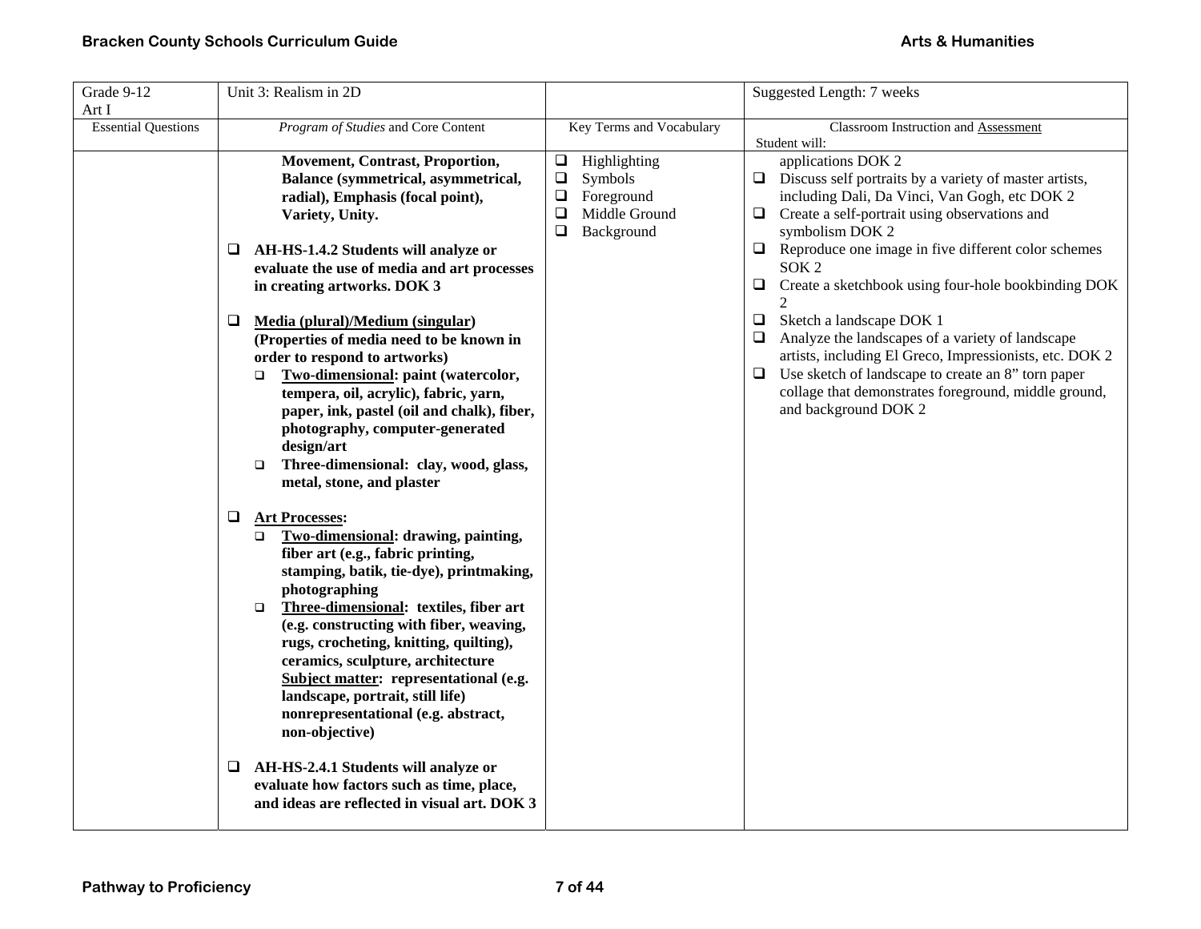| Grade 9-12<br>Art I | Unit 3: Realism in 2D | | Suggested Length: 7 weeks |
|---|---|---|---|
| Essential Questions | *Program of Studies* and Core Content | Key Terms and Vocabulary | Classroom Instruction and Assessment<br>Student will: |
| | **Movement, Contrast, Proportion, Balance (symmetrical, asymmetrical, radial), Emphasis (focal point), Variety, Unity.**<br><br>❑ **AH-HS-1.4.2 Students will analyze or evaluate the use of media and art processes in creating artworks. DOK 3**<br><br>❑ **Media (plural)/Medium (singular) (Properties of media need to be known in order to respond to artworks)**<br>❑ **Two-dimensional: paint (watercolor, tempera, oil, acrylic), fabric, yarn, paper, ink, pastel (oil and chalk), fiber, photography, computer-generated design/art**<br>❑ **Three-dimensional: clay, wood, glass, metal, stone, and plaster**<br><br>❑ **Art Processes:**<br>❑ **Two-dimensional: drawing, painting, fiber art (e.g., fabric printing, stamping, batik, tie-dye), printmaking, photographing**<br>❑ **Three-dimensional: textiles, fiber art (e.g. constructing with fiber, weaving, rugs, crocheting, knitting, quilting), ceramics, sculpture, architecture**<br>**Subject matter: representational (e.g. landscape, portrait, still life) nonrepresentational (e.g. abstract, non-objective)**<br><br>❑ **AH-HS-2.4.1 Students will analyze or evaluate how factors such as time, place, and ideas are reflected in visual art. DOK 3** | ❑ Highlighting<br>❑ Symbols<br>❑ Foreground<br>❑ Middle Ground<br>❑ Background | applications DOK 2<br>❑ Discuss self portraits by a variety of master artists, including Dali, Da Vinci, Van Gogh, etc DOK 2<br>❑ Create a self-portrait using observations and symbolism DOK 2<br>❑ Reproduce one image in five different color schemes SOK 2<br>❑ Create a sketchbook using four-hole bookbinding DOK 2<br>❑ Sketch a landscape DOK 1<br>❑ Analyze the landscapes of a variety of landscape artists, including El Greco, Impressionists, etc. DOK 2<br>❑ Use sketch of landscape to create an 8" torn paper collage that demonstrates foreground, middle ground, and background DOK 2 |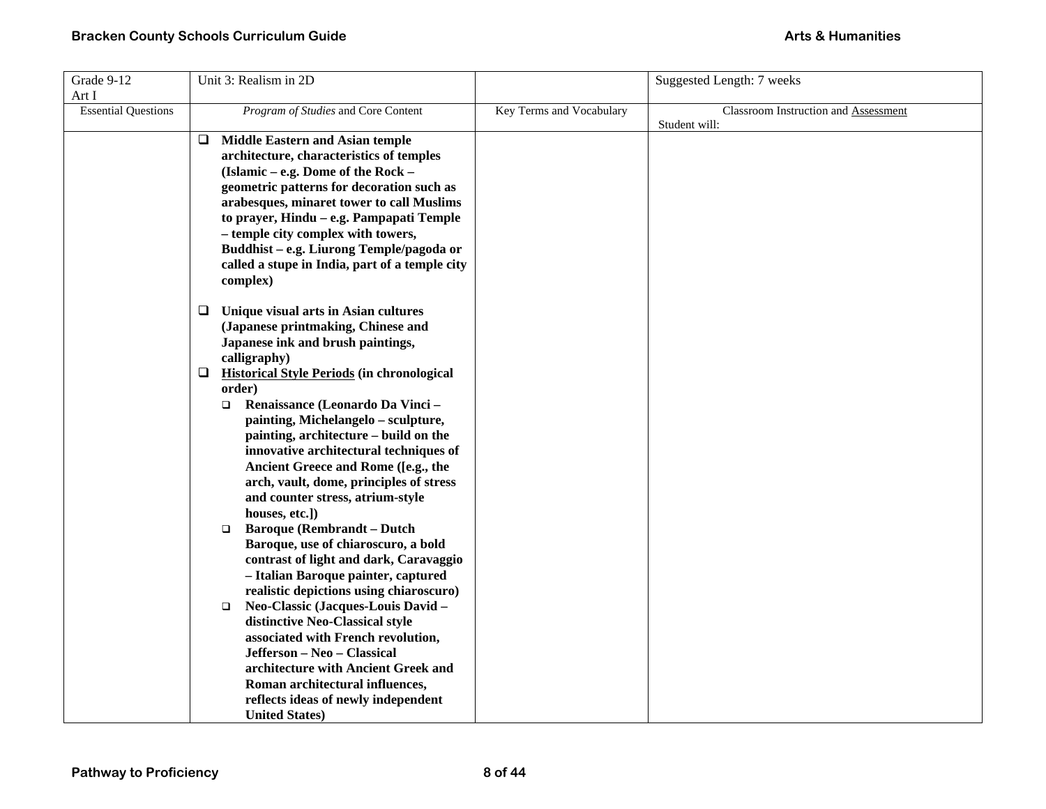| Grade 9-12<br>Art I | Unit 3: Realism in 2D | | Suggested Length: 7 weeks |
|---|---|---|---|
| Essential Questions | *Program of Studies* and Core Content | Key Terms and Vocabulary | Classroom Instruction and <u>Assessment</u><br>Student will: |
| | ❑ **Middle Eastern and Asian temple architecture, characteristics of temples (Islamic – e.g. Dome of the Rock – geometric patterns for decoration such as arabesques, minaret tower to call Muslims to prayer, Hindu – e.g. Pampapati Temple – temple city complex with towers, Buddhist – e.g. Liurong Temple/pagoda or called a stupe in India, part of a temple city complex)**<br><br>❑ **Unique visual arts in Asian cultures (Japanese printmaking, Chinese and Japanese ink and brush paintings, calligraphy)**<br>❑ **<u>Historical Style Periods</u> (in chronological order)**<br>&nbsp;&nbsp;&nbsp;&nbsp;❑ **Renaissance (Leonardo Da Vinci – painting, Michelangelo – sculpture, painting, architecture – build on the innovative architectural techniques of Ancient Greece and Rome ([e.g., the arch, vault, dome, principles of stress and counter stress, atrium-style houses, etc.])**<br>&nbsp;&nbsp;&nbsp;&nbsp;❑ **Baroque (Rembrandt – Dutch Baroque, use of chiaroscuro, a bold contrast of light and dark, Caravaggio – Italian Baroque painter, captured realistic depictions using chiaroscuro)**<br>&nbsp;&nbsp;&nbsp;&nbsp;❑ **Neo-Classic (Jacques-Louis David – distinctive Neo-Classical style associated with French revolution, Jefferson – Neo – Classical architecture with Ancient Greek and Roman architectural influences, reflects ideas of newly independent United States)** | | |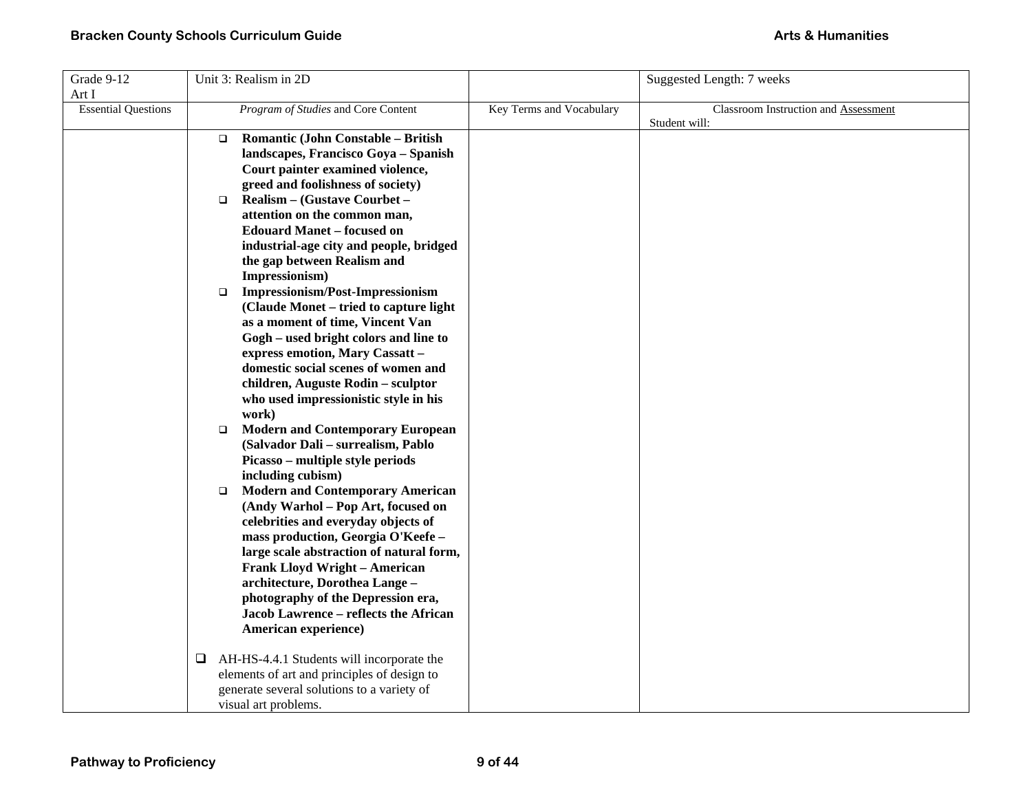| Grade 9-12<br>Art I | Unit 3: Realism in 2D | | Suggested Length: 7 weeks |
|---|---|---|---|
| Essential Questions | *Program of Studies* and Core Content | Key Terms and Vocabulary | Classroom Instruction and Assessment<br>Student will: |
| | ❑ **Romantic (John Constable – British landscapes, Francisco Goya – Spanish Court painter examined violence, greed and foolishness of society)**<br>❑ **Realism – (Gustave Courbet – attention on the common man, Edouard Manet – focused on industrial-age city and people, bridged the gap between Realism and Impressionism)**<br>❑ **Impressionism/Post-Impressionism (Claude Monet – tried to capture light as a moment of time, Vincent Van Gogh – used bright colors and line to express emotion, Mary Cassatt – domestic social scenes of women and children, Auguste Rodin – sculptor who used impressionistic style in his work)**<br>❑ **Modern and Contemporary European (Salvador Dali – surrealism, Pablo Picasso – multiple style periods including cubism)**<br>❑ **Modern and Contemporary American (Andy Warhol – Pop Art, focused on celebrities and everyday objects of mass production, Georgia O'Keefe – large scale abstraction of natural form, Frank Lloyd Wright – American architecture, Dorothea Lange – photography of the Depression era, Jacob Lawrence – reflects the African American experience)**<br><br>❑ AH-HS-4.4.1 Students will incorporate the elements of art and principles of design to generate several solutions to a variety of visual art problems. | | |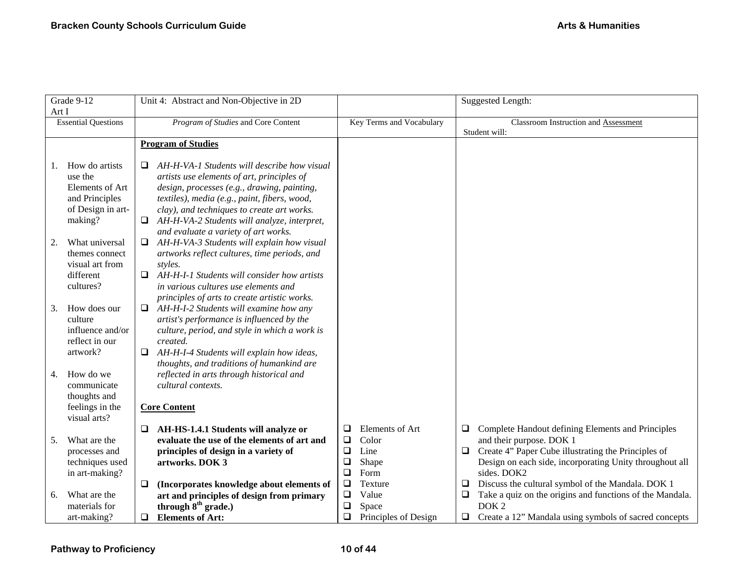| Grade 9-12<br>Art I | Unit 4: Abstract and Non-Objective in 2D | | Suggested Length: |
|---|---|---|---|
| Essential Questions | *Program of Studies* and Core Content | Key Terms and Vocabulary | Classroom Instruction and Assessment<br>Student will: |
| 1. How do artists use the Elements of Art and Principles of Design in art-making?<br><br>2. What universal themes connect visual art from different cultures?<br><br>3. How does our culture influence and/or reflect in our artwork?<br><br>4. How do we communicate thoughts and feelings in the visual arts?<br><br>5. What are the processes and techniques used in art-making?<br><br>6. What are the materials for art-making? | **Program of Studies**<br><br>❑ *AH-H-VA-1 Students will describe how visual artists use elements of art, principles of design, processes (e.g., drawing, painting, textiles), media (e.g., paint, fibers, wood, clay), and techniques to create art works.*<br>❑ *AH-H-VA-2 Students will analyze, interpret, and evaluate a variety of art works.*<br>❑ *AH-H-VA-3 Students will explain how visual artworks reflect cultures, time periods, and styles.*<br>❑ *AH-H-I-1 Students will consider how artists in various cultures use elements and principles of arts to create artistic works.*<br>❑ *AH-H-I-2 Students will examine how any artist's performance is influenced by the culture, period, and style in which a work is created.*<br>❑ *AH-H-I-4 Students will explain how ideas, thoughts, and traditions of humankind are reflected in arts through historical and cultural contexts.*<br><br>**Core Content**<br><br>❑ **AH-HS-1.4.1 Students will analyze or evaluate the use of the elements of art and principles of design in a variety of artworks. DOK 3**<br><br>❑ **(Incorporates knowledge about elements of art and principles of design from primary through 8th grade.)**<br>❑ **Elements of Art:** | ❑ Elements of Art<br>❑ Color<br>❑ Line<br>❑ Shape<br>❑ Form<br>❑ Texture<br>❑ Value<br>❑ Space<br>❑ Principles of Design | ❑ Complete Handout defining Elements and Principles and their purpose. DOK 1<br>❑ Create 4" Paper Cube illustrating the Principles of Design on each side, incorporating Unity throughout all sides. DOK2<br>❑ Discuss the cultural symbol of the Mandala. DOK 1<br>❑ Take a quiz on the origins and functions of the Mandala. DOK 2<br>❑ Create a 12" Mandala using symbols of sacred concepts |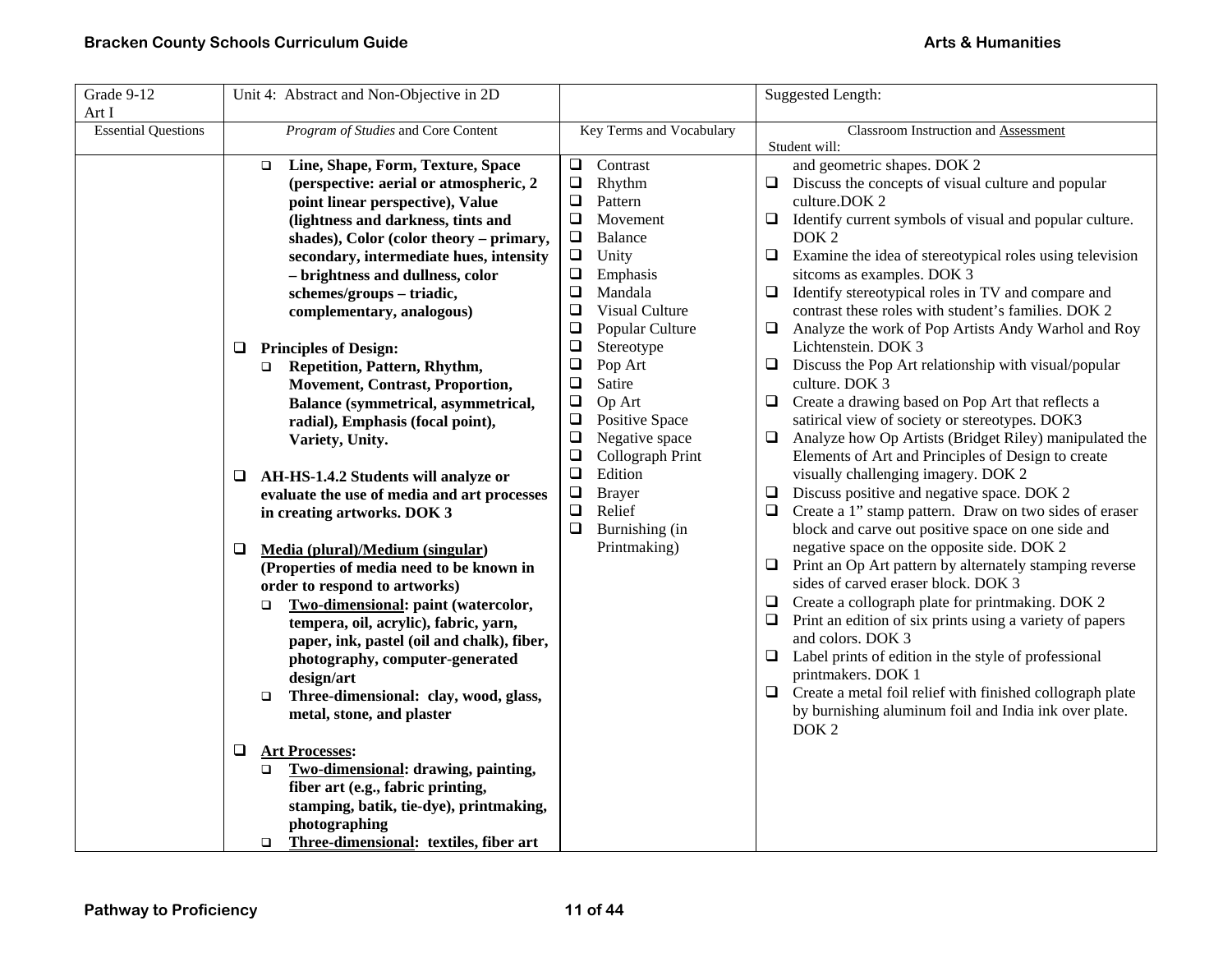| Grade 9-12<br>Art I | Unit 4: Abstract and Non-Objective in 2D | | Suggested Length: |
|---|---|---|---|
| Essential Questions | *Program of Studies* and Core Content | Key Terms and Vocabulary | Classroom Instruction and Assessment<br>Student will: |
| | ❑ **Line, Shape, Form, Texture, Space (perspective: aerial or atmospheric, 2 point linear perspective), Value (lightness and darkness, tints and shades), Color (color theory – primary, secondary, intermediate hues, intensity – brightness and dullness, color schemes/groups – triadic, complementary, analogous)**<br><br>❑ **Principles of Design:**<br>❑ **Repetition, Pattern, Rhythm, Movement, Contrast, Proportion, Balance (symmetrical, asymmetrical, radial), Emphasis (focal point), Variety, Unity.**<br><br>❑ **AH-HS-1.4.2 Students will analyze or evaluate the use of media and art processes in creating artworks. DOK 3**<br><br>❑ **Media (plural)/Medium (singular) (Properties of media need to be known in order to respond to artworks)**<br>❑ **Two-dimensional: paint (watercolor, tempera, oil, acrylic), fabric, yarn, paper, ink, pastel (oil and chalk), fiber, photography, computer-generated design/art**<br>❑ **Three-dimensional: clay, wood, glass, metal, stone, and plaster**<br><br>❑ **Art Processes:**<br>❑ **Two-dimensional: drawing, painting, fiber art (e.g., fabric printing, stamping, batik, tie-dye), printmaking, photographing**<br>❑ **Three-dimensional: textiles, fiber art** | ❑ Contrast<br>❑ Rhythm<br>❑ Pattern<br>❑ Movement<br>❑ Balance<br>❑ Unity<br>❑ Emphasis<br>❑ Mandala<br>❑ Visual Culture<br>❑ Popular Culture<br>❑ Stereotype<br>❑ Pop Art<br>❑ Satire<br>❑ Op Art<br>❑ Positive Space<br>❑ Negative space<br>❑ Collograph Print<br>❑ Edition<br>❑ Brayer<br>❑ Relief<br>❑ Burnishing (in Printmaking) | and geometric shapes. DOK 2<br>❑ Discuss the concepts of visual culture and popular culture.DOK 2<br>❑ Identify current symbols of visual and popular culture. DOK 2<br>❑ Examine the idea of stereotypical roles using television sitcoms as examples. DOK 3<br>❑ Identify stereotypical roles in TV and compare and contrast these roles with student's families. DOK 2<br>❑ Analyze the work of Pop Artists Andy Warhol and Roy Lichtenstein. DOK 3<br>❑ Discuss the Pop Art relationship with visual/popular culture. DOK 3<br>❑ Create a drawing based on Pop Art that reflects a satirical view of society or stereotypes. DOK3<br>❑ Analyze how Op Artists (Bridget Riley) manipulated the Elements of Art and Principles of Design to create visually challenging imagery. DOK 2<br>❑ Discuss positive and negative space. DOK 2<br>❑ Create a 1" stamp pattern. Draw on two sides of eraser block and carve out positive space on one side and negative space on the opposite side. DOK 2<br>❑ Print an Op Art pattern by alternately stamping reverse sides of carved eraser block. DOK 3<br>❑ Create a collograph plate for printmaking. DOK 2<br>❑ Print an edition of six prints using a variety of papers and colors. DOK 3<br>❑ Label prints of edition in the style of professional printmakers. DOK 1<br>❑ Create a metal foil relief with finished collograph plate by burnishing aluminum foil and India ink over plate. DOK 2 |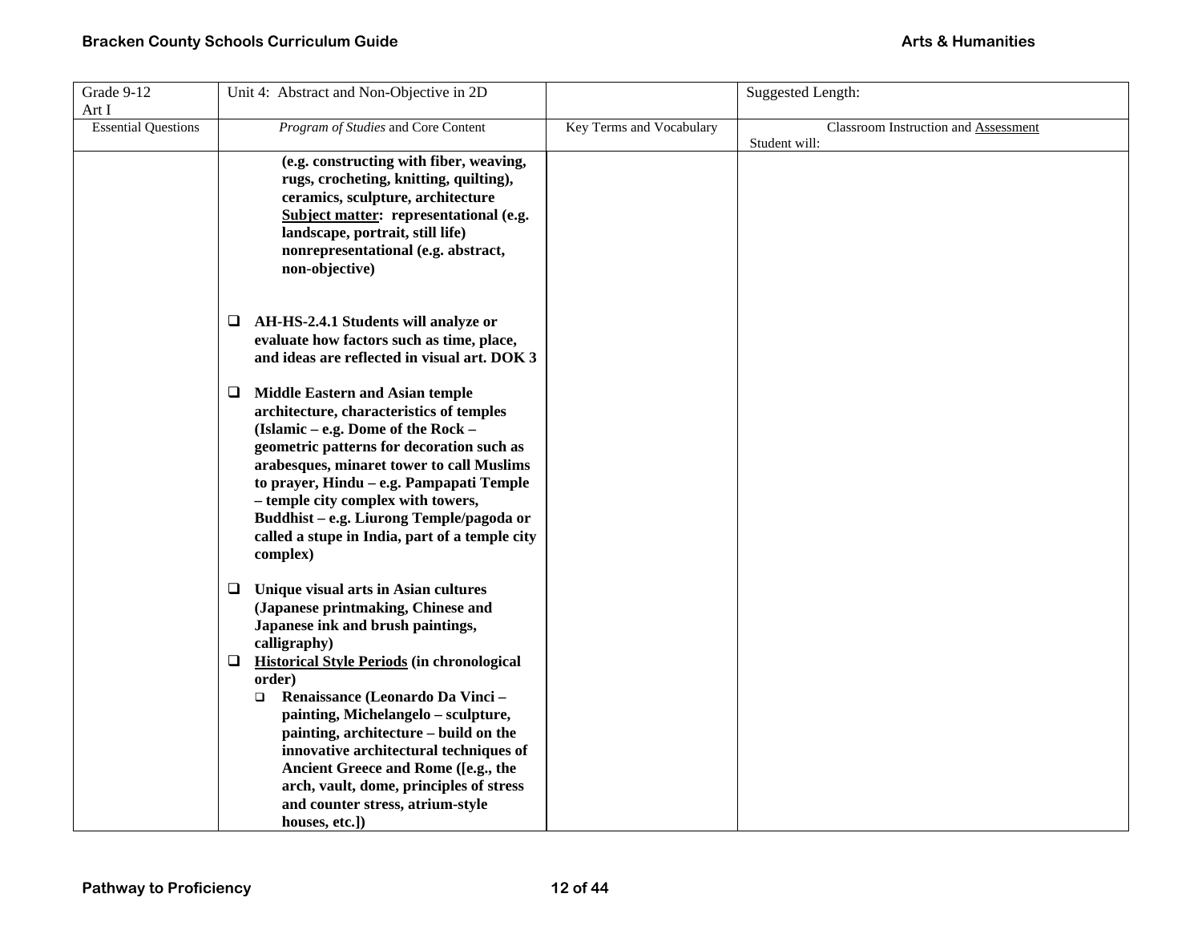| Grade 9-12<br>Art I | Unit 4: Abstract and Non-Objective in 2D | | Suggested Length: |
|---|---|---|---|
| Essential Questions | *Program of Studies* and Core Content | Key Terms and Vocabulary | Classroom Instruction and Assessment<br>Student will: |
| | **(e.g. constructing with fiber, weaving, rugs, crocheting, knitting, quilting), ceramics, sculpture, architecture**<br>**Subject matter: representational (e.g. landscape, portrait, still life) nonrepresentational (e.g. abstract, non-objective)**<br><br>❑ **AH-HS-2.4.1 Students will analyze or evaluate how factors such as time, place, and ideas are reflected in visual art. DOK 3**<br><br>❑ **Middle Eastern and Asian temple architecture, characteristics of temples (Islamic – e.g. Dome of the Rock – geometric patterns for decoration such as arabesques, minaret tower to call Muslims to prayer, Hindu – e.g. Pampapati Temple – temple city complex with towers, Buddhist – e.g. Liurong Temple/pagoda or called a stupe in India, part of a temple city complex)**<br><br>❑ **Unique visual arts in Asian cultures (Japanese printmaking, Chinese and Japanese ink and brush paintings, calligraphy)**<br>❑ **Historical Style Periods (in chronological order)**<br>&nbsp;&nbsp;&nbsp;&nbsp;❑ **Renaissance (Leonardo Da Vinci – painting, Michelangelo – sculpture, painting, architecture – build on the innovative architectural techniques of Ancient Greece and Rome ([e.g., the arch, vault, dome, principles of stress and counter stress, atrium-style houses, etc.])** | | |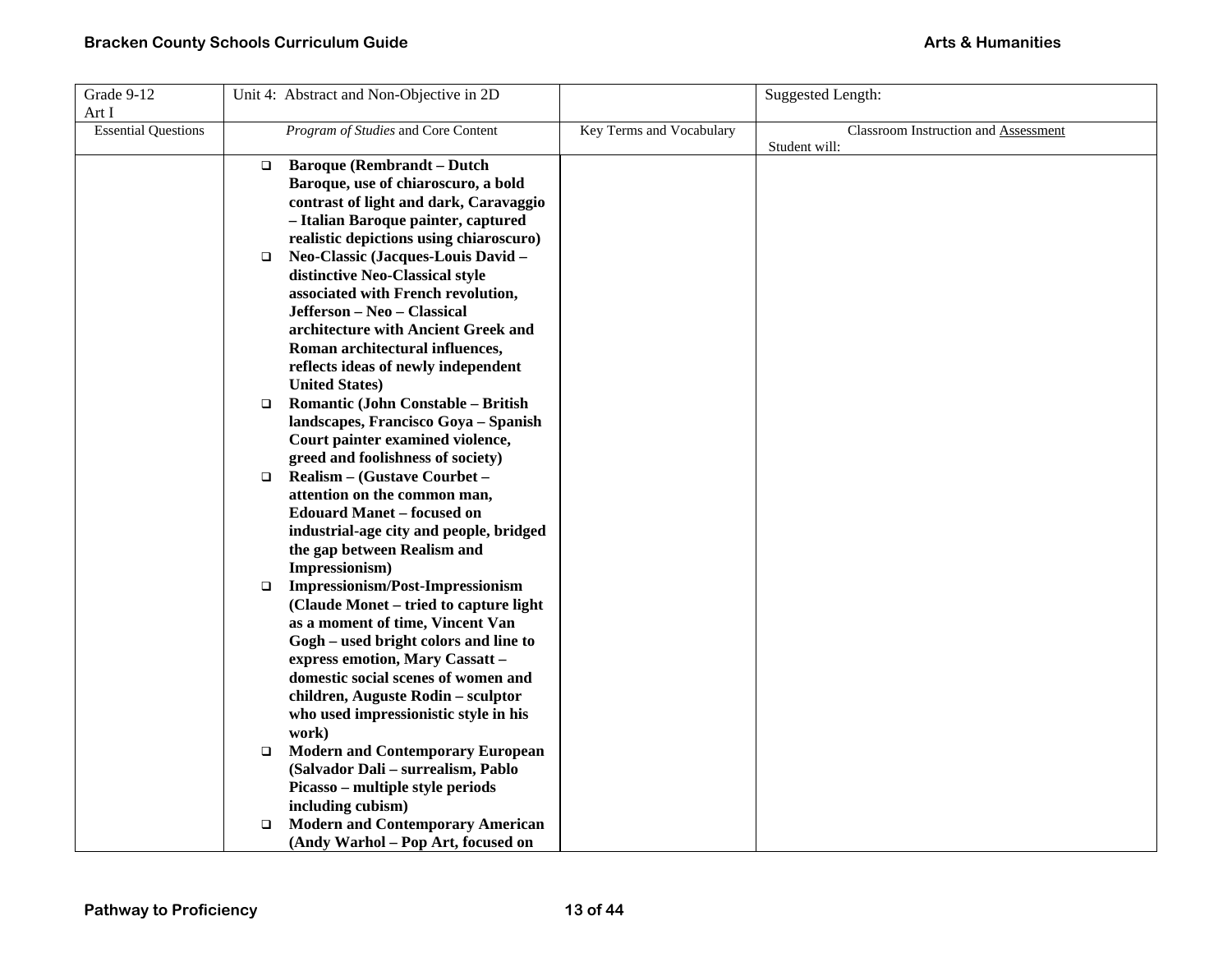| Grade 9-12<br>Art I | Unit 4: Abstract and Non-Objective in 2D | | Suggested Length: |
|---|---|---|---|
| Essential Questions | *Program of Studies* and Core Content | Key Terms and Vocabulary | Classroom Instruction and Assessment<br>Student will: |
| | ❑ **Baroque (Rembrandt – Dutch Baroque, use of chiaroscuro, a bold contrast of light and dark, Caravaggio – Italian Baroque painter, captured realistic depictions using chiaroscuro)**<br>❑ **Neo-Classic (Jacques-Louis David – distinctive Neo-Classical style associated with French revolution, Jefferson – Neo – Classical architecture with Ancient Greek and Roman architectural influences, reflects ideas of newly independent United States)**<br>❑ **Romantic (John Constable – British landscapes, Francisco Goya – Spanish Court painter examined violence, greed and foolishness of society)**<br>❑ **Realism – (Gustave Courbet – attention on the common man, Edouard Manet – focused on industrial-age city and people, bridged the gap between Realism and Impressionism)**<br>❑ **Impressionism/Post-Impressionism (Claude Monet – tried to capture light as a moment of time, Vincent Van Gogh – used bright colors and line to express emotion, Mary Cassatt – domestic social scenes of women and children, Auguste Rodin – sculptor who used impressionistic style in his work)**<br>❑ **Modern and Contemporary European (Salvador Dali – surrealism, Pablo Picasso – multiple style periods including cubism)**<br>❑ **Modern and Contemporary American (Andy Warhol – Pop Art, focused on** | | |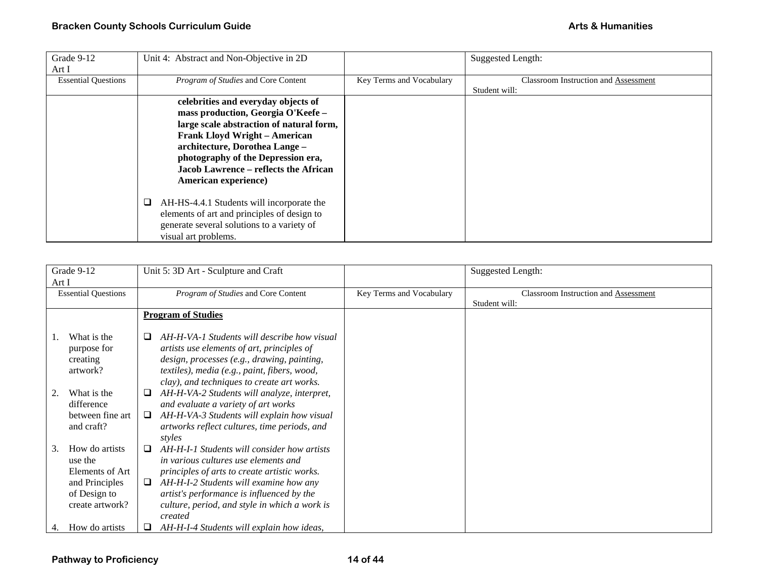| Grade 9-12<br>Art I | Unit 4: Abstract and Non-Objective in 2D | | Suggested Length: |
|---|---|---|---|
| Essential Questions | *Program of Studies* and Core Content | Key Terms and Vocabulary | Classroom Instruction and Assessment<br>Student will: |
| | **celebrities and everyday objects of mass production, Georgia O'Keefe – large scale abstraction of natural form, Frank Lloyd Wright – American architecture, Dorothea Lange – photography of the Depression era, Jacob Lawrence – reflects the African American experience)**<br><br>❑ AH-HS-4.4.1 Students will incorporate the elements of art and principles of design to generate several solutions to a variety of visual art problems. | | |

| Grade 9-12<br>Art I | Unit 5: 3D Art - Sculpture and Craft | | Suggested Length: |
|---|---|---|---|
| Essential Questions | *Program of Studies* and Core Content | Key Terms and Vocabulary | Classroom Instruction and Assessment<br>Student will: |
| 1. What is the purpose for creating artwork?<br><br>2. What is the difference between fine art and craft?<br><br>3. How do artists use the Elements of Art and Principles of Design to create artwork?<br><br>4. How do artists | **Program of Studies**<br><br>❑ *AH-H-VA-1 Students will describe how visual artists use elements of art, principles of design, processes (e.g., drawing, painting, textiles), media (e.g., paint, fibers, wood, clay), and techniques to create art works.*<br>❑ *AH-H-VA-2 Students will analyze, interpret, and evaluate a variety of art works*<br>❑ *AH-H-VA-3 Students will explain how visual artworks reflect cultures, time periods, and styles*<br>❑ *AH-H-I-1 Students will consider how artists in various cultures use elements and principles of arts to create artistic works.*<br>❑ *AH-H-I-2 Students will examine how any artist's performance is influenced by the culture, period, and style in which a work is created*<br>❑ *AH-H-I-4 Students will explain how ideas,* | | |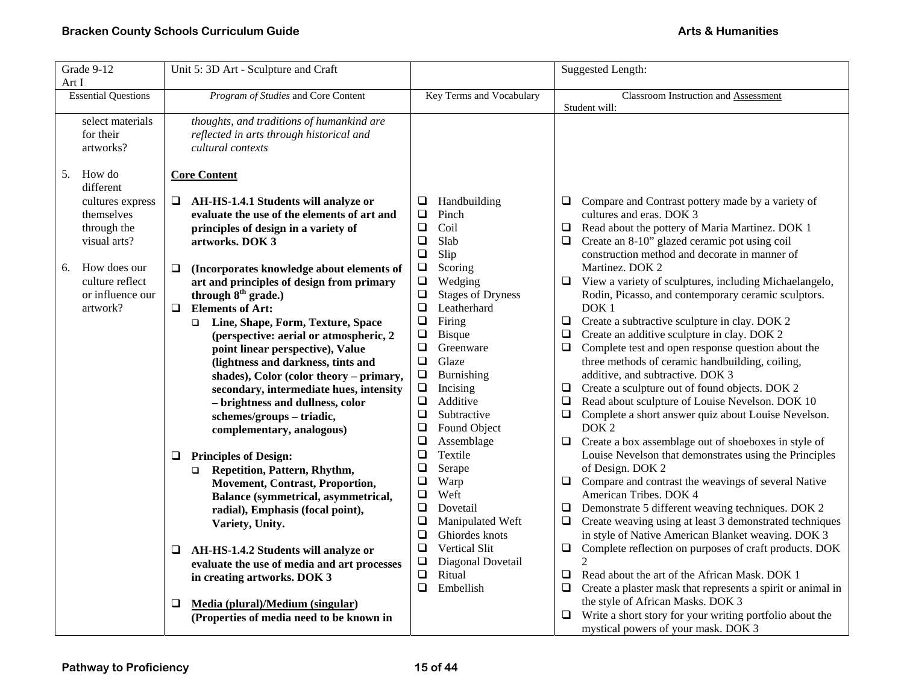| Grade 9-12 Art I | Unit 5: 3D Art - Sculpture and Craft | | Suggested Length: |
|---|---|---|---|
| Essential Questions | *Program of Studies* and Core Content | Key Terms and Vocabulary | Classroom Instruction and Assessment<br>Student will: |
| select materials for their artworks?<br><br>5. How do different cultures express themselves through the visual arts?<br><br>6. How does our culture reflect or influence our artwork? | *thoughts, and traditions of humankind are reflected in arts through historical and cultural contexts*<br><br>**Core Content**<br><br>❑ **AH-HS-1.4.1 Students will analyze or evaluate the use of the elements of art and principles of design in a variety of artworks. DOK 3**<br><br>❑ **(Incorporates knowledge about elements of art and principles of design from primary through 8th grade.)**<br>❑ **Elements of Art:**<br>❑ **Line, Shape, Form, Texture, Space (perspective: aerial or atmospheric, 2 point linear perspective), Value (lightness and darkness, tints and shades), Color (color theory – primary, secondary, intermediate hues, intensity – brightness and dullness, color schemes/groups – triadic, complementary, analogous)**<br><br>❑ **Principles of Design:**<br>❑ **Repetition, Pattern, Rhythm, Movement, Contrast, Proportion, Balance (symmetrical, asymmetrical, radial), Emphasis (focal point), Variety, Unity.**<br><br>❑ **AH-HS-1.4.2 Students will analyze or evaluate the use of media and art processes in creating artworks. DOK 3**<br><br>❑ **Media (plural)/Medium (singular) (Properties of media need to be known in** | ❑ Handbuilding<br>❑ Pinch<br>❑ Coil<br>❑ Slab<br>❑ Slip<br>❑ Scoring<br>❑ Wedging<br>❑ Stages of Dryness<br>❑ Leatherhard<br>❑ Firing<br>❑ Bisque<br>❑ Greenware<br>❑ Glaze<br>❑ Burnishing<br>❑ Incising<br>❑ Additive<br>❑ Subtractive<br>❑ Found Object<br>❑ Assemblage<br>❑ Textile<br>❑ Serape<br>❑ Warp<br>❑ Weft<br>❑ Dovetail<br>❑ Manipulated Weft<br>❑ Ghiordes knots<br>❑ Vertical Slit<br>❑ Diagonal Dovetail<br>❑ Ritual<br>❑ Embellish | ❑ Compare and Contrast pottery made by a variety of cultures and eras. DOK 3<br>❑ Read about the pottery of Maria Martinez. DOK 1<br>❑ Create an 8-10" glazed ceramic pot using coil construction method and decorate in manner of Martinez. DOK 2<br>❑ View a variety of sculptures, including Michaelangelo, Rodin, Picasso, and contemporary ceramic sculptors. DOK 1<br>❑ Create a subtractive sculpture in clay. DOK 2<br>❑ Create an additive sculpture in clay. DOK 2<br>❑ Complete test and open response question about the three methods of ceramic handbuilding, coiling, additive, and subtractive. DOK 3<br>❑ Create a sculpture out of found objects. DOK 2<br>❑ Read about sculpture of Louise Nevelson. DOK 10<br>❑ Complete a short answer quiz about Louise Nevelson. DOK 2<br>❑ Create a box assemblage out of shoeboxes in style of Louise Nevelson that demonstrates using the Principles of Design. DOK 2<br>❑ Compare and contrast the weavings of several Native American Tribes. DOK 4<br>❑ Demonstrate 5 different weaving techniques. DOK 2<br>❑ Create weaving using at least 3 demonstrated techniques in style of Native American Blanket weaving. DOK 3<br>❑ Complete reflection on purposes of craft products. DOK 2<br>❑ Read about the art of the African Mask. DOK 1<br>❑ Create a plaster mask that represents a spirit or animal in the style of African Masks. DOK 3<br>❑ Write a short story for your writing portfolio about the mystical powers of your mask. DOK 3 |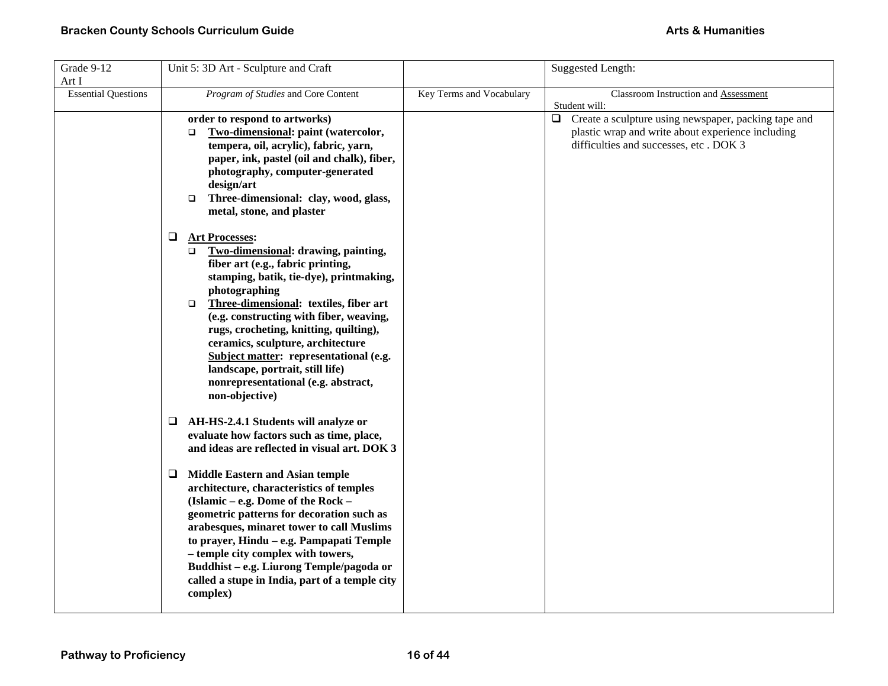| Grade 9-12<br>Art I | Unit 5: 3D Art - Sculpture and Craft | | Suggested Length: |
|---|---|---|---|
| Essential Questions | *Program of Studies* and Core Content | Key Terms and Vocabulary | Classroom Instruction and Assessment<br>Student will: |
| | **order to respond to artworks)**<br>❑ **Two-dimensional: paint (watercolor, tempera, oil, acrylic), fabric, yarn, paper, ink, pastel (oil and chalk), fiber, photography, computer-generated design/art**<br>❑ **Three-dimensional: clay, wood, glass, metal, stone, and plaster**<br><br>❑ **Art Processes:**<br>❑ **Two-dimensional: drawing, painting, fiber art (e.g., fabric printing, stamping, batik, tie-dye), printmaking, photographing**<br>❑ **Three-dimensional: textiles, fiber art (e.g. constructing with fiber, weaving, rugs, crocheting, knitting, quilting), ceramics, sculpture, architecture**<br>**Subject matter: representational (e.g. landscape, portrait, still life) nonrepresentational (e.g. abstract, non-objective)**<br><br>❑ **AH-HS-2.4.1 Students will analyze or evaluate how factors such as time, place, and ideas are reflected in visual art. DOK 3**<br><br>❑ **Middle Eastern and Asian temple architecture, characteristics of temples (Islamic – e.g. Dome of the Rock – geometric patterns for decoration such as arabesques, minaret tower to call Muslims to prayer, Hindu – e.g. Pampapati Temple – temple city complex with towers, Buddhist – e.g. Liurong Temple/pagoda or called a stupe in India, part of a temple city complex)** | | ❑ Create a sculpture using newspaper, packing tape and plastic wrap and write about experience including difficulties and successes, etc . DOK 3 |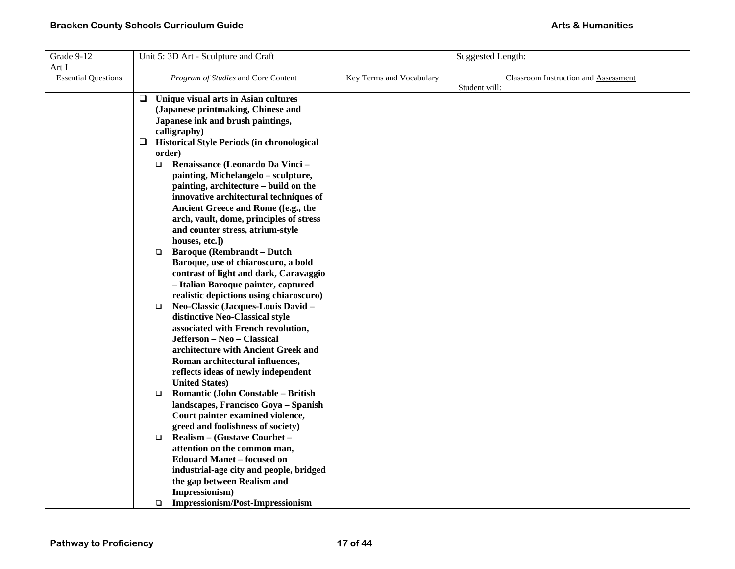| Grade 9-12<br>Art I | Unit 5: 3D Art - Sculpture and Craft | | Suggested Length: |
|---|---|---|---|
| Essential Questions | *Program of Studies* and Core Content | Key Terms and Vocabulary | Classroom Instruction and Assessment<br>Student will: |
| | ❑ **Unique visual arts in Asian cultures (Japanese printmaking, Chinese and Japanese ink and brush paintings, calligraphy)**<br>❑ **<u>Historical Style Periods</u> (in chronological order)**<br>&nbsp;&nbsp;❑ **Renaissance (Leonardo Da Vinci – painting, Michelangelo – sculpture, painting, architecture – build on the innovative architectural techniques of Ancient Greece and Rome ([e.g., the arch, vault, dome, principles of stress and counter stress, atrium-style houses, etc.])**<br>&nbsp;&nbsp;❑ **Baroque (Rembrandt – Dutch Baroque, use of chiaroscuro, a bold contrast of light and dark, Caravaggio – Italian Baroque painter, captured realistic depictions using chiaroscuro)**<br>&nbsp;&nbsp;❑ **Neo-Classic (Jacques-Louis David – distinctive Neo-Classical style associated with French revolution, Jefferson – Neo – Classical architecture with Ancient Greek and Roman architectural influences, reflects ideas of newly independent United States)**<br>&nbsp;&nbsp;❑ **Romantic (John Constable – British landscapes, Francisco Goya – Spanish Court painter examined violence, greed and foolishness of society)**<br>&nbsp;&nbsp;❑ **Realism – (Gustave Courbet – attention on the common man, Edouard Manet – focused on industrial-age city and people, bridged the gap between Realism and Impressionism)**<br>&nbsp;&nbsp;❑ **Impressionism/Post-Impressionism** | | |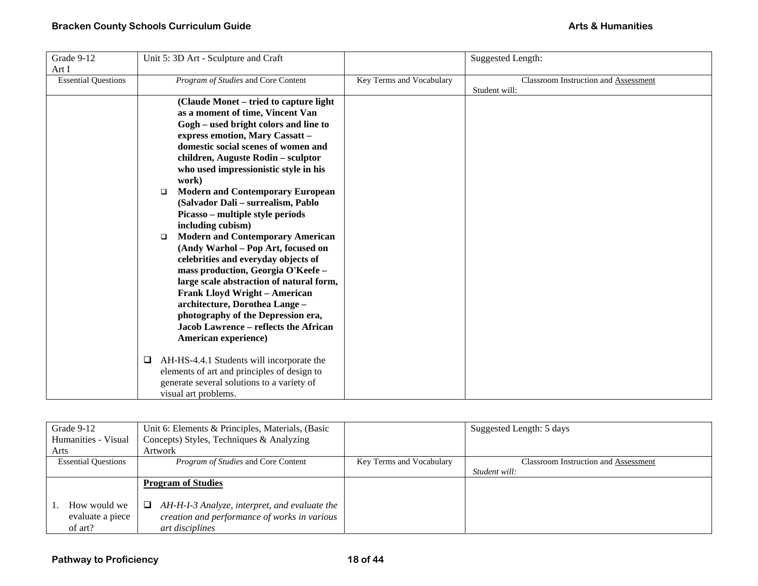| Grade 9-12 Art I | Unit 5: 3D Art - Sculpture and Craft | | Suggested Length: |
|---|---|---|---|
| Essential Questions | *Program of Studies* and Core Content | Key Terms and Vocabulary | Classroom Instruction and Assessment Student will: |
| | **(Claude Monet – tried to capture light as a moment of time, Vincent Van Gogh – used bright colors and line to express emotion, Mary Cassatt – domestic social scenes of women and children, Auguste Rodin – sculptor who used impressionistic style in his work)** <br> ❑ **Modern and Contemporary European (Salvador Dali – surrealism, Pablo Picasso – multiple style periods including cubism)** <br> ❑ **Modern and Contemporary American (Andy Warhol – Pop Art, focused on celebrities and everyday objects of mass production, Georgia O'Keefe – large scale abstraction of natural form, Frank Lloyd Wright – American architecture, Dorothea Lange – photography of the Depression era, Jacob Lawrence – reflects the African American experience)** <br><br> ❑ AH-HS-4.4.1 Students will incorporate the elements of art and principles of design to generate several solutions to a variety of visual art problems. | | |

| Grade 9-12 Humanities - Visual Arts | Unit 6: Elements & Principles, Materials, (Basic Concepts) Styles, Techniques & Analyzing Artwork | | Suggested Length: 5 days |
|---|---|---|---|
| Essential Questions | *Program of Studies* and Core Content | Key Terms and Vocabulary | Classroom Instruction and Assessment *Student will:* |
| 1. How would we evaluate a piece of art? | **Program of Studies** <br><br> ❑ *AH-H-I-3 Analyze, interpret, and evaluate the creation and performance of works in various art disciplines* | | |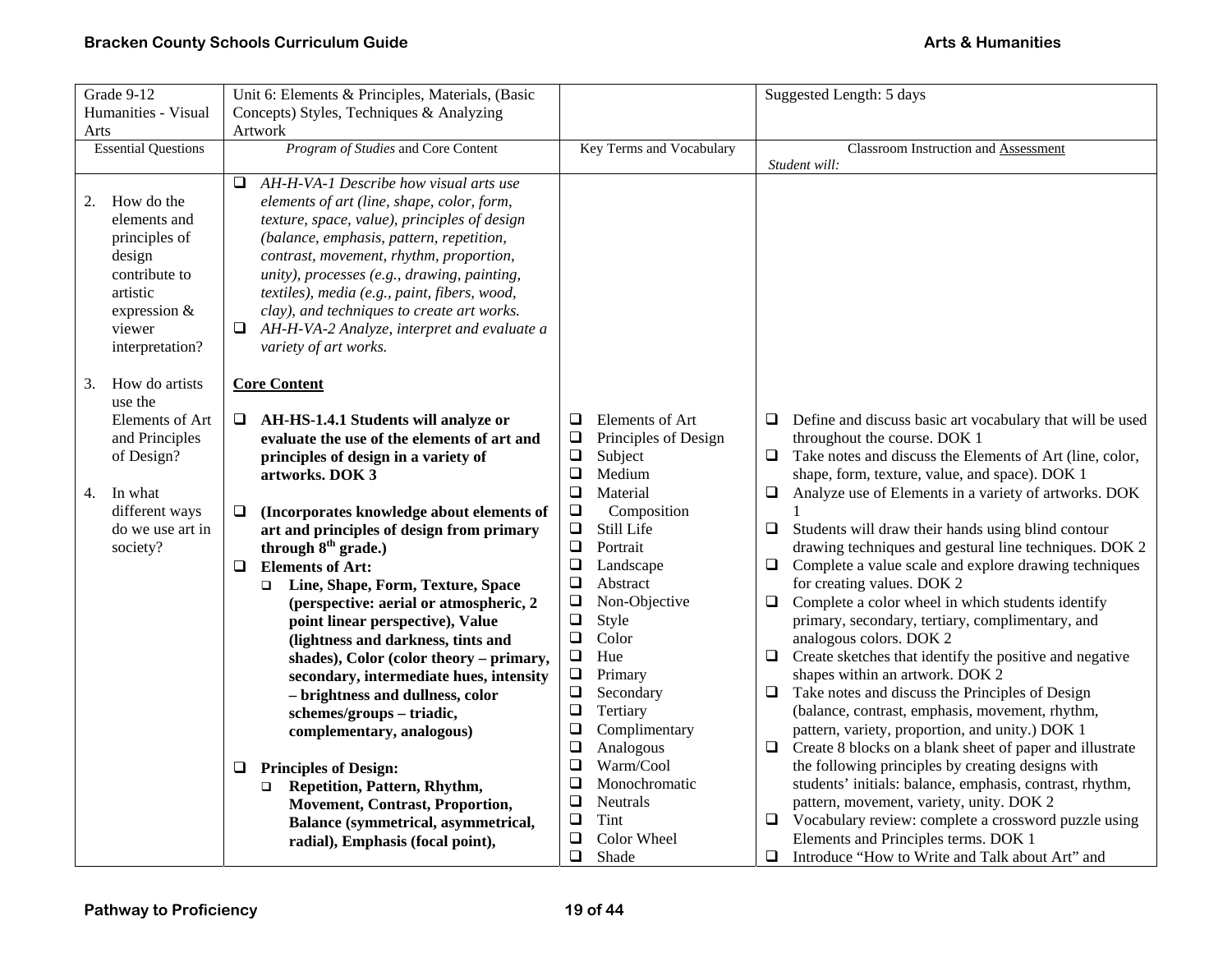| Grade 9-12 Humanities - Visual Arts | Unit 6: Elements & Principles, Materials, (Basic Concepts) Styles, Techniques & Analyzing Artwork | | Suggested Length: 5 days |
|---|---|---|---|
| Essential Questions | *Program of Studies* and Core Content | Key Terms and Vocabulary | Classroom Instruction and Assessment<br>*Student will:* |
| 2. How do the elements and principles of design contribute to artistic expression & viewer interpretation?<br><br>3. How do artists use the Elements of Art and Principles of Design?<br><br>4. In what different ways do we use art in society? | ❑ *AH-H-VA-1 Describe how visual arts use elements of art (line, shape, color, form, texture, space, value), principles of design (balance, emphasis, pattern, repetition, contrast, movement, rhythm, proportion, unity), processes (e.g., drawing, painting, textiles), media (e.g., paint, fibers, wood, clay), and techniques to create art works.*<br>❑ *AH-H-VA-2 Analyze, interpret and evaluate a variety of art works.*<br><br>**Core Content**<br><br>❑ **AH-HS-1.4.1 Students will analyze or evaluate the use of the elements of art and principles of design in a variety of artworks. DOK 3**<br><br>❑ **(Incorporates knowledge about elements of art and principles of design from primary through 8th grade.)**<br>❑ **Elements of Art:**<br>❑ **Line, Shape, Form, Texture, Space (perspective: aerial or atmospheric, 2 point linear perspective), Value (lightness and darkness, tints and shades), Color (color theory – primary, secondary, intermediate hues, intensity – brightness and dullness, color schemes/groups – triadic, complementary, analogous)**<br><br>❑ **Principles of Design:**<br>❑ **Repetition, Pattern, Rhythm, Movement, Contrast, Proportion, Balance (symmetrical, asymmetrical, radial), Emphasis (focal point),** | ❑ Elements of Art<br>❑ Principles of Design<br>❑ Subject<br>❑ Medium<br>❑ Material<br>❑ Composition<br>❑ Still Life<br>❑ Portrait<br>❑ Landscape<br>❑ Abstract<br>❑ Non-Objective<br>❑ Style<br>❑ Color<br>❑ Hue<br>❑ Primary<br>❑ Secondary<br>❑ Tertiary<br>❑ Complimentary<br>❑ Analogous<br>❑ Warm/Cool<br>❑ Monochromatic<br>❑ Neutrals<br>❑ Tint<br>❑ Color Wheel<br>❑ Shade | ❑ Define and discuss basic art vocabulary that will be used throughout the course. DOK 1<br>❑ Take notes and discuss the Elements of Art (line, color, shape, form, texture, value, and space). DOK 1<br>❑ Analyze use of Elements in a variety of artworks. DOK 1<br>❑ Students will draw their hands using blind contour drawing techniques and gestural line techniques. DOK 2<br>❑ Complete a value scale and explore drawing techniques for creating values. DOK 2<br>❑ Complete a color wheel in which students identify primary, secondary, tertiary, complimentary, and analogous colors. DOK 2<br>❑ Create sketches that identify the positive and negative shapes within an artwork. DOK 2<br>❑ Take notes and discuss the Principles of Design (balance, contrast, emphasis, movement, rhythm, pattern, variety, proportion, and unity.) DOK 1<br>❑ Create 8 blocks on a blank sheet of paper and illustrate the following principles by creating designs with students' initials: balance, emphasis, contrast, rhythm, pattern, movement, variety, unity. DOK 2<br>❑ Vocabulary review: complete a crossword puzzle using Elements and Principles terms. DOK 1<br>❑ Introduce "How to Write and Talk about Art" and |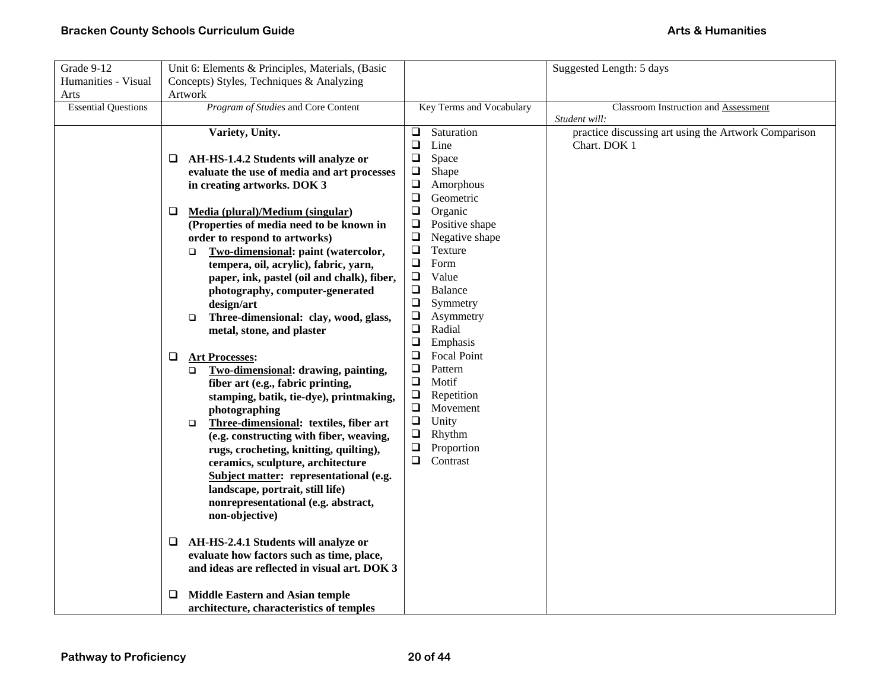| Grade 9-12 Humanities - Visual Arts | Unit 6: Elements & Principles, Materials, (Basic Concepts) Styles, Techniques & Analyzing Artwork | | Suggested Length: 5 days |
|---|---|---|---|
| Essential Questions | *Program of Studies* and Core Content | Key Terms and Vocabulary | Classroom Instruction and Assessment<br>*Student will:* |
| | **Variety, Unity.**<br><br>❑ **AH-HS-1.4.2 Students will analyze or evaluate the use of media and art processes in creating artworks. DOK 3**<br><br>❑ **Media (plural)/Medium (singular) (Properties of media need to be known in order to respond to artworks)**<br>❑ **Two-dimensional: paint (watercolor, tempera, oil, acrylic), fabric, yarn, paper, ink, pastel (oil and chalk), fiber, photography, computer-generated design/art**<br>❑ **Three-dimensional: clay, wood, glass, metal, stone, and plaster**<br><br>❑ **Art Processes:**<br>❑ **Two-dimensional: drawing, painting, fiber art (e.g., fabric printing, stamping, batik, tie-dye), printmaking, photographing**<br>❑ **Three-dimensional: textiles, fiber art (e.g. constructing with fiber, weaving, rugs, crocheting, knitting, quilting), ceramics, sculpture, architecture**<br>**Subject matter: representational (e.g. landscape, portrait, still life) nonrepresentational (e.g. abstract, non-objective)**<br><br>❑ **AH-HS-2.4.1 Students will analyze or evaluate how factors such as time, place, and ideas are reflected in visual art. DOK 3**<br><br>❑ **Middle Eastern and Asian temple architecture, characteristics of temples** | ❑ Saturation<br>❑ Line<br>❑ Space<br>❑ Shape<br>❑ Amorphous<br>❑ Geometric<br>❑ Organic<br>❑ Positive shape<br>❑ Negative shape<br>❑ Texture<br>❑ Form<br>❑ Value<br>❑ Balance<br>❑ Symmetry<br>❑ Asymmetry<br>❑ Radial<br>❑ Emphasis<br>❑ Focal Point<br>❑ Pattern<br>❑ Motif<br>❑ Repetition<br>❑ Movement<br>❑ Unity<br>❑ Rhythm<br>❑ Proportion<br>❑ Contrast | practice discussing art using the Artwork Comparison Chart. DOK 1 |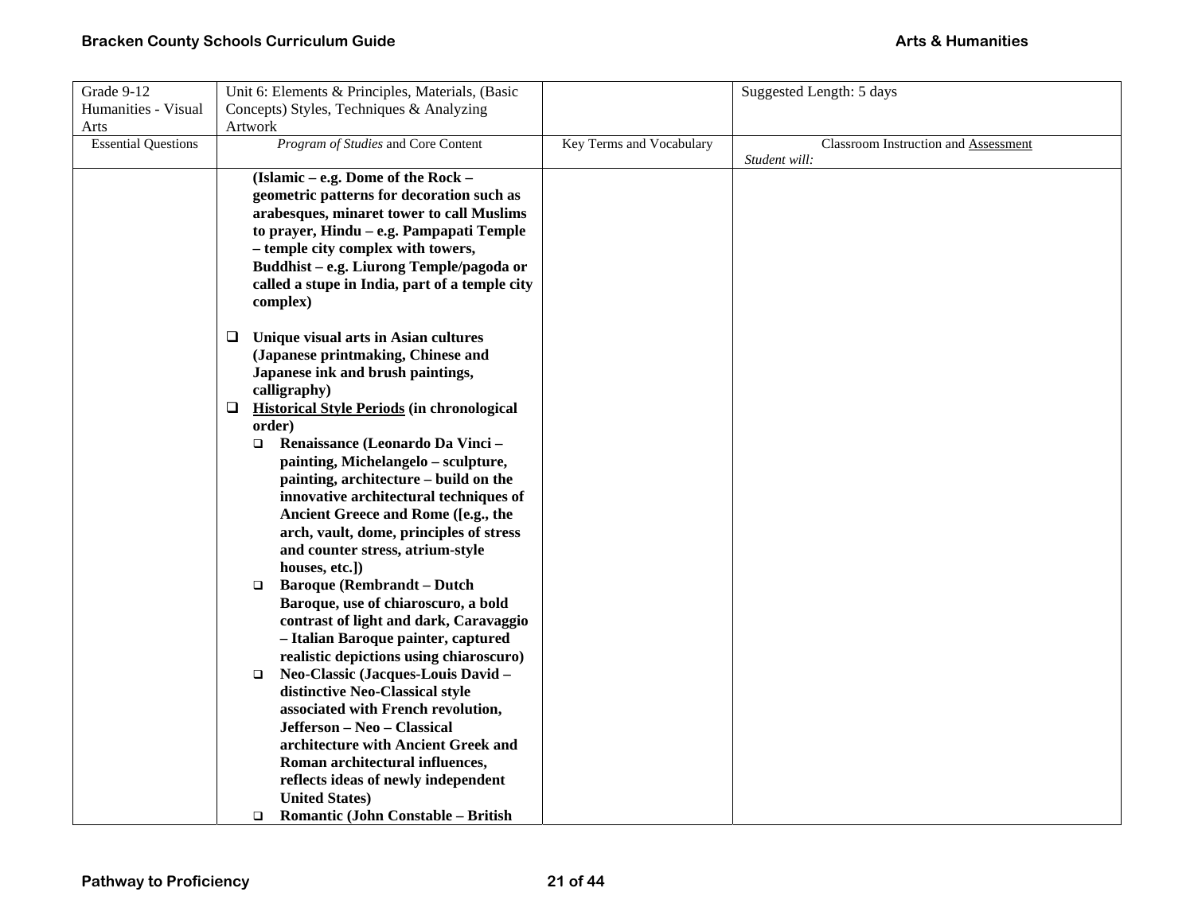| Grade 9-12 Humanities - Visual Arts | Unit 6: Elements & Principles, Materials, (Basic Concepts) Styles, Techniques & Analyzing Artwork | | Suggested Length: 5 days |
|---|---|---|---|
| Essential Questions | *Program of Studies* and Core Content | Key Terms and Vocabulary | Classroom Instruction and Assessment<br>*Student will:* |
| | **(Islamic – e.g. Dome of the Rock – geometric patterns for decoration such as arabesques, minaret tower to call Muslims to prayer, Hindu – e.g. Pampapati Temple – temple city complex with towers, Buddhist – e.g. Liurong Temple/pagoda or called a stupe in India, part of a temple city complex)**<br><br>❑ **Unique visual arts in Asian cultures (Japanese printmaking, Chinese and Japanese ink and brush paintings, calligraphy)**<br>❑ **<u>Historical Style Periods</u> (in chronological order)**<br>&nbsp;&nbsp;❑ **Renaissance (Leonardo Da Vinci – painting, Michelangelo – sculpture, painting, architecture – build on the innovative architectural techniques of Ancient Greece and Rome ([e.g., the arch, vault, dome, principles of stress and counter stress, atrium-style houses, etc.])**<br>&nbsp;&nbsp;❑ **Baroque (Rembrandt – Dutch Baroque, use of chiaroscuro, a bold contrast of light and dark, Caravaggio – Italian Baroque painter, captured realistic depictions using chiaroscuro)**<br>&nbsp;&nbsp;❑ **Neo-Classic (Jacques-Louis David – distinctive Neo-Classical style associated with French revolution, Jefferson – Neo – Classical architecture with Ancient Greek and Roman architectural influences, reflects ideas of newly independent United States)**<br>&nbsp;&nbsp;❑ **Romantic (John Constable – British** | | |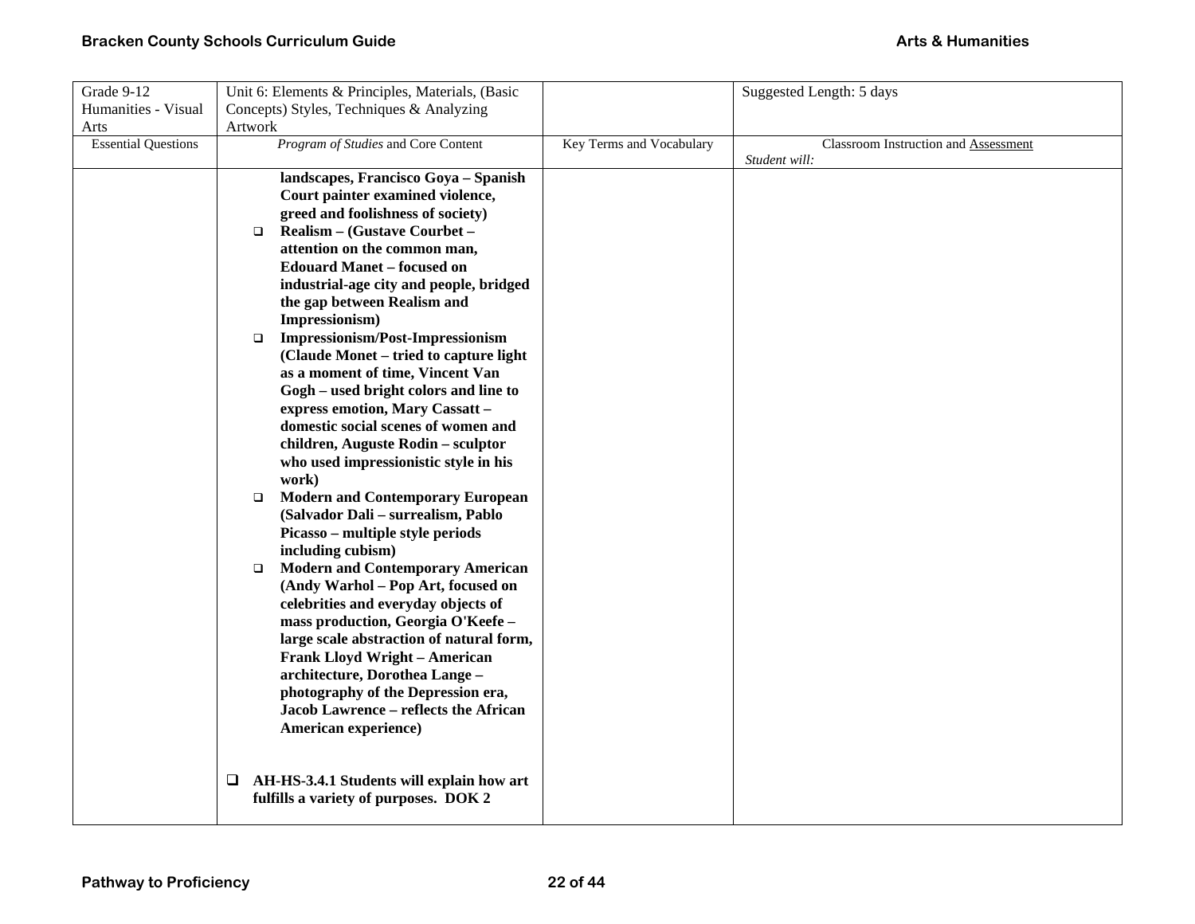| Grade 9-12 Humanities - Visual Arts | Unit 6: Elements & Principles, Materials, (Basic Concepts) Styles, Techniques & Analyzing Artwork | | Suggested Length: 5 days |
|---|---|---|---|
| Essential Questions | *Program of Studies* and Core Content | Key Terms and Vocabulary | Classroom Instruction and Assessment<br>*Student will:* |
| | **landscapes, Francisco Goya – Spanish Court painter examined violence, greed and foolishness of society)**<br>❑ **Realism – (Gustave Courbet – attention on the common man, Edouard Manet – focused on industrial-age city and people, bridged the gap between Realism and Impressionism)**<br>❑ **Impressionism/Post-Impressionism (Claude Monet – tried to capture light as a moment of time, Vincent Van Gogh – used bright colors and line to express emotion, Mary Cassatt – domestic social scenes of women and children, Auguste Rodin – sculptor who used impressionistic style in his work)**<br>❑ **Modern and Contemporary European (Salvador Dali – surrealism, Pablo Picasso – multiple style periods including cubism)**<br>❑ **Modern and Contemporary American (Andy Warhol – Pop Art, focused on celebrities and everyday objects of mass production, Georgia O'Keefe – large scale abstraction of natural form, Frank Lloyd Wright – American architecture, Dorothea Lange – photography of the Depression era, Jacob Lawrence – reflects the African American experience)**<br><br>❑ **AH-HS-3.4.1 Students will explain how art fulfills a variety of purposes. DOK 2** | | |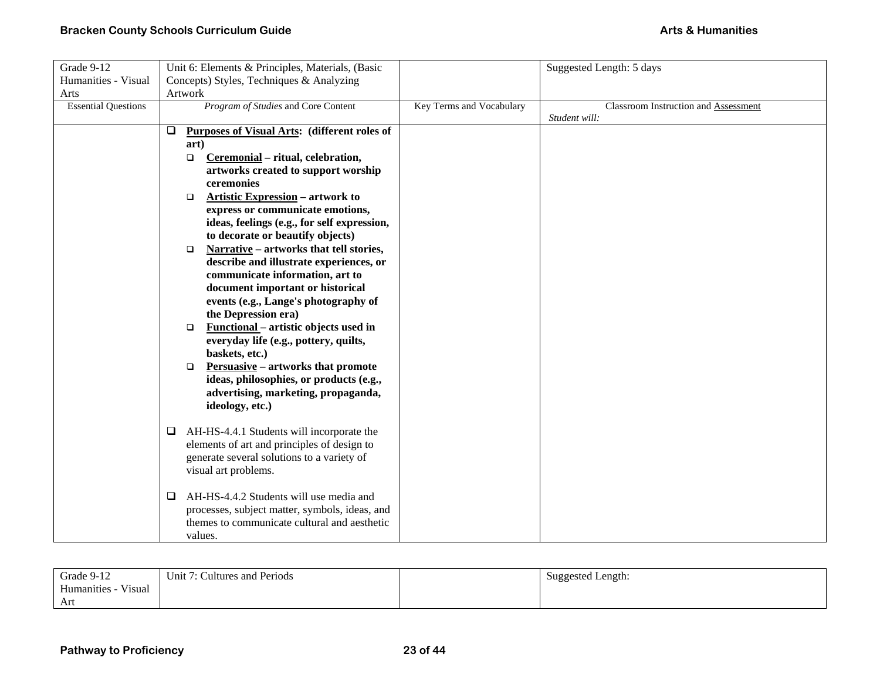| Grade 9-12 Humanities - Visual Arts | Unit 6: Elements & Principles, Materials, (Basic Concepts) Styles, Techniques & Analyzing Artwork | | Suggested Length: 5 days |
|---|---|---|---|
| Essential Questions | *Program of Studies* and Core Content | Key Terms and Vocabulary | Classroom Instruction and Assessment<br>*Student will:* |
| | ❑ **Purposes of Visual Arts: (different roles of art)**<br>❑ **Ceremonial – ritual, celebration, artworks created to support worship ceremonies**<br>❑ **Artistic Expression – artwork to express or communicate emotions, ideas, feelings (e.g., for self expression, to decorate or beautify objects)**<br>❑ **Narrative – artworks that tell stories, describe and illustrate experiences, or communicate information, art to document important or historical events (e.g., Lange's photography of the Depression era)**<br>❑ **Functional – artistic objects used in everyday life (e.g., pottery, quilts, baskets, etc.)**<br>❑ **Persuasive – artworks that promote ideas, philosophies, or products (e.g., advertising, marketing, propaganda, ideology, etc.)**<br><br>❑ AH-HS-4.4.1 Students will incorporate the elements of art and principles of design to generate several solutions to a variety of visual art problems.<br><br>❑ AH-HS-4.4.2 Students will use media and processes, subject matter, symbols, ideas, and themes to communicate cultural and aesthetic values. | | |

| Grade 9-12 Humanities - Visual Art | Unit 7: Cultures and Periods | | Suggested Length: |
|---|---|---|---|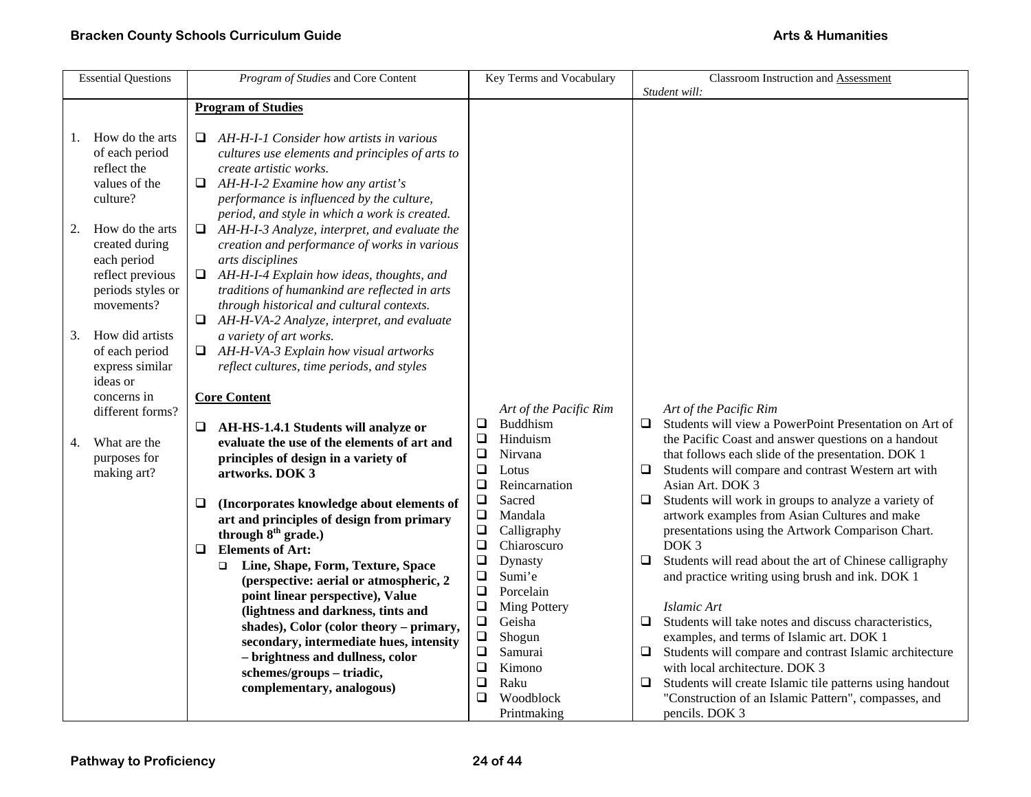| Essential Questions | *Program of Studies* and Core Content | Key Terms and Vocabulary | Classroom Instruction and Assessment<br>*Student will:* |
|---|---|---|---|
| 1. How do the arts of each period reflect the values of the culture?<br><br>2. How do the arts created during each period reflect previous periods styles or movements?<br><br>3. How did artists of each period express similar ideas or concerns in different forms?<br><br>4. What are the purposes for making art? | **Program of Studies**<br><br>❑ *AH-H-I-1 Consider how artists in various cultures use elements and principles of arts to create artistic works.*<br>❑ *AH-H-I-2 Examine how any artist's performance is influenced by the culture, period, and style in which a work is created.*<br>❑ *AH-H-I-3 Analyze, interpret, and evaluate the creation and performance of works in various arts disciplines*<br>❑ *AH-H-I-4 Explain how ideas, thoughts, and traditions of humankind are reflected in arts through historical and cultural contexts.*<br>❑ *AH-H-VA-2 Analyze, interpret, and evaluate a variety of art works.*<br>❑ *AH-H-VA-3 Explain how visual artworks reflect cultures, time periods, and styles*<br><br>**Core Content**<br><br>❑ **AH-HS-1.4.1 Students will analyze or evaluate the use of the elements of art and principles of design in a variety of artworks. DOK 3**<br><br>❑ **(Incorporates knowledge about elements of art and principles of design from primary through 8th grade.)**<br>❑ **Elements of Art:**<br>❑ **Line, Shape, Form, Texture, Space (perspective: aerial or atmospheric, 2 point linear perspective), Value (lightness and darkness, tints and shades), Color (color theory – primary, secondary, intermediate hues, intensity – brightness and dullness, color schemes/groups – triadic, complementary, analogous)** | *Art of the Pacific Rim*<br>❑ Buddhism<br>❑ Hinduism<br>❑ Nirvana<br>❑ Lotus<br>❑ Reincarnation<br>❑ Sacred<br>❑ Mandala<br>❑ Calligraphy<br>❑ Chiaroscuro<br>❑ Dynasty<br>❑ Sumi'e<br>❑ Porcelain<br>❑ Ming Pottery<br>❑ Geisha<br>❑ Shogun<br>❑ Samurai<br>❑ Kimono<br>❑ Raku<br>❑ Woodblock Printmaking | *Art of the Pacific Rim*<br>❑ Students will view a PowerPoint Presentation on Art of the Pacific Coast and answer questions on a handout that follows each slide of the presentation. DOK 1<br>❑ Students will compare and contrast Western art with Asian Art. DOK 3<br>❑ Students will work in groups to analyze a variety of artwork examples from Asian Cultures and make presentations using the Artwork Comparison Chart. DOK 3<br>❑ Students will read about the art of Chinese calligraphy and practice writing using brush and ink. DOK 1<br><br>*Islamic Art*<br>❑ Students will take notes and discuss characteristics, examples, and terms of Islamic art. DOK 1<br>❑ Students will compare and contrast Islamic architecture with local architecture. DOK 3<br>❑ Students will create Islamic tile patterns using handout "Construction of an Islamic Pattern", compasses, and pencils. DOK 3 |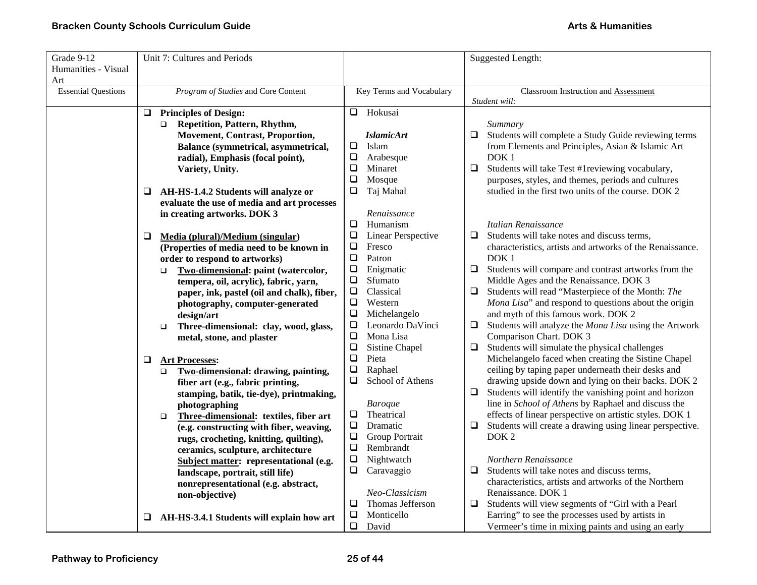| Grade 9-12 Humanities - Visual Art | Unit 7: Cultures and Periods | | Suggested Length: |
|---|---|---|---|
| Essential Questions | *Program of Studies* and Core Content | Key Terms and Vocabulary | Classroom Instruction and Assessment<br>*Student will:* |
| | ❑ **Principles of Design:**<br>❑ **Repetition, Pattern, Rhythm, Movement, Contrast, Proportion, Balance (symmetrical, asymmetrical, radial), Emphasis (focal point), Variety, Unity.**<br><br>❑ **AH-HS-1.4.2 Students will analyze or evaluate the use of media and art processes in creating artworks. DOK 3**<br><br>❑ **Media (plural)/Medium (singular) (Properties of media need to be known in order to respond to artworks)**<br>❑ **Two-dimensional: paint (watercolor, tempera, oil, acrylic), fabric, yarn, paper, ink, pastel (oil and chalk), fiber, photography, computer-generated design/art**<br>❑ **Three-dimensional: clay, wood, glass, metal, stone, and plaster**<br><br>❑ **Art Processes:**<br>❑ **Two-dimensional: drawing, painting, fiber art (e.g., fabric printing, stamping, batik, tie-dye), printmaking, photographing**<br>❑ **Three-dimensional: textiles, fiber art (e.g. constructing with fiber, weaving, rugs, crocheting, knitting, quilting), ceramics, sculpture, architecture**<br>**Subject matter: representational (e.g. landscape, portrait, still life) nonrepresentational (e.g. abstract, non-objective)**<br><br>❑ **AH-HS-3.4.1 Students will explain how art** | ❑ Hokusai<br><br>***IslamicArt***<br>❑ Islam<br>❑ Arabesque<br>❑ Minaret<br>❑ Mosque<br>❑ Taj Mahal<br><br>*Renaissance*<br>❑ Humanism<br>❑ Linear Perspective<br>❑ Fresco<br>❑ Patron<br>❑ Enigmatic<br>❑ Sfumato<br>❑ Classical<br>❑ Western<br>❑ Michelangelo<br>❑ Leonardo DaVinci<br>❑ Mona Lisa<br>❑ Sistine Chapel<br>❑ Pieta<br>❑ Raphael<br>❑ School of Athens<br><br>*Baroque*<br>❑ Theatrical<br>❑ Dramatic<br>❑ Group Portrait<br>❑ Rembrandt<br>❑ Nightwatch<br>❑ Caravaggio<br><br>*Neo-Classicism*<br>❑ Thomas Jefferson<br>❑ Monticello<br>❑ David | *Summary*<br>❑ Students will complete a Study Guide reviewing terms from Elements and Principles, Asian & Islamic Art DOK 1<br>❑ Students will take Test #1reviewing vocabulary, purposes, styles, and themes, periods and cultures studied in the first two units of the course. DOK 2<br><br>*Italian Renaissance*<br>❑ Students will take notes and discuss terms, characteristics, artists and artworks of the Renaissance. DOK 1<br>❑ Students will compare and contrast artworks from the Middle Ages and the Renaissance. DOK 3<br>❑ Students will read "Masterpiece of the Month: *The Mona Lisa*" and respond to questions about the origin and myth of this famous work. DOK 2<br>❑ Students will analyze the *Mona Lisa* using the Artwork Comparison Chart. DOK 3<br>❑ Students will simulate the physical challenges Michelangelo faced when creating the Sistine Chapel ceiling by taping paper underneath their desks and drawing upside down and lying on their backs. DOK 2<br>❑ Students will identify the vanishing point and horizon line in *School of Athens* by Raphael and discuss the effects of linear perspective on artistic styles. DOK 1<br>❑ Students will create a drawing using linear perspective. DOK 2<br><br>*Northern Renaissance*<br>❑ Students will take notes and discuss terms, characteristics, artists and artworks of the Northern Renaissance. DOK 1<br>❑ Students will view segments of "Girl with a Pearl Earring" to see the processes used by artists in Vermeer's time in mixing paints and using an early |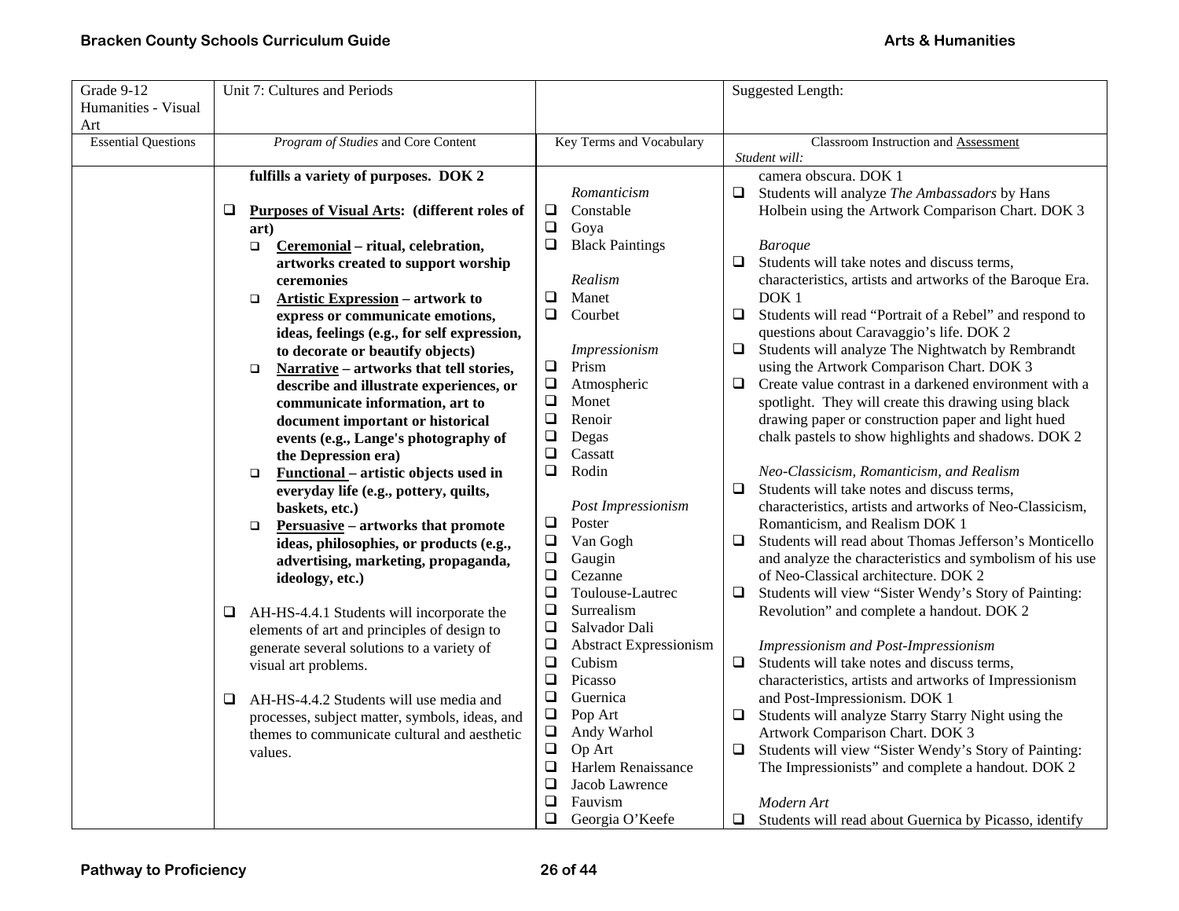| Grade 9-12 Humanities - Visual Art | Unit 7: Cultures and Periods | | Suggested Length: |
|---|---|---|---|
| Essential Questions | *Program of Studies* and Core Content | Key Terms and Vocabulary | Classroom Instruction and Assessment<br>*Student will:* |
| | **fulfills a variety of purposes. DOK 2**<br><br>❑ **Purposes of Visual Arts: (different roles of art)**<br>▫ **Ceremonial – ritual, celebration, artworks created to support worship ceremonies**<br>▫ **Artistic Expression – artwork to express or communicate emotions, ideas, feelings (e.g., for self expression, to decorate or beautify objects)**<br>▫ **Narrative – artworks that tell stories, describe and illustrate experiences, or communicate information, art to document important or historical events (e.g., Lange's photography of the Depression era)**<br>▫ **Functional – artistic objects used in everyday life (e.g., pottery, quilts, baskets, etc.)**<br>▫ **Persuasive – artworks that promote ideas, philosophies, or products (e.g., advertising, marketing, propaganda, ideology, etc.)**<br><br>❑ AH-HS-4.4.1 Students will incorporate the elements of art and principles of design to generate several solutions to a variety of visual art problems.<br><br>❑ AH-HS-4.4.2 Students will use media and processes, subject matter, symbols, ideas, and themes to communicate cultural and aesthetic values. | *Romanticism*<br>❑ Constable<br>❑ Goya<br>❑ Black Paintings<br><br>*Realism*<br>❑ Manet<br>❑ Courbet<br><br>*Impressionism*<br>❑ Prism<br>❑ Atmospheric<br>❑ Monet<br>❑ Renoir<br>❑ Degas<br>❑ Cassatt<br>❑ Rodin<br><br>*Post Impressionism*<br>❑ Poster<br>❑ Van Gogh<br>❑ Gaugin<br>❑ Cezanne<br>❑ Toulouse-Lautrec<br>❑ Surrealism<br>❑ Salvador Dali<br>❑ Abstract Expressionism<br>❑ Cubism<br>❑ Picasso<br>❑ Guernica<br>❑ Pop Art<br>❑ Andy Warhol<br>❑ Op Art<br>❑ Harlem Renaissance<br>❑ Jacob Lawrence<br>❑ Fauvism<br>❑ Georgia O'Keefe | camera obscura. DOK 1<br>❑ Students will analyze *The Ambassadors* by Hans Holbein using the Artwork Comparison Chart. DOK 3<br><br>*Baroque*<br>❑ Students will take notes and discuss terms, characteristics, artists and artworks of the Baroque Era. DOK 1<br>❑ Students will read "Portrait of a Rebel" and respond to questions about Caravaggio's life. DOK 2<br>❑ Students will analyze The Nightwatch by Rembrandt using the Artwork Comparison Chart. DOK 3<br>❑ Create value contrast in a darkened environment with a spotlight. They will create this drawing using black drawing paper or construction paper and light hued chalk pastels to show highlights and shadows. DOK 2<br><br>*Neo-Classicism, Romanticism, and Realism*<br>❑ Students will take notes and discuss terms, characteristics, artists and artworks of Neo-Classicism, Romanticism, and Realism DOK 1<br>❑ Students will read about Thomas Jefferson's Monticello and analyze the characteristics and symbolism of his use of Neo-Classical architecture. DOK 2<br>❑ Students will view "Sister Wendy's Story of Painting: Revolution" and complete a handout. DOK 2<br><br>*Impressionism and Post-Impressionism*<br>❑ Students will take notes and discuss terms, characteristics, artists and artworks of Impressionism and Post-Impressionism. DOK 1<br>❑ Students will analyze Starry Starry Night using the Artwork Comparison Chart. DOK 3<br>❑ Students will view "Sister Wendy's Story of Painting: The Impressionists" and complete a handout. DOK 2<br><br>*Modern Art*<br>❑ Students will read about Guernica by Picasso, identify |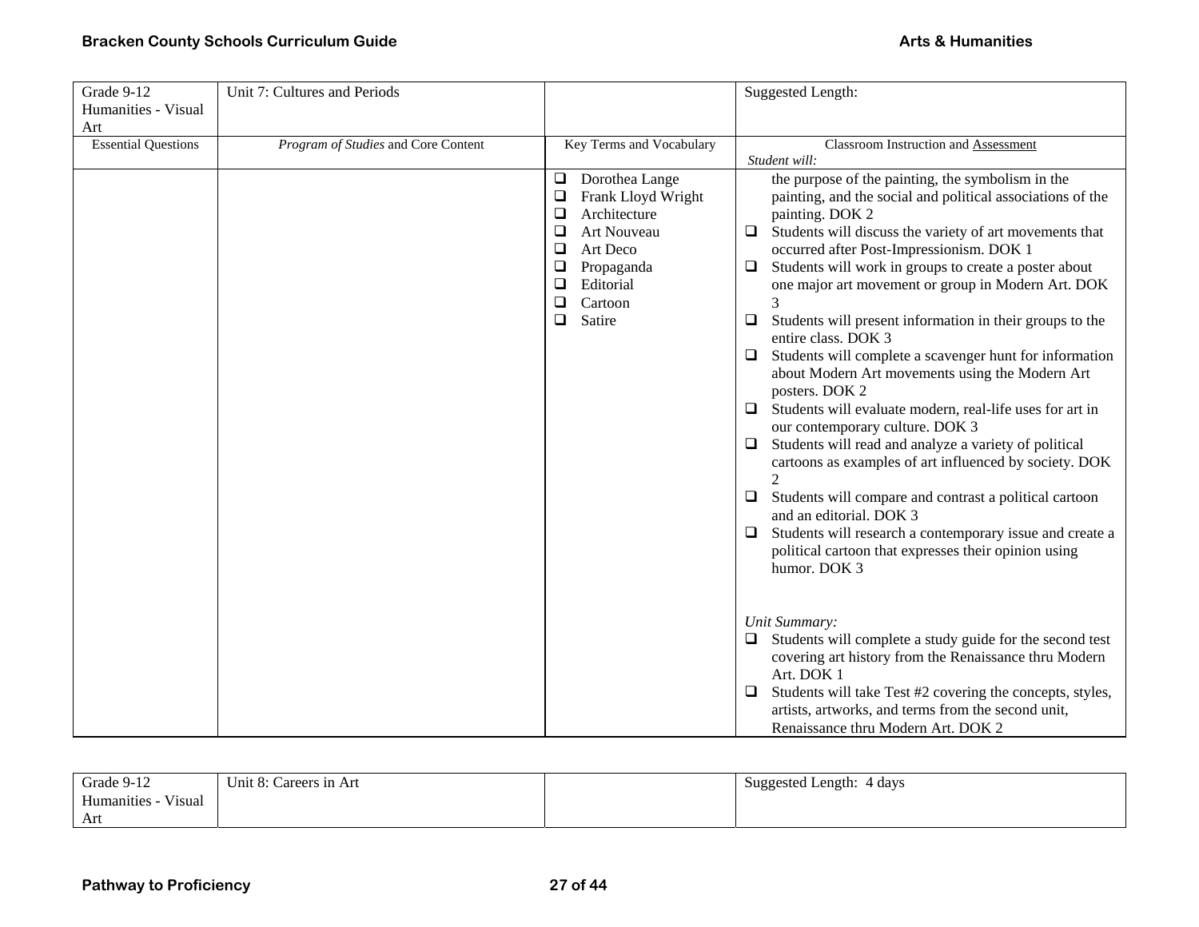| Grade 9-12 Humanities - Visual Art | Unit 7: Cultures and Periods | | Suggested Length: |
|---|---|---|---|
| Essential Questions | *Program of Studies* and Core Content | Key Terms and Vocabulary | Classroom Instruction and Assessment<br>*Student will:* |
| | | ❑ Dorothea Lange<br>❑ Frank Lloyd Wright<br>❑ Architecture<br>❑ Art Nouveau<br>❑ Art Deco<br>❑ Propaganda<br>❑ Editorial<br>❑ Cartoon<br>❑ Satire | the purpose of the painting, the symbolism in the painting, and the social and political associations of the painting. DOK 2<br>❑ Students will discuss the variety of art movements that occurred after Post-Impressionism. DOK 1<br>❑ Students will work in groups to create a poster about one major art movement or group in Modern Art. DOK 3<br>❑ Students will present information in their groups to the entire class. DOK 3<br>❑ Students will complete a scavenger hunt for information about Modern Art movements using the Modern Art posters. DOK 2<br>❑ Students will evaluate modern, real-life uses for art in our contemporary culture. DOK 3<br>❑ Students will read and analyze a variety of political cartoons as examples of art influenced by society. DOK 2<br>❑ Students will compare and contrast a political cartoon and an editorial. DOK 3<br>❑ Students will research a contemporary issue and create a political cartoon that expresses their opinion using humor. DOK 3<br><br>*Unit Summary:*<br>❑ Students will complete a study guide for the second test covering art history from the Renaissance thru Modern Art. DOK 1<br>❑ Students will take Test #2 covering the concepts, styles, artists, artworks, and terms from the second unit, Renaissance thru Modern Art. DOK 2 |

| Grade 9-12 Humanities - Visual Art | Unit 8: Careers in Art | | Suggested Length: 4 days |
|---|---|---|---|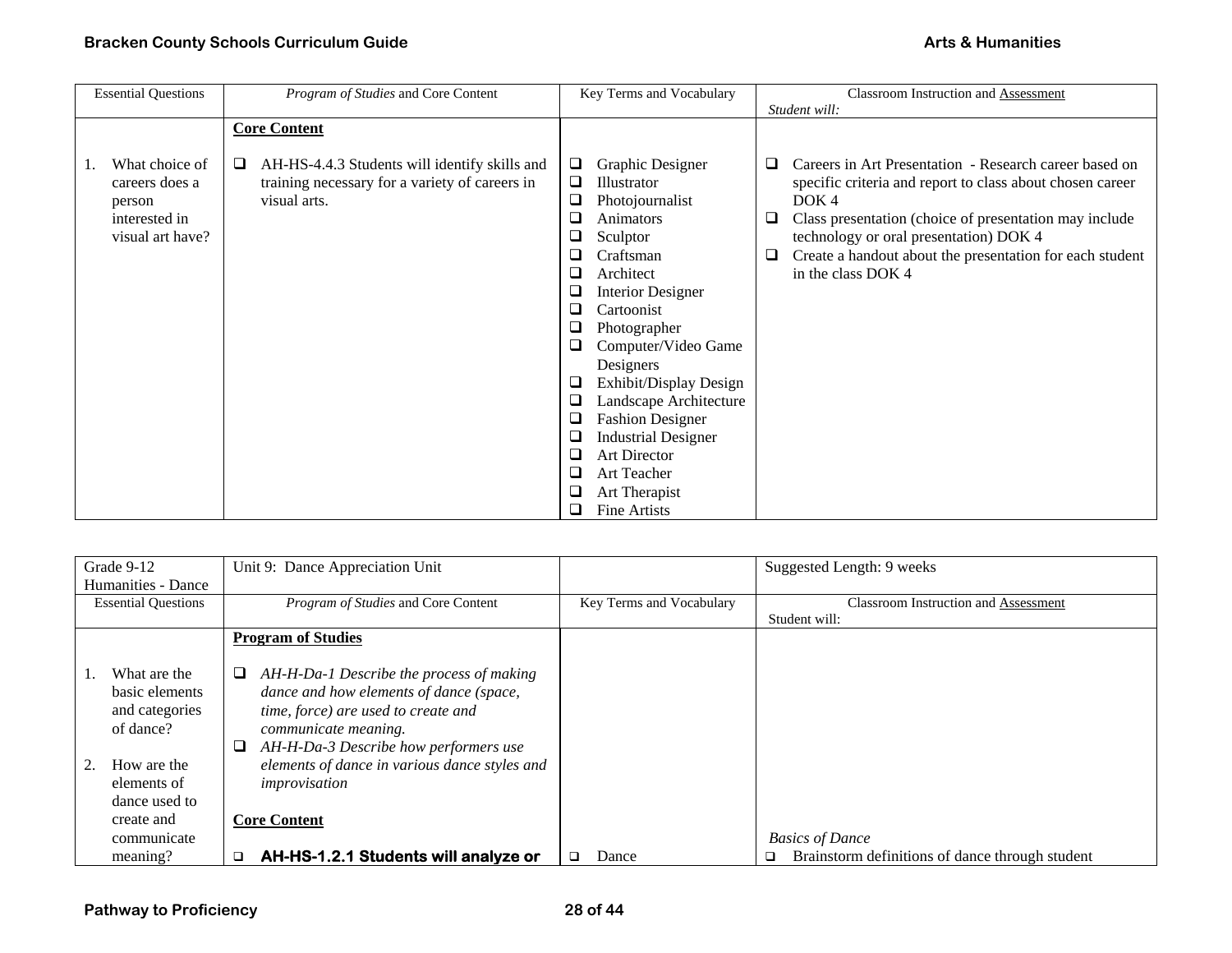| Essential Questions | *Program of Studies* and Core Content | Key Terms and Vocabulary | Classroom Instruction and Assessment *Student will:* |
|---|---|---|---|
| 1. What choice of careers does a person interested in visual art have? | **Core Content**<br><br>❑ AH-HS-4.4.3 Students will identify skills and training necessary for a variety of careers in visual arts. | ❑ Graphic Designer<br>❑ Illustrator<br>❑ Photojournalist<br>❑ Animators<br>❑ Sculptor<br>❑ Craftsman<br>❑ Architect<br>❑ Interior Designer<br>❑ Cartoonist<br>❑ Photographer<br>❑ Computer/Video Game Designers<br>❑ Exhibit/Display Design<br>❑ Landscape Architecture<br>❑ Fashion Designer<br>❑ Industrial Designer<br>❑ Art Director<br>❑ Art Teacher<br>❑ Art Therapist<br>❑ Fine Artists | ❑ Careers in Art Presentation - Research career based on specific criteria and report to class about chosen career DOK 4<br>❑ Class presentation (choice of presentation may include technology or oral presentation) DOK 4<br>❑ Create a handout about the presentation for each student in the class DOK 4 |

| Grade 9-12 Humanities - Dance | Unit 9: Dance Appreciation Unit | | Suggested Length: 9 weeks |
|---|---|---|---|
| Essential Questions | *Program of Studies* and Core Content | Key Terms and Vocabulary | Classroom Instruction and Assessment Student will: |
| 1. What are the basic elements and categories of dance?<br><br>2. How are the elements of dance used to create and communicate meaning? | **Program of Studies**<br><br>❑ *AH-H-Da-1 Describe the process of making dance and how elements of dance (space, time, force) are used to create and communicate meaning.*<br>❑ *AH-H-Da-3 Describe how performers use elements of dance in various dance styles and improvisation*<br><br>**Core Content**<br><br>❑ **AH-HS-1.2.1 Students will analyze or** | ❑ Dance | *Basics of Dance*<br>❑ Brainstorm definitions of dance through student |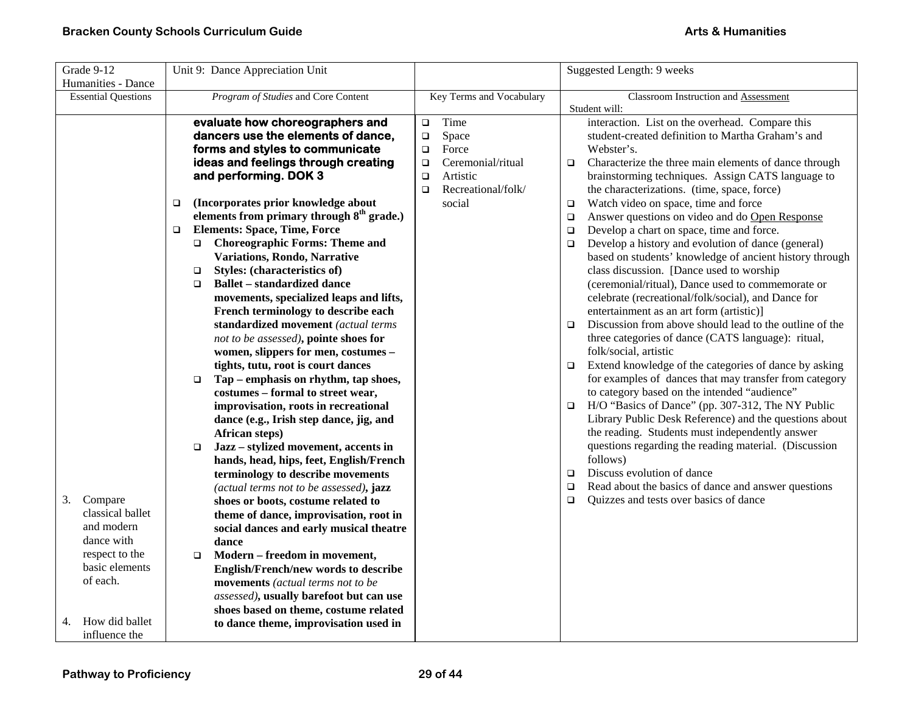| Grade 9-12 Humanities - Dance | Unit 9: Dance Appreciation Unit | | Suggested Length: 9 weeks |
|---|---|---|---|
| Essential Questions | *Program of Studies* and Core Content | Key Terms and Vocabulary | Classroom Instruction and Assessment<br>Student will: |
| 3. Compare classical ballet and modern dance with respect to the basic elements of each.<br><br>4. How did ballet influence the | **evaluate how choreographers and dancers use the elements of dance, forms and styles to communicate ideas and feelings through creating and performing. DOK 3**<br><br>❑ **(Incorporates prior knowledge about elements from primary through 8th grade.)**<br>❑ **Elements: Space, Time, Force**<br>  ❑ **Choreographic Forms: Theme and Variations, Rondo, Narrative**<br>  ❑ **Styles: (characteristics of)**<br>  ❑ **Ballet – standardized dance movements, specialized leaps and lifts, French terminology to describe each standardized movement** *(actual terms not to be assessed)***, pointe shoes for women, slippers for men, costumes – tights, tutu, root is court dances**<br>  ❑ **Tap – emphasis on rhythm, tap shoes, costumes – formal to street wear, improvisation, roots in recreational dance (e.g., Irish step dance, jig, and African steps)**<br>  ❑ **Jazz – stylized movement, accents in hands, head, hips, feet, English/French terminology to describe movements** *(actual terms not to be assessed)***, jazz shoes or boots, costume related to theme of dance, improvisation, root in social dances and early musical theatre dance**<br>  ❑ **Modern – freedom in movement, English/French/new words to describe movements** *(actual terms not to be assessed)***, usually barefoot but can use shoes based on theme, costume related to dance theme, improvisation used in** | ❑ Time<br>❑ Space<br>❑ Force<br>❑ Ceremonial/ritual<br>❑ Artistic<br>❑ Recreational/folk/ social | interaction. List on the overhead. Compare this student-created definition to Martha Graham's and Webster's.<br>❑ Characterize the three main elements of dance through brainstorming techniques. Assign CATS language to the characterizations. (time, space, force)<br>❑ Watch video on space, time and force<br>❑ Answer questions on video and do Open Response<br>❑ Develop a chart on space, time and force.<br>❑ Develop a history and evolution of dance (general) based on students' knowledge of ancient history through class discussion. [Dance used to worship (ceremonial/ritual), Dance used to commemorate or celebrate (recreational/folk/social), and Dance for entertainment as an art form (artistic)]<br>❑ Discussion from above should lead to the outline of the three categories of dance (CATS language): ritual, folk/social, artistic<br>❑ Extend knowledge of the categories of dance by asking for examples of dances that may transfer from category to category based on the intended "audience"<br>❑ H/O "Basics of Dance" (pp. 307-312, The NY Public Library Public Desk Reference) and the questions about the reading. Students must independently answer questions regarding the reading material. (Discussion follows)<br>❑ Discuss evolution of dance<br>❑ Read about the basics of dance and answer questions<br>❑ Quizzes and tests over basics of dance |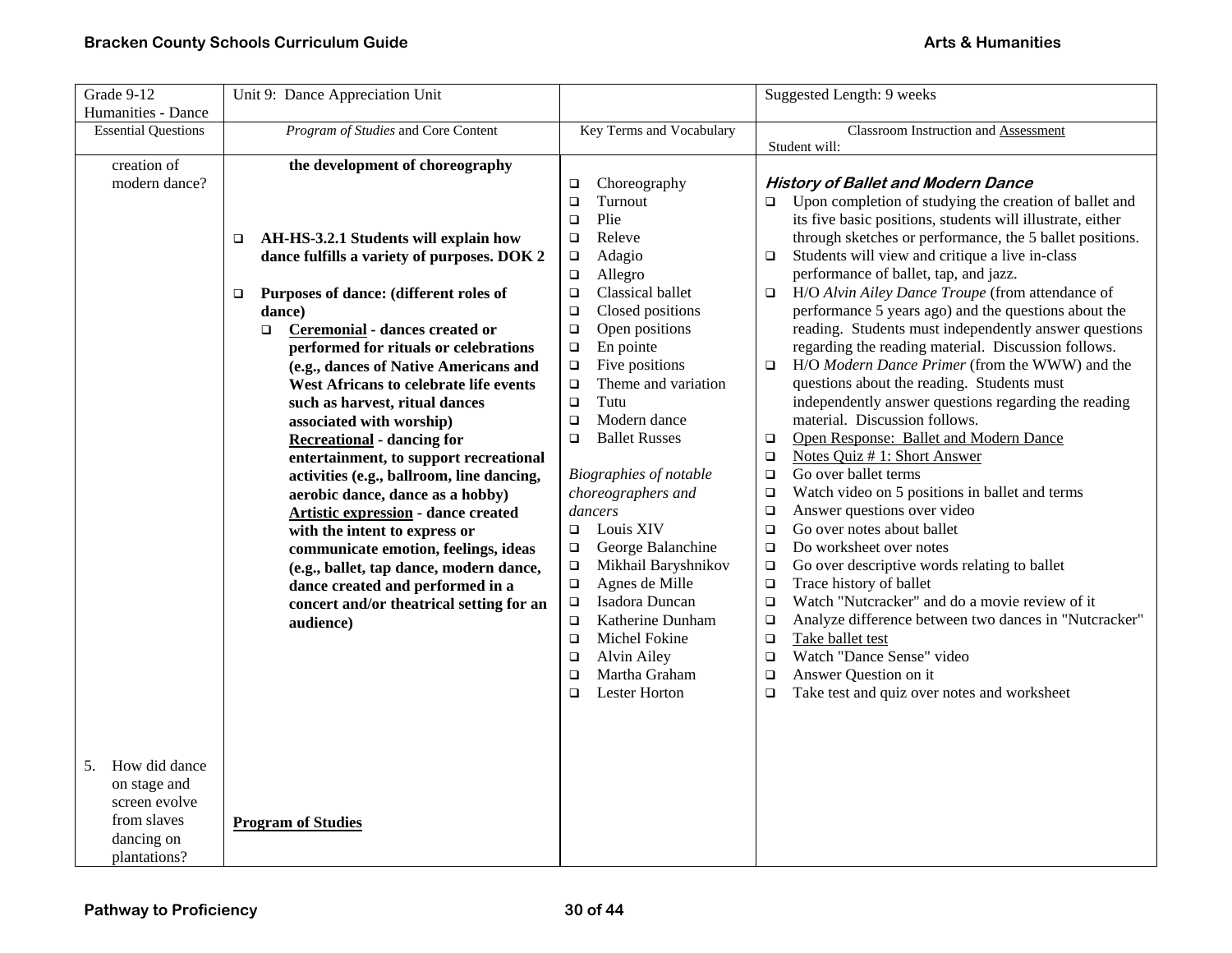| Grade 9-12 Humanities - Dance | Unit 9: Dance Appreciation Unit | | Suggested Length: 9 weeks |
|---|---|---|---|
| Essential Questions | *Program of Studies* and Core Content | Key Terms and Vocabulary | Classroom Instruction and Assessment<br>Student will: |
| creation of modern dance?<br><br><br><br><br><br><br><br><br><br><br><br><br><br><br><br><br><br><br><br>5. How did dance on stage and screen evolve from slaves dancing on plantations? | **the development of choreography**<br><br>❑ **AH-HS-3.2.1 Students will explain how dance fulfills a variety of purposes. DOK 2**<br><br>❑ **Purposes of dance: (different roles of dance)**<br>❑ **<u>Ceremonial</u> - dances created or performed for rituals or celebrations (e.g., dances of Native Americans and West Africans to celebrate life events such as harvest, ritual dances associated with worship)**<br>**<u>Recreational</u> - dancing for entertainment, to support recreational activities (e.g., ballroom, line dancing, aerobic dance, dance as a hobby)**<br>**<u>Artistic expression</u> - dance created with the intent to express or communicate emotion, feelings, ideas (e.g., ballet, tap dance, modern dance, dance created and performed in a concert and/or theatrical setting for an audience)**<br><br><br><br><br><br><br><br>**<u>Program of Studies</u>** | ❑ Choreography<br>❑ Turnout<br>❑ Plie<br>❑ Releve<br>❑ Adagio<br>❑ Allegro<br>❑ Classical ballet<br>❑ Closed positions<br>❑ Open positions<br>❑ En pointe<br>❑ Five positions<br>❑ Theme and variation<br>❑ Tutu<br>❑ Modern dance<br>❑ Ballet Russes<br><br>*Biographies of notable choreographers and dancers*<br>❑ Louis XIV<br>❑ George Balanchine<br>❑ Mikhail Baryshnikov<br>❑ Agnes de Mille<br>❑ Isadora Duncan<br>❑ Katherine Dunham<br>❑ Michel Fokine<br>❑ Alvin Ailey<br>❑ Martha Graham<br>❑ Lester Horton | ***History of Ballet and Modern Dance***<br>❑ Upon completion of studying the creation of ballet and its five basic positions, students will illustrate, either through sketches or performance, the 5 ballet positions.<br>❑ Students will view and critique a live in-class performance of ballet, tap, and jazz.<br>❑ H/O *Alvin Ailey Dance Troupe* (from attendance of performance 5 years ago) and the questions about the reading. Students must independently answer questions regarding the reading material. Discussion follows.<br>❑ H/O *Modern Dance Primer* (from the WWW) and the questions about the reading. Students must independently answer questions regarding the reading material. Discussion follows.<br>❑ <u>Open Response: Ballet and Modern Dance</u><br>❑ <u>Notes Quiz # 1: Short Answer</u><br>❑ Go over ballet terms<br>❑ Watch video on 5 positions in ballet and terms<br>❑ Answer questions over video<br>❑ Go over notes about ballet<br>❑ Do worksheet over notes<br>❑ Go over descriptive words relating to ballet<br>❑ Trace history of ballet<br>❑ Watch "Nutcracker" and do a movie review of it<br>❑ Analyze difference between two dances in "Nutcracker"<br>❑ <u>Take ballet test</u><br>❑ Watch "Dance Sense" video<br>❑ Answer Question on it<br>❑ Take test and quiz over notes and worksheet |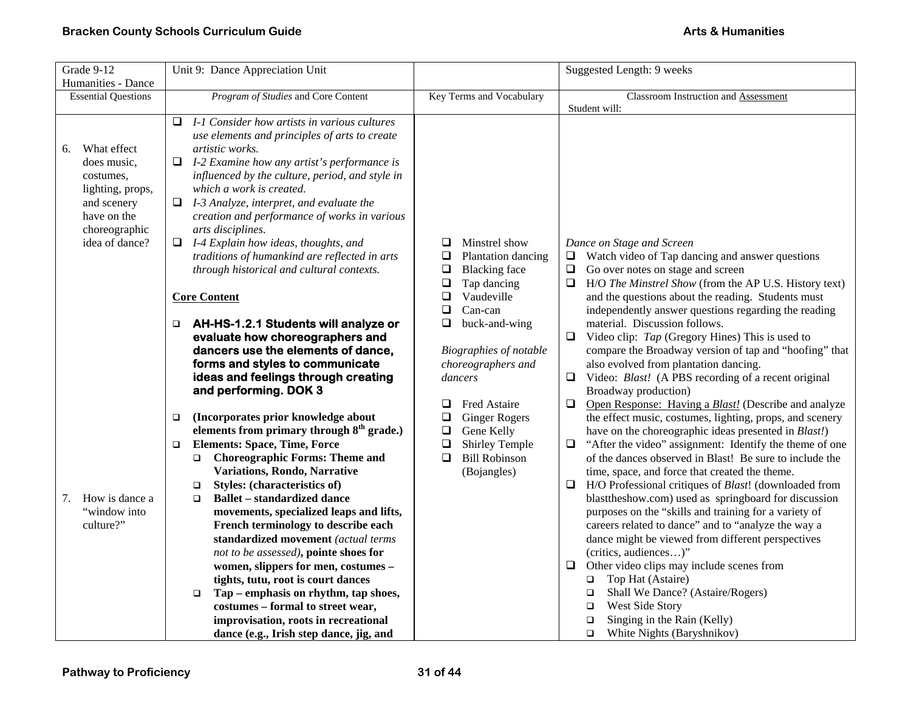| Grade 9-12 Humanities - Dance | Unit 9: Dance Appreciation Unit | | Suggested Length: 9 weeks |
|---|---|---|---|
| Essential Questions | *Program of Studies* and Core Content | Key Terms and Vocabulary | Classroom Instruction and Assessment<br>Student will: |
| 6. What effect does music, costumes, lighting, props, and scenery have on the choreographic idea of dance?<br><br>7. How is dance a "window into culture?" | ❑ *I-1 Consider how artists in various cultures use elements and principles of arts to create artistic works.*<br>❑ *I-2 Examine how any artist's performance is influenced by the culture, period, and style in which a work is created.*<br>❑ *I-3 Analyze, interpret, and evaluate the creation and performance of works in various arts disciplines.*<br>❑ *I-4 Explain how ideas, thoughts, and traditions of humankind are reflected in arts through historical and cultural contexts.*<br><br>**Core Content**<br><br>❑ **AH-HS-1.2.1 Students will analyze or evaluate how choreographers and dancers use the elements of dance, forms and styles to communicate ideas and feelings through creating and performing. DOK 3**<br><br>❑ **(Incorporates prior knowledge about elements from primary through 8th grade.)**<br>❑ **Elements: Space, Time, Force**<br>❑ **Choreographic Forms: Theme and Variations, Rondo, Narrative**<br>❑ **Styles: (characteristics of)**<br>❑ **Ballet – standardized dance movements, specialized leaps and lifts, French terminology to describe each standardized movement** *(actual terms not to be assessed)*, **pointe shoes for women, slippers for men, costumes – tights, tutu, root is court dances**<br>❑ **Tap – emphasis on rhythm, tap shoes, costumes – formal to street wear, improvisation, roots in recreational dance (e.g., Irish step dance, jig, and** | ❑ Minstrel show<br>❑ Plantation dancing<br>❑ Blacking face<br>❑ Tap dancing<br>❑ Vaudeville<br>❑ Can-can<br>❑ buck-and-wing<br><br>*Biographies of notable choreographers and dancers*<br><br>❑ Fred Astaire<br>❑ Ginger Rogers<br>❑ Gene Kelly<br>❑ Shirley Temple<br>❑ Bill Robinson (Bojangles) | *Dance on Stage and Screen*<br>❑ Watch video of Tap dancing and answer questions<br>❑ Go over notes on stage and screen<br>❑ H/O *The Minstrel Show* (from the AP U.S. History text) and the questions about the reading. Students must independently answer questions regarding the reading material. Discussion follows.<br>❑ Video clip: *Tap* (Gregory Hines) This is used to compare the Broadway version of tap and "hoofing" that also evolved from plantation dancing.<br>❑ Video: *Blast!* (A PBS recording of a recent original Broadway production)<br>❑ <u>Open Response: Having a *Blast!*</u> (Describe and analyze the effect music, costumes, lighting, props, and scenery have on the choreographic ideas presented in *Blast!*)<br>❑ "After the video" assignment: Identify the theme of one of the dances observed in Blast! Be sure to include the time, space, and force that created the theme.<br>❑ H/O Professional critiques of *Blast*! (downloaded from blasttheshow.com) used as springboard for discussion purposes on the "skills and training for a variety of careers related to dance" and to "analyze the way a dance might be viewed from different perspectives (critics, audiences…)"<br>❑ Other video clips may include scenes from<br>❑ Top Hat (Astaire)<br>❑ Shall We Dance? (Astaire/Rogers)<br>❑ West Side Story<br>❑ Singing in the Rain (Kelly)<br>❑ White Nights (Baryshnikov) |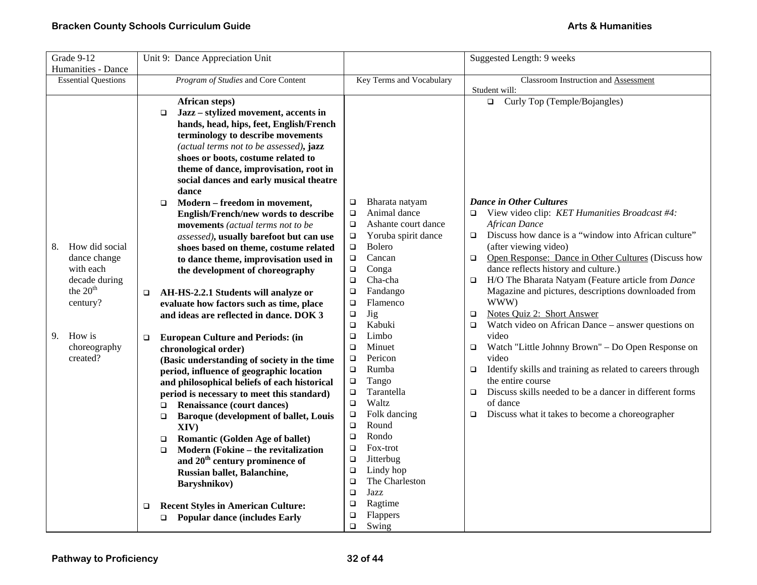| Grade 9-12 Humanities - Dance | Unit 9: Dance Appreciation Unit | | Suggested Length: 9 weeks |
|---|---|---|---|
| Essential Questions | *Program of Studies* and Core Content | Key Terms and Vocabulary | Classroom Instruction and Assessment<br>Student will: |
| 8. How did social dance change with each decade during the 20th century?<br><br>9. How is choreography created? | **African steps)**<br>❑ **Jazz – stylized movement, accents in hands, head, hips, feet, English/French terminology to describe movements** *(actual terms not to be assessed)*, **jazz shoes or boots, costume related to theme of dance, improvisation, root in social dances and early musical theatre dance**<br>❑ **Modern – freedom in movement, English/French/new words to describe movements** *(actual terms not to be assessed)*, **usually barefoot but can use shoes based on theme, costume related to dance theme, improvisation used in the development of choreography**<br><br>❑ **AH-HS-2.2.1 Students will analyze or evaluate how factors such as time, place and ideas are reflected in dance. DOK 3**<br><br>❑ **European Culture and Periods: (in chronological order)**<br>**(Basic understanding of society in the time period, influence of geographic location and philosophical beliefs of each historical period is necessary to meet this standard)**<br>❑ **Renaissance (court dances)**<br>❑ **Baroque (development of ballet, Louis XIV)**<br>❑ **Romantic (Golden Age of ballet)**<br>❑ **Modern (Fokine – the revitalization and 20th century prominence of Russian ballet, Balanchine, Baryshnikov)**<br><br>❑ **Recent Styles in American Culture:**<br>❑ **Popular dance (includes Early** | ❑ Bharata natyam<br>❑ Animal dance<br>❑ Ashante court dance<br>❑ Yoruba spirit dance<br>❑ Bolero<br>❑ Cancan<br>❑ Conga<br>❑ Cha-cha<br>❑ Fandango<br>❑ Flamenco<br>❑ Jig<br>❑ Kabuki<br>❑ Limbo<br>❑ Minuet<br>❑ Pericon<br>❑ Rumba<br>❑ Tango<br>❑ Tarantella<br>❑ Waltz<br>❑ Folk dancing<br>❑ Round<br>❑ Rondo<br>❑ Fox-trot<br>❑ Jitterbug<br>❑ Lindy hop<br>❑ The Charleston<br>❑ Jazz<br>❑ Ragtime<br>❑ Flappers<br>❑ Swing | ❑ Curly Top (Temple/Bojangles)<br><br>***Dance in Other Cultures***<br>❑ View video clip: *KET Humanities Broadcast #4: African Dance*<br>❑ Discuss how dance is a "window into African culture" (after viewing video)<br>❑ Open Response: Dance in Other Cultures (Discuss how dance reflects history and culture.)<br>❑ H/O The Bharata Natyam (Feature article from *Dance* Magazine and pictures, descriptions downloaded from WWW)<br>❑ Notes Quiz 2: Short Answer<br>❑ Watch video on African Dance – answer questions on video<br>❑ Watch "Little Johnny Brown" – Do Open Response on video<br>❑ Identify skills and training as related to careers through the entire course<br>❑ Discuss skills needed to be a dancer in different forms of dance<br>❑ Discuss what it takes to become a choreographer |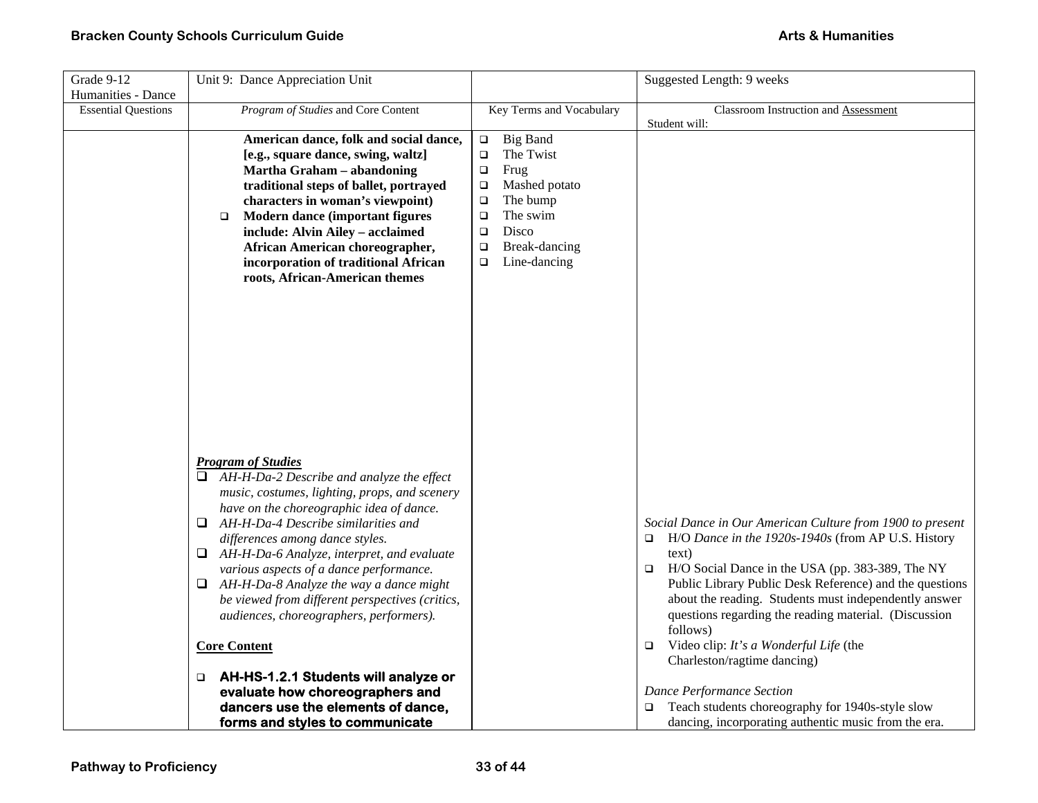| Grade 9-12 Humanities - Dance | Unit 9: Dance Appreciation Unit | | Suggested Length: 9 weeks |
|---|---|---|---|
| Essential Questions | *Program of Studies* and Core Content | Key Terms and Vocabulary | Classroom Instruction and Assessment<br>Student will: |
| | **American dance, folk and social dance, [e.g., square dance, swing, waltz] Martha Graham – abandoning traditional steps of ballet, portrayed characters in woman's viewpoint)**<br>❑ **Modern dance (important figures include: Alvin Ailey – acclaimed African American choreographer, incorporation of traditional African roots, African-American themes**<br><br>***Program of Studies***<br>❑ *AH-H-Da-2 Describe and analyze the effect music, costumes, lighting, props, and scenery have on the choreographic idea of dance.*<br>❑ *AH-H-Da-4 Describe similarities and differences among dance styles.*<br>❑ *AH-H-Da-6 Analyze, interpret, and evaluate various aspects of a dance performance.*<br>❑ *AH-H-Da-8 Analyze the way a dance might be viewed from different perspectives (critics, audiences, choreographers, performers).*<br><br>**Core Content**<br><br>❑ **AH-HS-1.2.1 Students will analyze or evaluate how choreographers and dancers use the elements of dance, forms and styles to communicate** | ❑ Big Band<br>❑ The Twist<br>❑ Frug<br>❑ Mashed potato<br>❑ The bump<br>❑ The swim<br>❑ Disco<br>❑ Break-dancing<br>❑ Line-dancing | *Social Dance in Our American Culture from 1900 to present*<br>❑ H/O *Dance in the 1920s-1940s* (from AP U.S. History text)<br>❑ H/O Social Dance in the USA (pp. 383-389, The NY Public Library Public Desk Reference) and the questions about the reading. Students must independently answer questions regarding the reading material. (Discussion follows)<br>❑ Video clip: *It's a Wonderful Life* (the Charleston/ragtime dancing)<br><br>*Dance Performance Section*<br>❑ Teach students choreography for 1940s-style slow dancing, incorporating authentic music from the era. |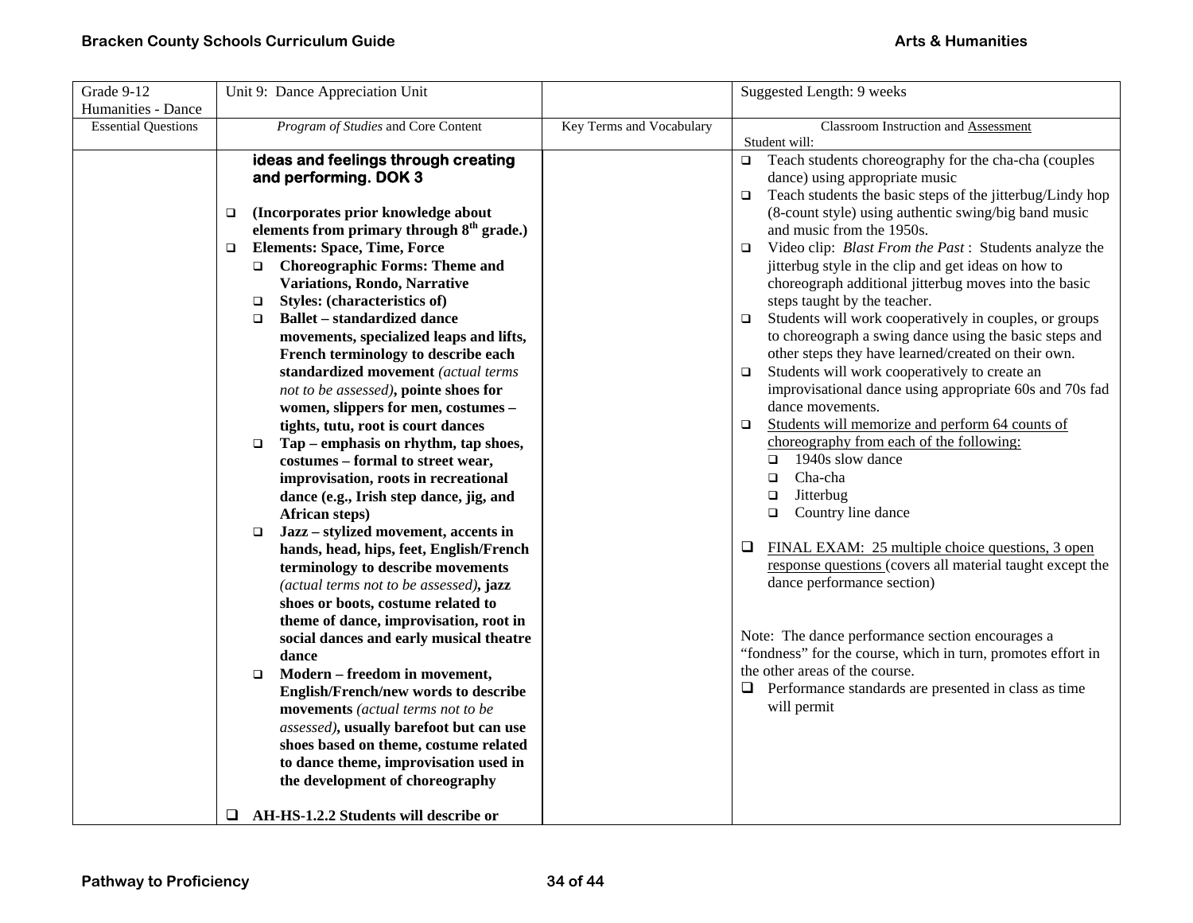| Grade 9-12 Humanities - Dance | Unit 9: Dance Appreciation Unit | | Suggested Length: 9 weeks |
|---|---|---|---|
| Essential Questions | *Program of Studies* and Core Content | Key Terms and Vocabulary | Classroom Instruction and <u>Assessment</u><br>Student will: |
| | **ideas and feelings through creating and performing. DOK 3**<br><br>❑ **(Incorporates prior knowledge about elements from primary through 8th grade.)**<br>❑ **Elements: Space, Time, Force**<br>&nbsp;&nbsp;❑ **Choreographic Forms: Theme and Variations, Rondo, Narrative**<br>&nbsp;&nbsp;❑ **Styles: (characteristics of)**<br>&nbsp;&nbsp;❑ **Ballet – standardized dance movements, specialized leaps and lifts, French terminology to describe each standardized movement** *(actual terms not to be assessed)*, **pointe shoes for women, slippers for men, costumes – tights, tutu, root is court dances**<br>&nbsp;&nbsp;❑ **Tap – emphasis on rhythm, tap shoes, costumes – formal to street wear, improvisation, roots in recreational dance (e.g., Irish step dance, jig, and African steps)**<br>&nbsp;&nbsp;❑ **Jazz – stylized movement, accents in hands, head, hips, feet, English/French terminology to describe movements** *(actual terms not to be assessed)*, **jazz shoes or boots, costume related to theme of dance, improvisation, root in social dances and early musical theatre dance**<br>&nbsp;&nbsp;❑ **Modern – freedom in movement, English/French/new words to describe movements** *(actual terms not to be assessed)*, **usually barefoot but can use shoes based on theme, costume related to dance theme, improvisation used in the development of choreography**<br><br>❑ **AH-HS-1.2.2 Students will describe or** | | ❑ Teach students choreography for the cha-cha (couples dance) using appropriate music<br>❑ Teach students the basic steps of the jitterbug/Lindy hop (8-count style) using authentic swing/big band music and music from the 1950s.<br>❑ Video clip: *Blast From the Past* : Students analyze the jitterbug style in the clip and get ideas on how to choreograph additional jitterbug moves into the basic steps taught by the teacher.<br>❑ Students will work cooperatively in couples, or groups to choreograph a swing dance using the basic steps and other steps they have learned/created on their own.<br>❑ Students will work cooperatively to create an improvisational dance using appropriate 60s and 70s fad dance movements.<br>❑ <u>Students will memorize and perform 64 counts of choreography from each of the following:</u><br>&nbsp;&nbsp;❑ 1940s slow dance<br>&nbsp;&nbsp;❑ Cha-cha<br>&nbsp;&nbsp;❑ Jitterbug<br>&nbsp;&nbsp;❑ Country line dance<br><br>❑ <u>FINAL EXAM: 25 multiple choice questions, 3 open response questions</u> (covers all material taught except the dance performance section)<br><br>Note: The dance performance section encourages a "fondness" for the course, which in turn, promotes effort in the other areas of the course.<br>❑ Performance standards are presented in class as time will permit |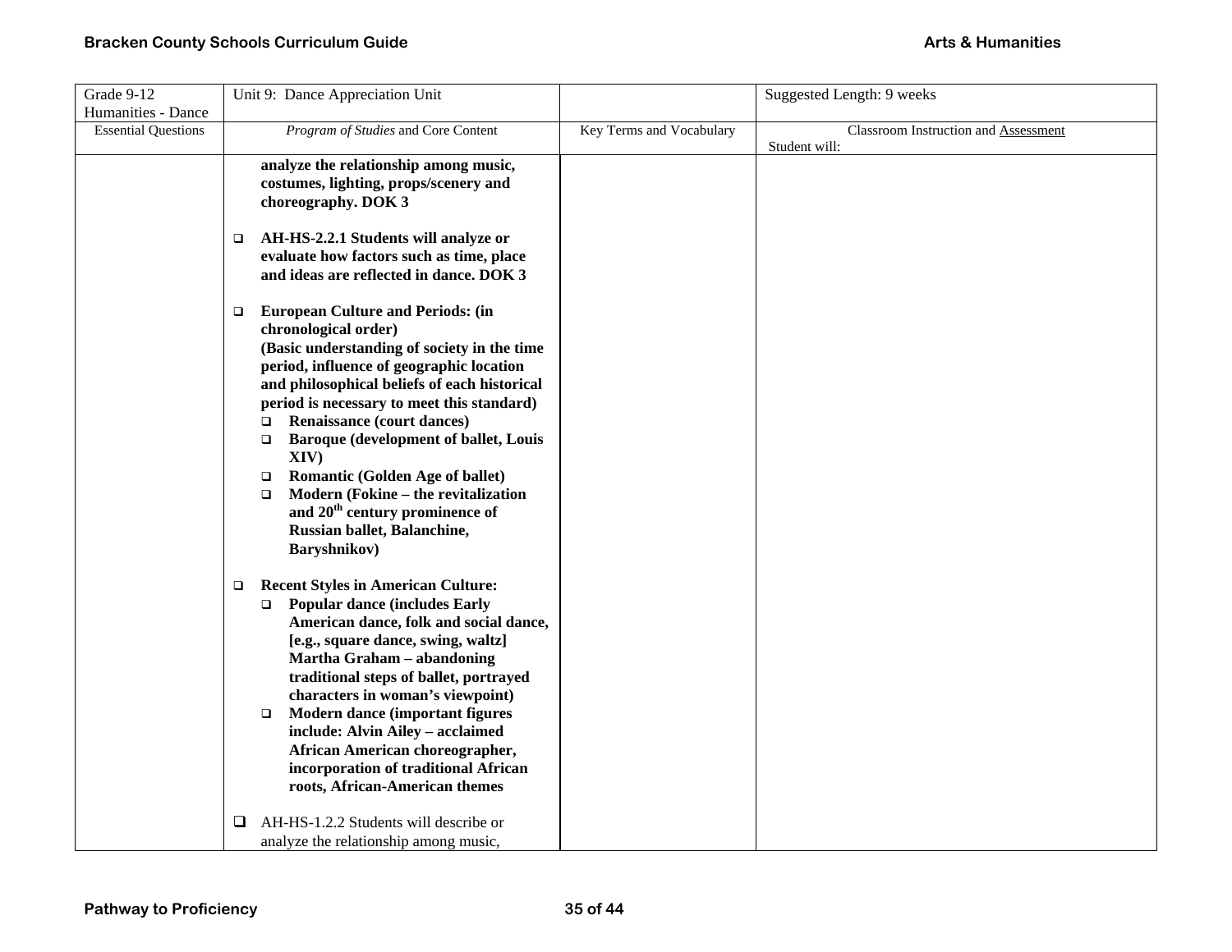| Grade 9-12 Humanities - Dance | Unit 9: Dance Appreciation Unit | | Suggested Length: 9 weeks |
|---|---|---|---|
| Essential Questions | *Program of Studies* and Core Content | Key Terms and Vocabulary | Classroom Instruction and Assessment<br>Student will: |
| | **analyze the relationship among music, costumes, lighting, props/scenery and choreography. DOK 3**<br><br>❑ **AH-HS-2.2.1 Students will analyze or evaluate how factors such as time, place and ideas are reflected in dance. DOK 3**<br><br>❑ **European Culture and Periods: (in chronological order)**<br>**(Basic understanding of society in the time period, influence of geographic location and philosophical beliefs of each historical period is necessary to meet this standard)**<br>❑ **Renaissance (court dances)**<br>❑ **Baroque (development of ballet, Louis XIV)**<br>❑ **Romantic (Golden Age of ballet)**<br>❑ **Modern (Fokine – the revitalization and 20th century prominence of Russian ballet, Balanchine, Baryshnikov)**<br><br>❑ **Recent Styles in American Culture:**<br>❑ **Popular dance (includes Early American dance, folk and social dance, [e.g., square dance, swing, waltz] Martha Graham – abandoning traditional steps of ballet, portrayed characters in woman's viewpoint)**<br>❑ **Modern dance (important figures include: Alvin Ailey – acclaimed African American choreographer, incorporation of traditional African roots, African-American themes**<br><br>❑ AH-HS-1.2.2 Students will describe or analyze the relationship among music, | | |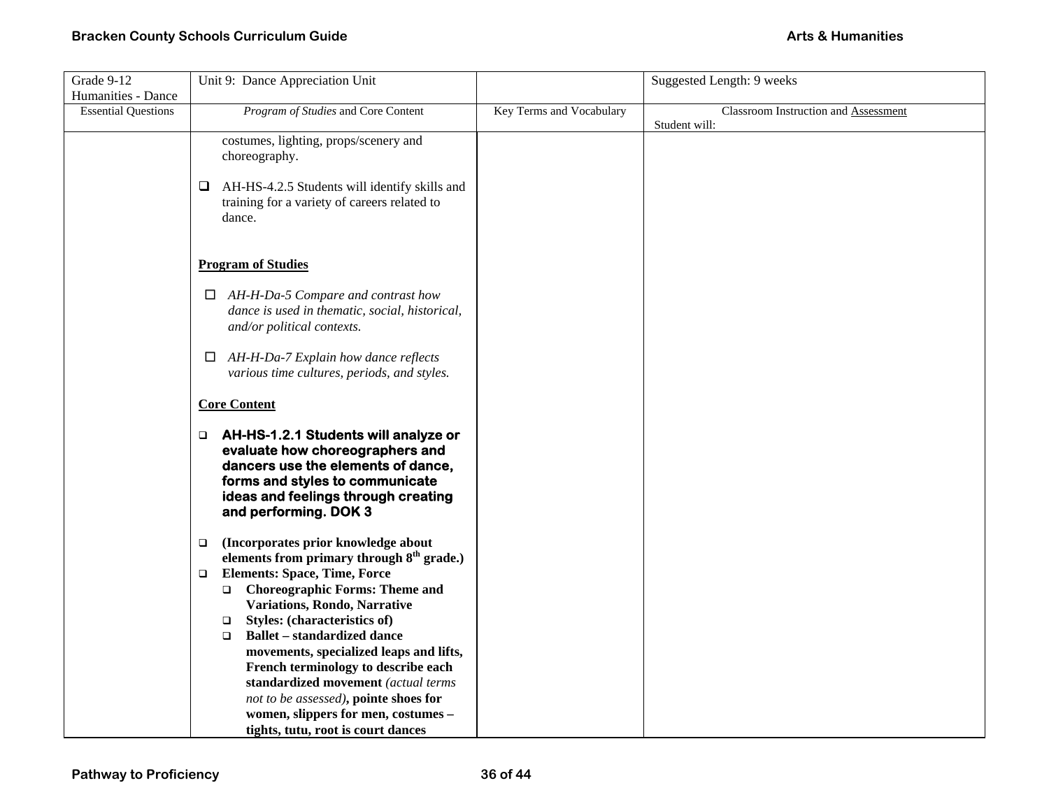| Grade 9-12 Humanities - Dance | Unit 9: Dance Appreciation Unit | | Suggested Length: 9 weeks |
|---|---|---|---|
| Essential Questions | *Program of Studies* and Core Content | Key Terms and Vocabulary | Classroom Instruction and Assessment<br>Student will: |
| | costumes, lighting, props/scenery and choreography.<br><br>☐ AH-HS-4.2.5 Students will identify skills and training for a variety of careers related to dance.<br><br>**Program of Studies**<br><br>☐ *AH-H-Da-5 Compare and contrast how dance is used in thematic, social, historical, and/or political contexts.*<br><br>☐ *AH-H-Da-7 Explain how dance reflects various time cultures, periods, and styles.*<br><br>**Core Content**<br><br>☐ **AH-HS-1.2.1 Students will analyze or evaluate how choreographers and dancers use the elements of dance, forms and styles to communicate ideas and feelings through creating and performing. DOK 3**<br><br>☐ **(Incorporates prior knowledge about elements from primary through 8th grade.)**<br>☐ **Elements: Space, Time, Force**<br>&nbsp;&nbsp;☐ **Choreographic Forms: Theme and Variations, Rondo, Narrative**<br>&nbsp;&nbsp;☐ **Styles: (characteristics of)**<br>&nbsp;&nbsp;☐ **Ballet – standardized dance movements, specialized leaps and lifts, French terminology to describe each standardized movement** *(actual terms not to be assessed)***, pointe shoes for women, slippers for men, costumes – tights, tutu, root is court dances** | | |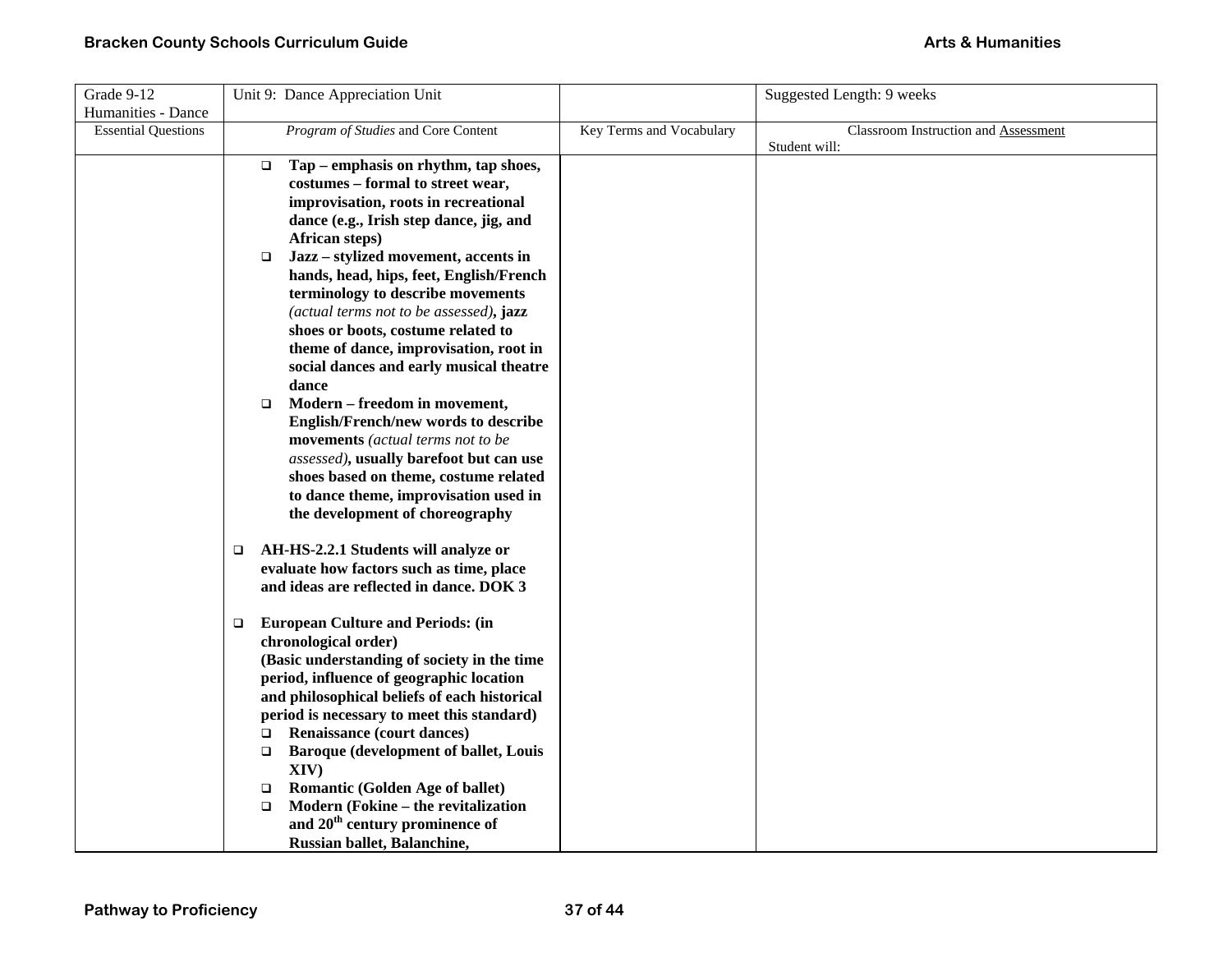| Grade 9-12 Humanities - Dance | Unit 9: Dance Appreciation Unit | | Suggested Length: 9 weeks |
|---|---|---|---|
| Essential Questions | *Program of Studies* and Core Content | Key Terms and Vocabulary | Classroom Instruction and Assessment<br>Student will: |
| | ❑ **Tap – emphasis on rhythm, tap shoes, costumes – formal to street wear, improvisation, roots in recreational dance (e.g., Irish step dance, jig, and African steps)**<br>❑ **Jazz – stylized movement, accents in hands, head, hips, feet, English/French terminology to describe movements** *(actual terms not to be assessed)*, **jazz shoes or boots, costume related to theme of dance, improvisation, root in social dances and early musical theatre dance**<br>❑ **Modern – freedom in movement, English/French/new words to describe movements** *(actual terms not to be assessed)*, **usually barefoot but can use shoes based on theme, costume related to dance theme, improvisation used in the development of choreography**<br><br>❑ **AH-HS-2.2.1 Students will analyze or evaluate how factors such as time, place and ideas are reflected in dance. DOK 3**<br><br>❑ **European Culture and Periods: (in chronological order)**<br>**(Basic understanding of society in the time period, influence of geographic location and philosophical beliefs of each historical period is necessary to meet this standard)**<br>❑ **Renaissance (court dances)**<br>❑ **Baroque (development of ballet, Louis XIV)**<br>❑ **Romantic (Golden Age of ballet)**<br>❑ **Modern (Fokine – the revitalization and 20th century prominence of Russian ballet, Balanchine,** | | |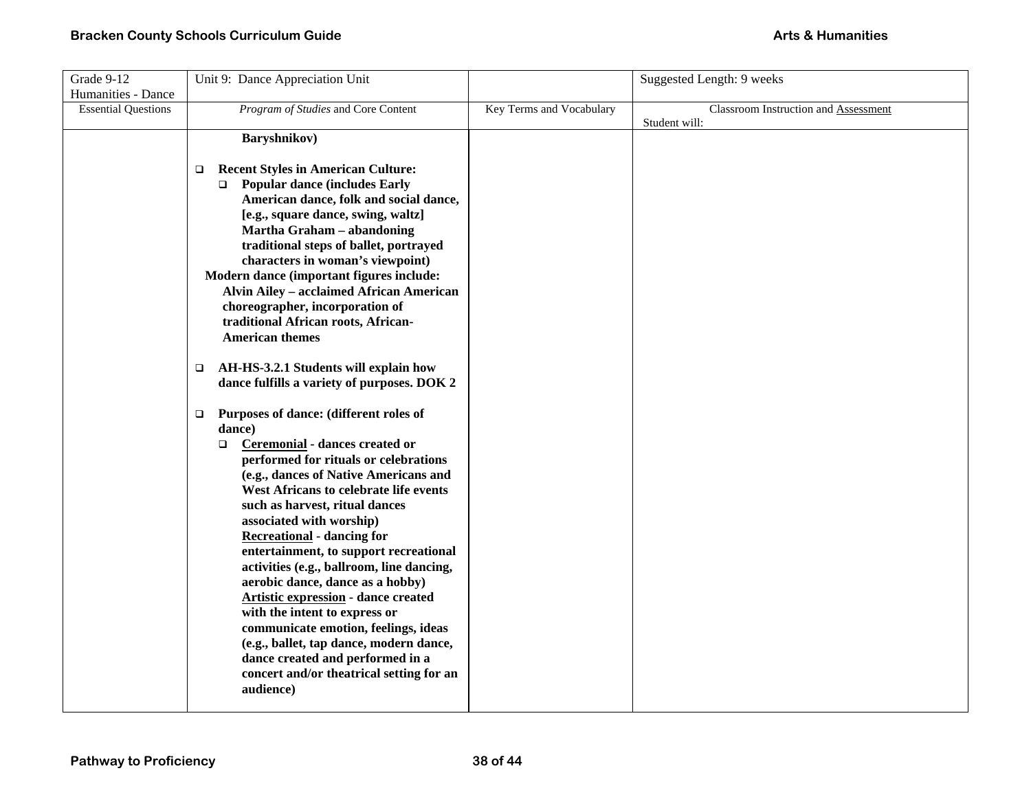| Grade 9-12 Humanities - Dance | Unit 9: Dance Appreciation Unit | | Suggested Length: 9 weeks |
|---|---|---|---|
| Essential Questions | *Program of Studies* and Core Content | Key Terms and Vocabulary | Classroom Instruction and Assessment<br>Student will: |
| | **Baryshnikov)**<br><br>❑ **Recent Styles in American Culture:**<br>❑ **Popular dance (includes Early American dance, folk and social dance, [e.g., square dance, swing, waltz] Martha Graham – abandoning traditional steps of ballet, portrayed characters in woman's viewpoint)**<br>**Modern dance (important figures include: Alvin Ailey – acclaimed African American choreographer, incorporation of traditional African roots, African-American themes**<br><br>❑ **AH-HS-3.2.1 Students will explain how dance fulfills a variety of purposes. DOK 2**<br><br>❑ **Purposes of dance: (different roles of dance)**<br>❑ **<u>Ceremonial</u> - dances created or performed for rituals or celebrations (e.g., dances of Native Americans and West Africans to celebrate life events such as harvest, ritual dances associated with worship)**<br>**<u>Recreational</u> - dancing for entertainment, to support recreational activities (e.g., ballroom, line dancing, aerobic dance, dance as a hobby)**<br>**<u>Artistic expression</u> - dance created with the intent to express or communicate emotion, feelings, ideas (e.g., ballet, tap dance, modern dance, dance created and performed in a concert and/or theatrical setting for an audience)** | | |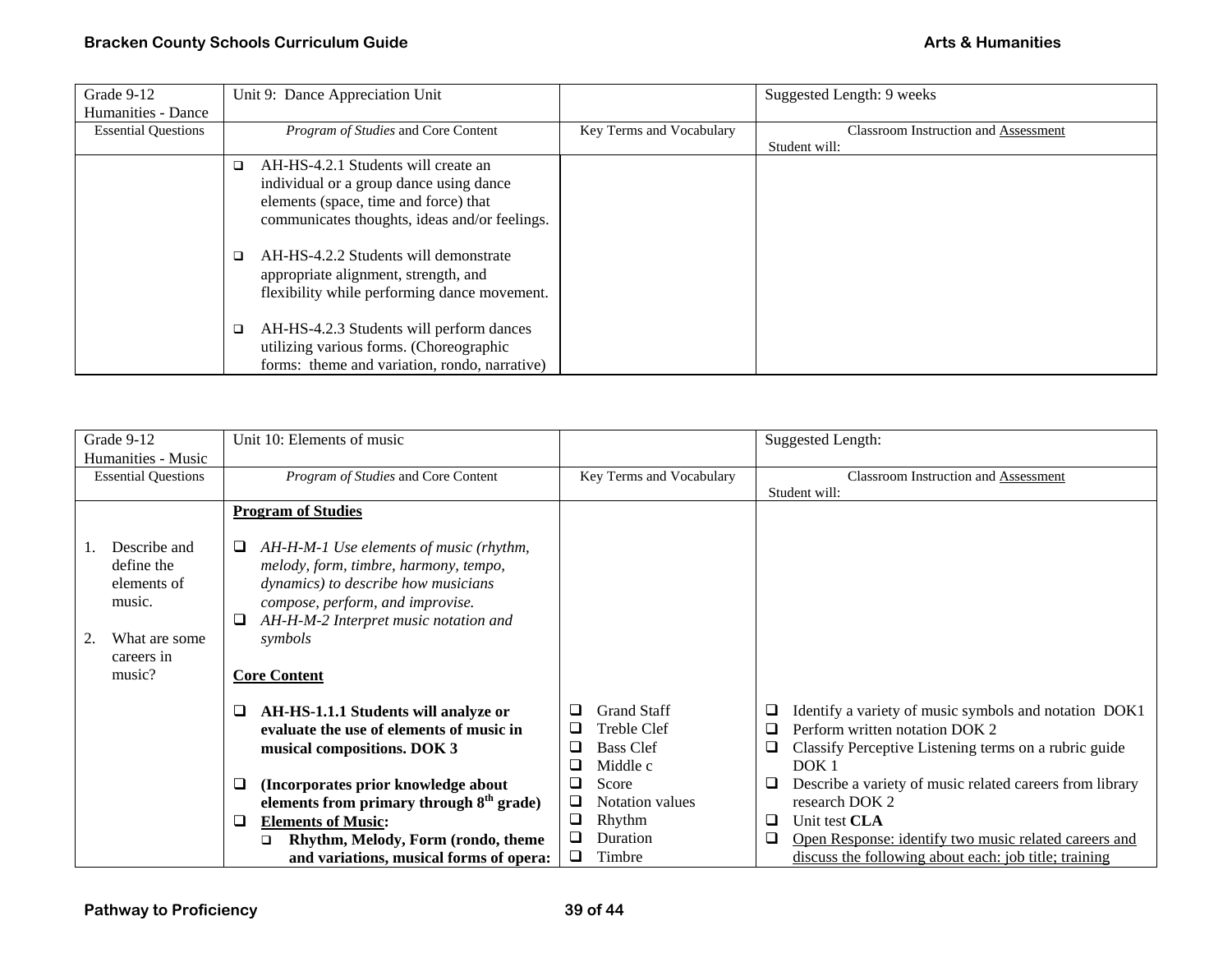| Grade 9-12 Humanities - Dance | Unit 9: Dance Appreciation Unit | | Suggested Length: 9 weeks |
|---|---|---|---|
| Essential Questions | *Program of Studies* and Core Content | Key Terms and Vocabulary | Classroom Instruction and Assessment<br>Student will: |
| | ❑ AH-HS-4.2.1 Students will create an individual or a group dance using dance elements (space, time and force) that communicates thoughts, ideas and/or feelings.<br><br>❑ AH-HS-4.2.2 Students will demonstrate appropriate alignment, strength, and flexibility while performing dance movement.<br><br>❑ AH-HS-4.2.3 Students will perform dances utilizing various forms. (Choreographic forms: theme and variation, rondo, narrative) | | |

| Grade 9-12 Humanities - Music | Unit 10: Elements of music | | Suggested Length: |
|---|---|---|---|
| Essential Questions | *Program of Studies* and Core Content | Key Terms and Vocabulary | Classroom Instruction and Assessment<br>Student will: |
| 1. Describe and define the elements of music.<br><br>2. What are some careers in music? | **Program of Studies**<br><br>❑ *AH-H-M-1 Use elements of music (rhythm, melody, form, timbre, harmony, tempo, dynamics) to describe how musicians compose, perform, and improvise.*<br>❑ *AH-H-M-2 Interpret music notation and symbols*<br><br>**Core Content**<br><br>❑ **AH-HS-1.1.1 Students will analyze or evaluate the use of elements of music in musical compositions. DOK 3**<br><br>❑ **(Incorporates prior knowledge about elements from primary through 8th grade)**<br>❑ **Elements of Music:**<br>❑ **Rhythm, Melody, Form (rondo, theme and variations, musical forms of opera:** | ❑ Grand Staff<br>❑ Treble Clef<br>❑ Bass Clef<br>❑ Middle c<br>❑ Score<br>❑ Notation values<br>❑ Rhythm<br>❑ Duration<br>❑ Timbre | ❑ Identify a variety of music symbols and notation DOK1<br>❑ Perform written notation DOK 2<br>❑ Classify Perceptive Listening terms on a rubric guide DOK 1<br>❑ Describe a variety of music related careers from library research DOK 2<br>❑ Unit test **CLA**<br>❑ Open Response: identify two music related careers and discuss the following about each: job title; training |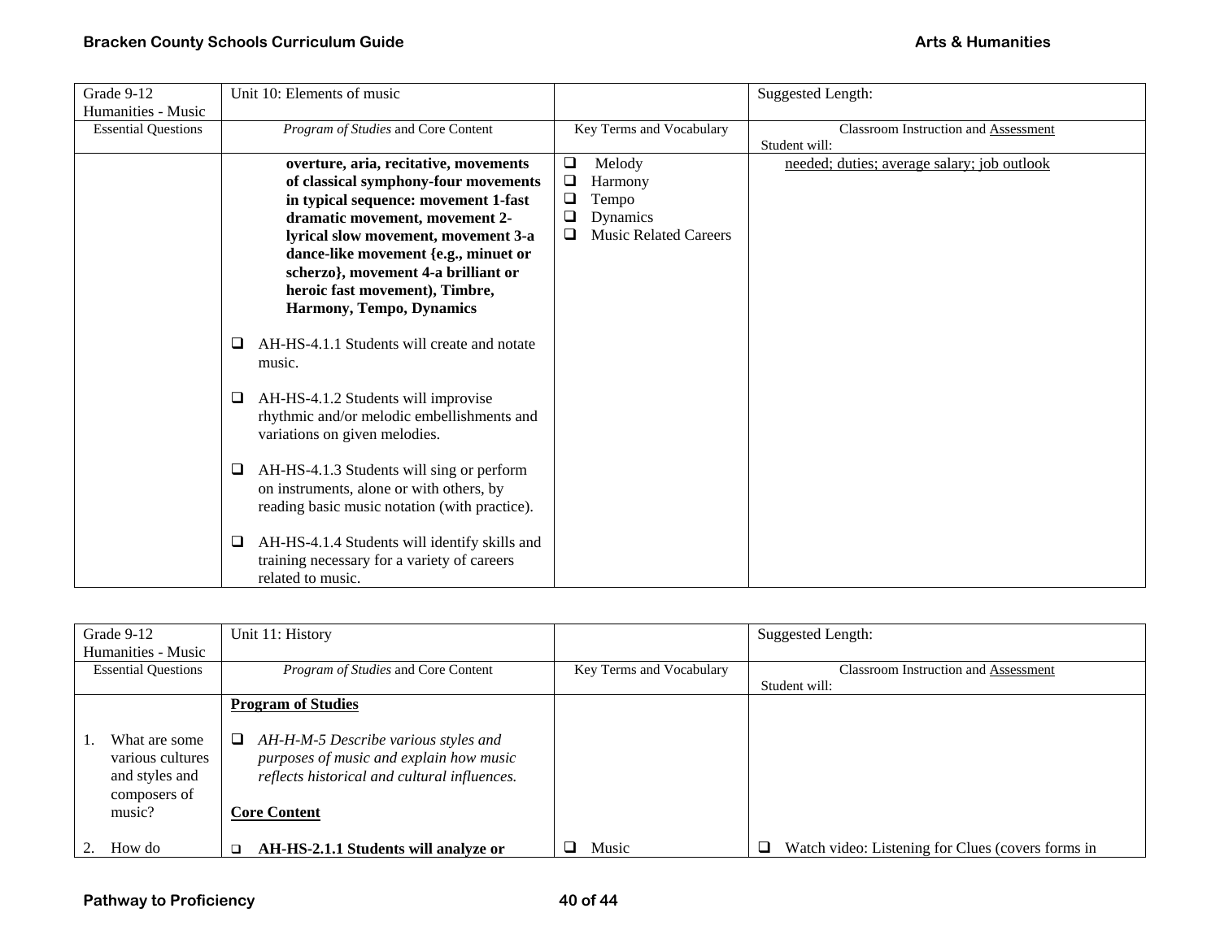| Grade 9-12 Humanities - Music | Unit 10: Elements of music | | Suggested Length: |
|---|---|---|---|
| Essential Questions | *Program of Studies* and Core Content | Key Terms and Vocabulary | Classroom Instruction and Assessment Student will: |
| | **overture, aria, recitative, movements of classical symphony-four movements in typical sequence: movement 1-fast dramatic movement, movement 2-lyrical slow movement, movement 3-a dance-like movement {e.g., minuet or scherzo}, movement 4-a brilliant or heroic fast movement), Timbre, Harmony, Tempo, Dynamics**<br><br>❑ AH-HS-4.1.1 Students will create and notate music.<br><br>❑ AH-HS-4.1.2 Students will improvise rhythmic and/or melodic embellishments and variations on given melodies.<br><br>❑ AH-HS-4.1.3 Students will sing or perform on instruments, alone or with others, by reading basic music notation (with practice).<br><br>❑ AH-HS-4.1.4 Students will identify skills and training necessary for a variety of careers related to music. | ❑ Melody<br>❑ Harmony<br>❑ Tempo<br>❑ Dynamics<br>❑ Music Related Careers | needed; duties; average salary; job outlook |

| Grade 9-12 Humanities - Music | Unit 11: History | | Suggested Length: |
|---|---|---|---|
| Essential Questions | *Program of Studies* and Core Content | Key Terms and Vocabulary | Classroom Instruction and Assessment Student will: |
| 1. What are some various cultures and styles and composers of music?<br><br>2. How do | **Program of Studies**<br><br>❑ *AH-H-M-5 Describe various styles and purposes of music and explain how music reflects historical and cultural influences.*<br><br>**Core Content**<br><br>❑ **AH-HS-2.1.1 Students will analyze or** | ❑ Music | ❑ Watch video: Listening for Clues (covers forms in |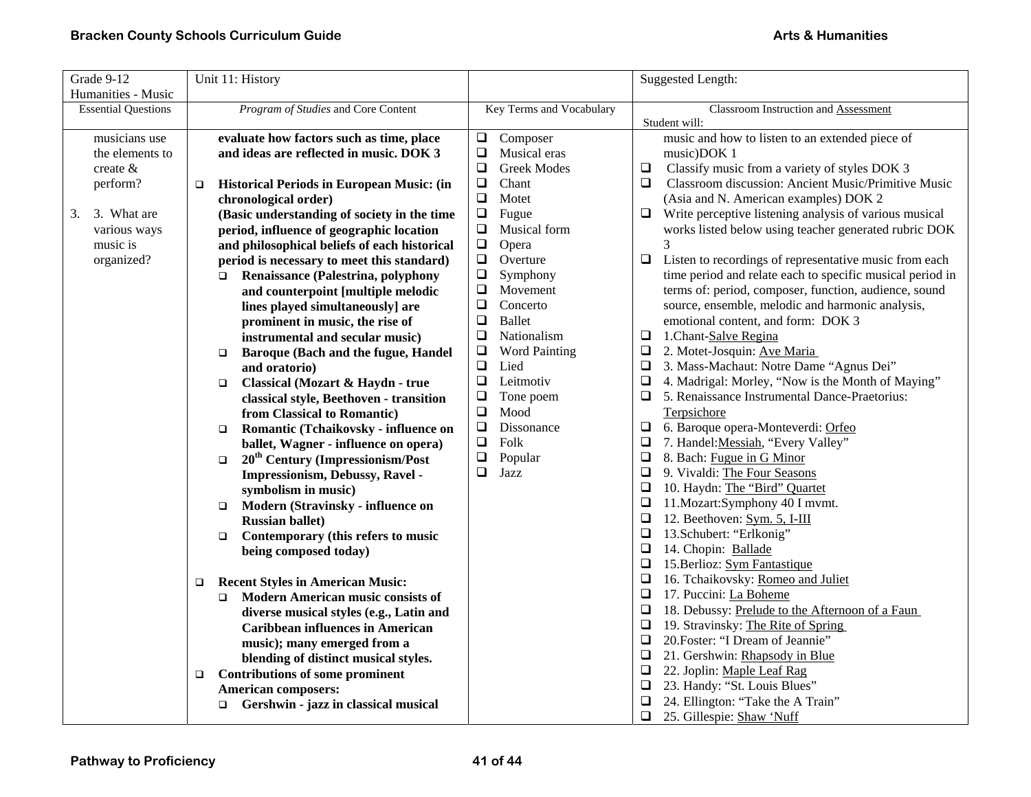| Grade 9-12 Humanities - Music | Unit 11: History | | Suggested Length: |
|---|---|---|---|
| Essential Questions | *Program of Studies* and Core Content | Key Terms and Vocabulary | Classroom Instruction and Assessment<br>Student will: |
| musicians use the elements to create & perform?<br><br>3. What are various ways music is organized? | **evaluate how factors such as time, place and ideas are reflected in music. DOK 3**<br><br>❑ **Historical Periods in European Music: (in chronological order)**<br>**(Basic understanding of society in the time period, influence of geographic location and philosophical beliefs of each historical period is necessary to meet this standard)**<br>❑ **Renaissance (Palestrina, polyphony and counterpoint [multiple melodic lines played simultaneously] are prominent in music, the rise of instrumental and secular music)**<br>❑ **Baroque (Bach and the fugue, Handel and oratorio)**<br>❑ **Classical (Mozart & Haydn - true classical style, Beethoven - transition from Classical to Romantic)**<br>❑ **Romantic (Tchaikovsky - influence on ballet, Wagner - influence on opera)**<br>❑ **20th Century (Impressionism/Post Impressionism, Debussy, Ravel - symbolism in music)**<br>❑ **Modern (Stravinsky - influence on Russian ballet)**<br>❑ **Contemporary (this refers to music being composed today)**<br><br>❑ **Recent Styles in American Music:**<br>❑ **Modern American music consists of diverse musical styles (e.g., Latin and Caribbean influences in American music); many emerged from a blending of distinct musical styles.**<br>❑ **Contributions of some prominent American composers:**<br>❑ **Gershwin - jazz in classical musical** | ❑ Composer<br>❑ Musical eras<br>❑ Greek Modes<br>❑ Chant<br>❑ Motet<br>❑ Fugue<br>❑ Musical form<br>❑ Opera<br>❑ Overture<br>❑ Symphony<br>❑ Movement<br>❑ Concerto<br>❑ Ballet<br>❑ Nationalism<br>❑ Word Painting<br>❑ Lied<br>❑ Leitmotiv<br>❑ Tone poem<br>❑ Mood<br>❑ Dissonance<br>❑ Folk<br>❑ Popular<br>❑ Jazz | music and how to listen to an extended piece of music)DOK 1<br>❑ Classify music from a variety of styles DOK 3<br>❑ Classroom discussion: Ancient Music/Primitive Music (Asia and N. American examples) DOK 2<br>❑ Write perceptive listening analysis of various musical works listed below using teacher generated rubric DOK 3<br>❑ Listen to recordings of representative music from each time period and relate each to specific musical period in terms of: period, composer, function, audience, sound source, ensemble, melodic and harmonic analysis, emotional content, and form: DOK 3<br>❑ 1.Chant-Salve Regina<br>❑ 2. Motet-Josquin: Ave Maria<br>❑ 3. Mass-Machaut: Notre Dame "Agnus Dei"<br>❑ 4. Madrigal: Morley, "Now is the Month of Maying"<br>❑ 5. Renaissance Instrumental Dance-Praetorius: Terpsichore<br>❑ 6. Baroque opera-Monteverdi: Orfeo<br>❑ 7. Handel:Messiah, "Every Valley"<br>❑ 8. Bach: Fugue in G Minor<br>❑ 9. Vivaldi: The Four Seasons<br>❑ 10. Haydn: The "Bird" Quartet<br>❑ 11.Mozart:Symphony 40 I mvmt.<br>❑ 12. Beethoven: Sym. 5, I-III<br>❑ 13.Schubert: "Erlkonig"<br>❑ 14. Chopin: Ballade<br>❑ 15.Berlioz: Sym Fantastique<br>❑ 16. Tchaikovsky: Romeo and Juliet<br>❑ 17. Puccini: La Boheme<br>❑ 18. Debussy: Prelude to the Afternoon of a Faun<br>❑ 19. Stravinsky: The Rite of Spring<br>❑ 20.Foster: "I Dream of Jeannie"<br>❑ 21. Gershwin: Rhapsody in Blue<br>❑ 22. Joplin: Maple Leaf Rag<br>❑ 23. Handy: "St. Louis Blues"<br>❑ 24. Ellington: "Take the A Train"<br>❑ 25. Gillespie: Shaw 'Nuff |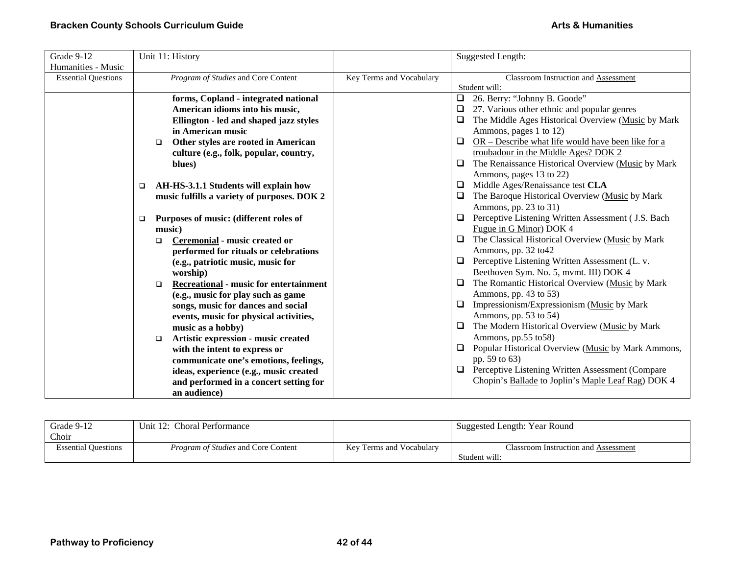| Grade 9-12 Humanities - Music | Unit 11: History | | Suggested Length: |
|---|---|---|---|
| Essential Questions | *Program of Studies* and Core Content | Key Terms and Vocabulary | Classroom Instruction and Assessment<br>Student will: |
| | **forms, Copland - integrated national American idioms into his music, Ellington - led and shaped jazz styles in American music**<br>❑ **Other styles are rooted in American culture (e.g., folk, popular, country, blues)**<br><br>❑ **AH-HS-3.1.1 Students will explain how music fulfills a variety of purposes. DOK 2**<br><br>❑ **Purposes of music: (different roles of music)**<br>❑ **Ceremonial - music created or performed for rituals or celebrations (e.g., patriotic music, music for worship)**<br>❑ **Recreational - music for entertainment (e.g., music for play such as game songs, music for dances and social events, music for physical activities, music as a hobby)**<br>❑ **Artistic expression - music created with the intent to express or communicate one's emotions, feelings, ideas, experience (e.g., music created and performed in a concert setting for an audience)** | | ❑ 26. Berry: "Johnny B. Goode"<br>❑ 27. Various other ethnic and popular genres<br>❑ The Middle Ages Historical Overview (Music by Mark Ammons, pages 1 to 12)<br>❑ OR – Describe what life would have been like for a troubadour in the Middle Ages? DOK 2<br>❑ The Renaissance Historical Overview (Music by Mark Ammons, pages 13 to 22)<br>❑ Middle Ages/Renaissance test **CLA**<br>❑ The Baroque Historical Overview (Music by Mark Ammons, pp. 23 to 31)<br>❑ Perceptive Listening Written Assessment ( J.S. Bach Fugue in G Minor) DOK 4<br>❑ The Classical Historical Overview (Music by Mark Ammons, pp. 32 to42<br>❑ Perceptive Listening Written Assessment (L. v. Beethoven Sym. No. 5, mvmt. III) DOK 4<br>❑ The Romantic Historical Overview (Music by Mark Ammons, pp. 43 to 53)<br>❑ Impressionism/Expressionism (Music by Mark Ammons, pp. 53 to 54)<br>❑ The Modern Historical Overview (Music by Mark Ammons, pp.55 to58)<br>❑ Popular Historical Overview (Music by Mark Ammons, pp. 59 to 63)<br>❑ Perceptive Listening Written Assessment (Compare Chopin's Ballade to Joplin's Maple Leaf Rag) DOK 4 |

| Grade 9-12 Choir | Unit 12: Choral Performance | | Suggested Length: Year Round |
|---|---|---|---|
| Essential Questions | *Program of Studies* and Core Content | Key Terms and Vocabulary | Classroom Instruction and Assessment<br>Student will: |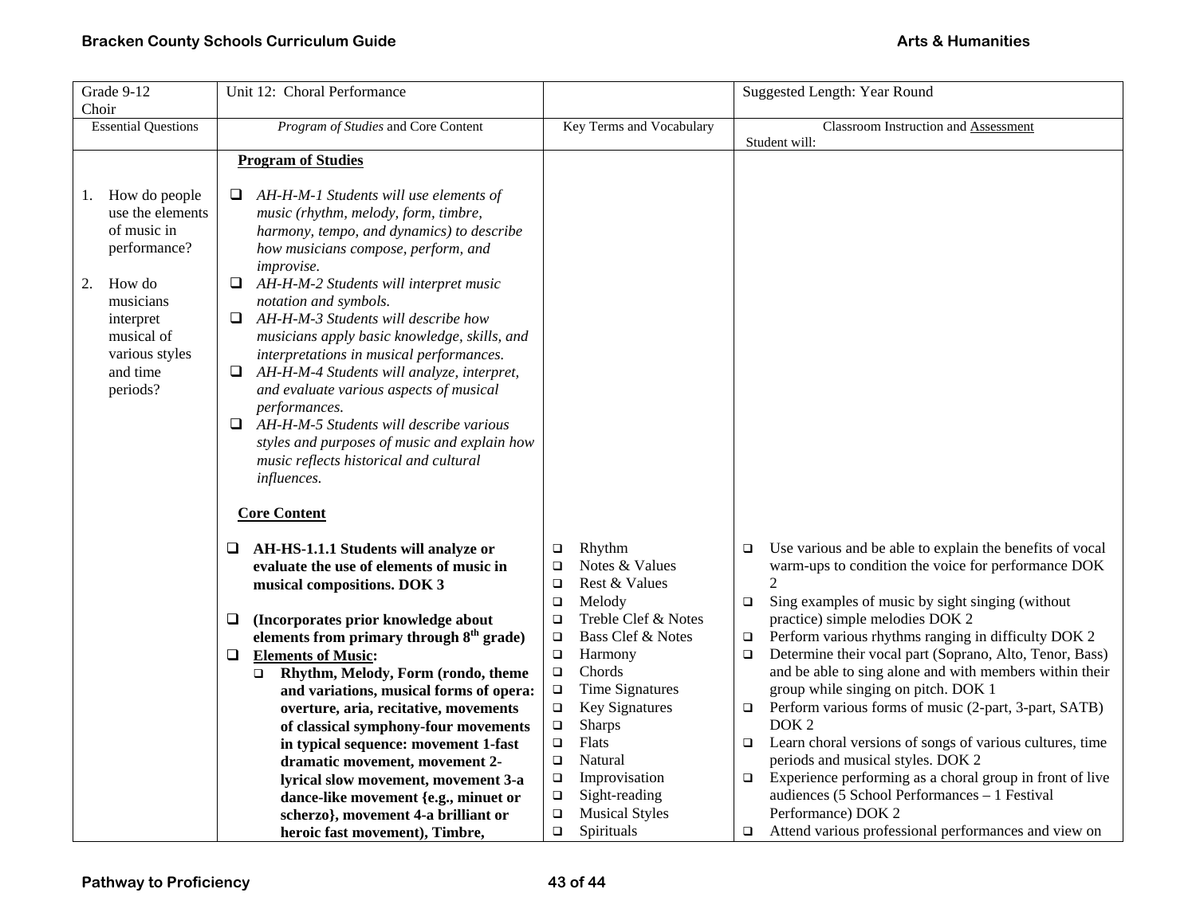| Grade 9-12 Choir | Unit 12: Choral Performance | | Suggested Length: Year Round |
|---|---|---|---|
| Essential Questions | *Program of Studies* and Core Content | Key Terms and Vocabulary | Classroom Instruction and Assessment<br>Student will: |
| 1. How do people use the elements of music in performance?<br><br>2. How do musicians interpret musical of various styles and time periods? | **Program of Studies**<br><br>❑ *AH-H-M-1 Students will use elements of music (rhythm, melody, form, timbre, harmony, tempo, and dynamics) to describe how musicians compose, perform, and improvise.*<br>❑ *AH-H-M-2 Students will interpret music notation and symbols.*<br>❑ *AH-H-M-3 Students will describe how musicians apply basic knowledge, skills, and interpretations in musical performances.*<br>❑ *AH-H-M-4 Students will analyze, interpret, and evaluate various aspects of musical performances.*<br>❑ *AH-H-M-5 Students will describe various styles and purposes of music and explain how music reflects historical and cultural influences.*<br><br>**Core Content**<br><br>❑ **AH-HS-1.1.1 Students will analyze or evaluate the use of elements of music in musical compositions. DOK 3**<br><br>❑ **(Incorporates prior knowledge about elements from primary through 8th grade)**<br>❑ **Elements of Music:**<br>❑ **Rhythm, Melody, Form (rondo, theme and variations, musical forms of opera: overture, aria, recitative, movements of classical symphony-four movements in typical sequence: movement 1-fast dramatic movement, movement 2-lyrical slow movement, movement 3-a dance-like movement {e.g., minuet or scherzo}, movement 4-a brilliant or heroic fast movement), Timbre,** | ❑ Rhythm<br>❑ Notes & Values<br>❑ Rest & Values<br>❑ Melody<br>❑ Treble Clef & Notes<br>❑ Bass Clef & Notes<br>❑ Harmony<br>❑ Chords<br>❑ Time Signatures<br>❑ Key Signatures<br>❑ Sharps<br>❑ Flats<br>❑ Natural<br>❑ Improvisation<br>❑ Sight-reading<br>❑ Musical Styles<br>❑ Spirituals | ❑ Use various and be able to explain the benefits of vocal warm-ups to condition the voice for performance DOK 2<br>❑ Sing examples of music by sight singing (without practice) simple melodies DOK 2<br>❑ Perform various rhythms ranging in difficulty DOK 2<br>❑ Determine their vocal part (Soprano, Alto, Tenor, Bass) and be able to sing alone and with members within their group while singing on pitch. DOK 1<br>❑ Perform various forms of music (2-part, 3-part, SATB) DOK 2<br>❑ Learn choral versions of songs of various cultures, time periods and musical styles. DOK 2<br>❑ Experience performing as a choral group in front of live audiences (5 School Performances – 1 Festival Performance) DOK 2<br>❑ Attend various professional performances and view on |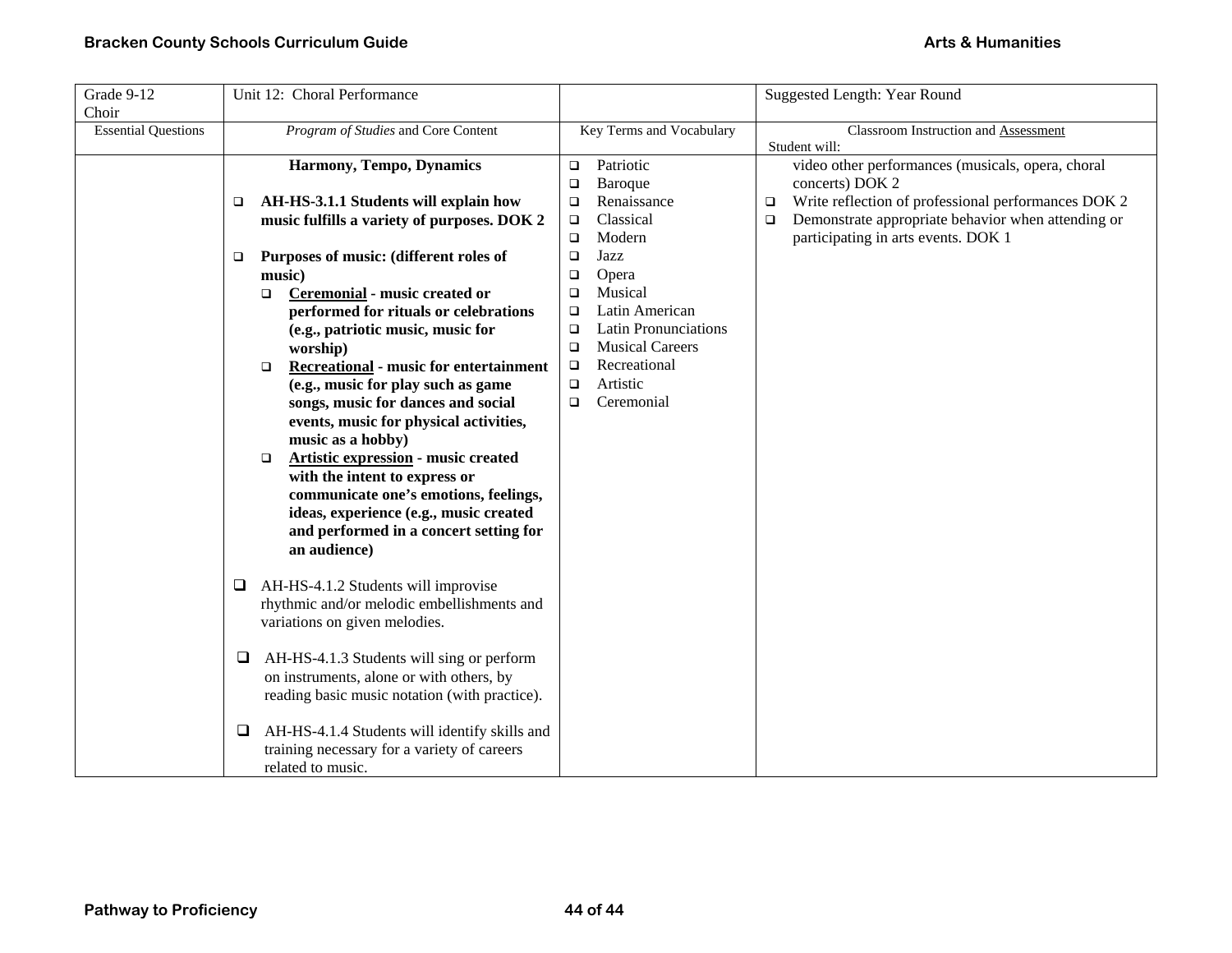| Grade 9-12 Choir | Unit 12: Choral Performance | | Suggested Length: Year Round |
|---|---|---|---|
| Essential Questions | *Program of Studies* and Core Content | Key Terms and Vocabulary | Classroom Instruction and Assessment<br>Student will: |
| | **Harmony, Tempo, Dynamics**<br><br>❑ **AH-HS-3.1.1 Students will explain how music fulfills a variety of purposes. DOK 2**<br><br>❑ **Purposes of music: (different roles of music)**<br>❑ **Ceremonial - music created or performed for rituals or celebrations (e.g., patriotic music, music for worship)**<br>❑ **Recreational - music for entertainment (e.g., music for play such as game songs, music for dances and social events, music for physical activities, music as a hobby)**<br>❑ **Artistic expression - music created with the intent to express or communicate one's emotions, feelings, ideas, experience (e.g., music created and performed in a concert setting for an audience)**<br><br>❑ AH-HS-4.1.2 Students will improvise rhythmic and/or melodic embellishments and variations on given melodies.<br><br>❑ AH-HS-4.1.3 Students will sing or perform on instruments, alone or with others, by reading basic music notation (with practice).<br><br>❑ AH-HS-4.1.4 Students will identify skills and training necessary for a variety of careers related to music. | ❑ Patriotic<br>❑ Baroque<br>❑ Renaissance<br>❑ Classical<br>❑ Modern<br>❑ Jazz<br>❑ Opera<br>❑ Musical<br>❑ Latin American<br>❑ Latin Pronunciations<br>❑ Musical Careers<br>❑ Recreational<br>❑ Artistic<br>❑ Ceremonial | video other performances (musicals, opera, choral concerts) DOK 2<br>❑ Write reflection of professional performances DOK 2<br>❑ Demonstrate appropriate behavior when attending or participating in arts events. DOK 1 |